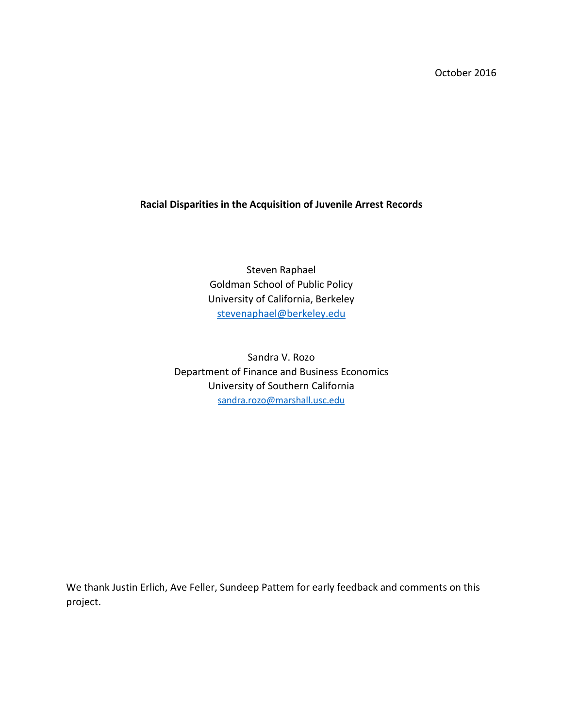October 2016

**Racial Disparities in the Acquisition of Juvenile Arrest Records**

Steven Raphael
Goldman School of Public Policy
University of California, Berkeley
stevenaphael@berkeley.edu

Sandra V. Rozo
Department of Finance and Business Economics
University of Southern California
sandra.rozo@marshall.usc.edu

We thank Justin Erlich, Ave Feller, Sundeep Pattem for early feedback and comments on this project.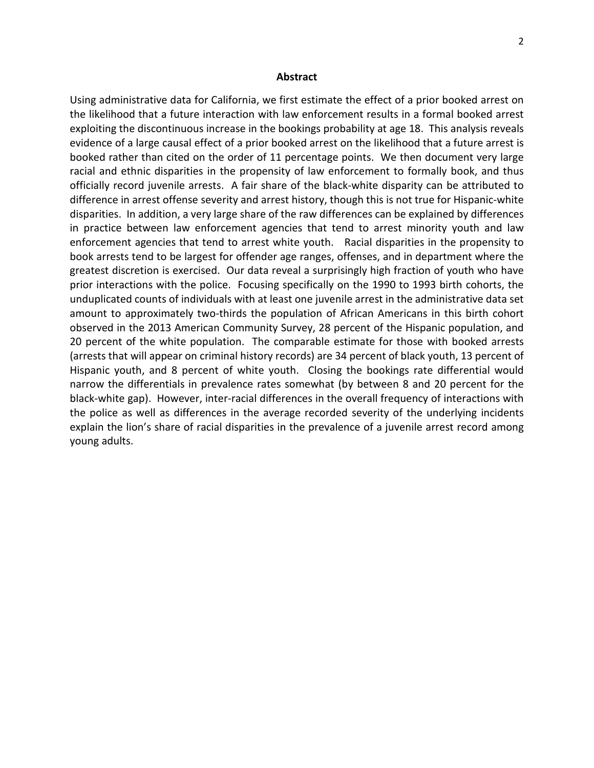## Abstract

Using administrative data for California, we first estimate the effect of a prior booked arrest on the likelihood that a future interaction with law enforcement results in a formal booked arrest exploiting the discontinuous increase in the bookings probability at age 18. This analysis reveals evidence of a large causal effect of a prior booked arrest on the likelihood that a future arrest is booked rather than cited on the order of 11 percentage points. We then document very large racial and ethnic disparities in the propensity of law enforcement to formally book, and thus officially record juvenile arrests. A fair share of the black-white disparity can be attributed to difference in arrest offense severity and arrest history, though this is not true for Hispanic-white disparities. In addition, a very large share of the raw differences can be explained by differences in practice between law enforcement agencies that tend to arrest minority youth and law enforcement agencies that tend to arrest white youth. Racial disparities in the propensity to book arrests tend to be largest for offender age ranges, offenses, and in department where the greatest discretion is exercised. Our data reveal a surprisingly high fraction of youth who have prior interactions with the police. Focusing specifically on the 1990 to 1993 birth cohorts, the unduplicated counts of individuals with at least one juvenile arrest in the administrative data set amount to approximately two-thirds the population of African Americans in this birth cohort observed in the 2013 American Community Survey, 28 percent of the Hispanic population, and 20 percent of the white population. The comparable estimate for those with booked arrests (arrests that will appear on criminal history records) are 34 percent of black youth, 13 percent of Hispanic youth, and 8 percent of white youth. Closing the bookings rate differential would narrow the differentials in prevalence rates somewhat (by between 8 and 20 percent for the black-white gap). However, inter-racial differences in the overall frequency of interactions with the police as well as differences in the average recorded severity of the underlying incidents explain the lion's share of racial disparities in the prevalence of a juvenile arrest record among young adults.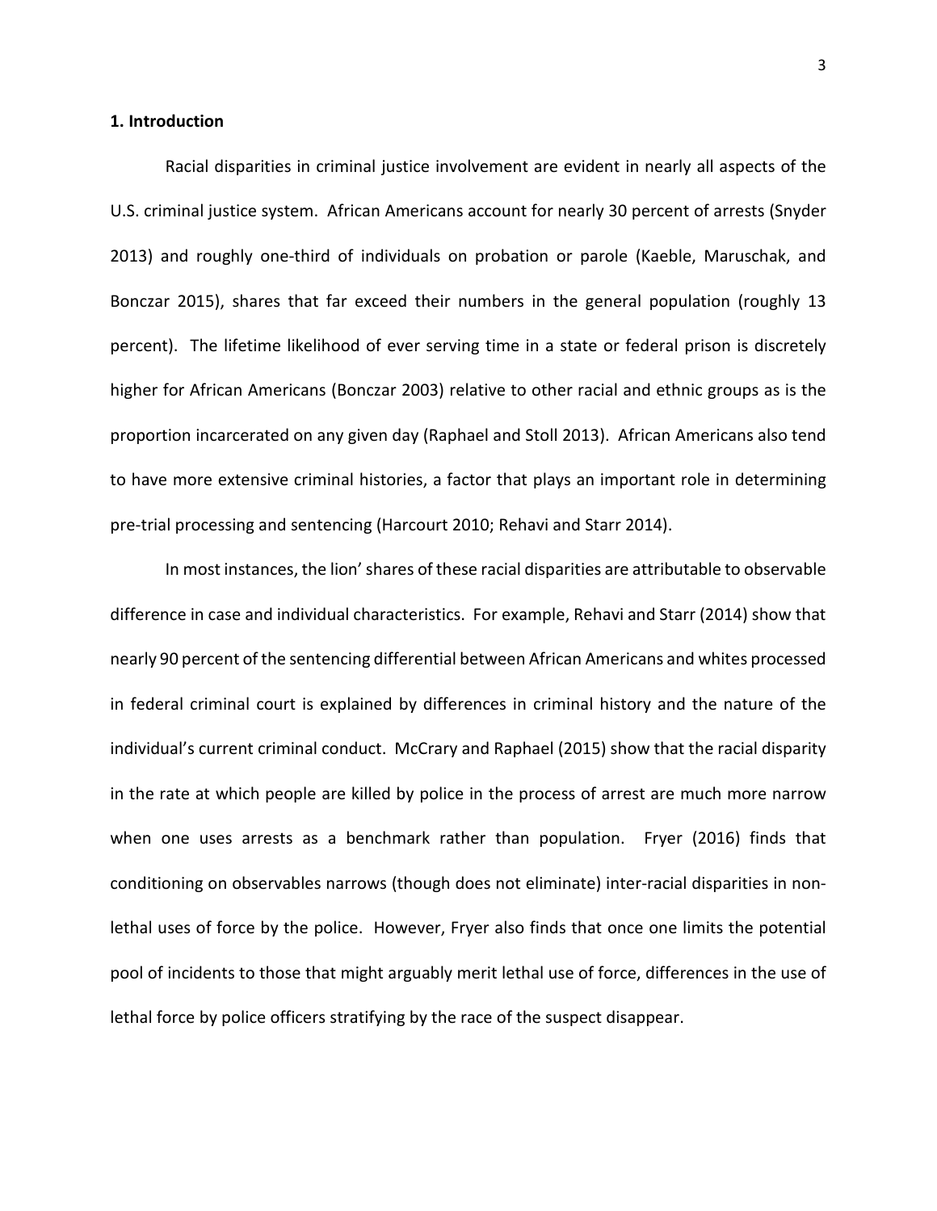## 1. Introduction

Racial disparities in criminal justice involvement are evident in nearly all aspects of the U.S. criminal justice system. African Americans account for nearly 30 percent of arrests (Snyder 2013) and roughly one-third of individuals on probation or parole (Kaeble, Maruschak, and Bonczar 2015), shares that far exceed their numbers in the general population (roughly 13 percent). The lifetime likelihood of ever serving time in a state or federal prison is discretely higher for African Americans (Bonczar 2003) relative to other racial and ethnic groups as is the proportion incarcerated on any given day (Raphael and Stoll 2013). African Americans also tend to have more extensive criminal histories, a factor that plays an important role in determining pre-trial processing and sentencing (Harcourt 2010; Rehavi and Starr 2014).

In most instances, the lion' shares of these racial disparities are attributable to observable difference in case and individual characteristics. For example, Rehavi and Starr (2014) show that nearly 90 percent of the sentencing differential between African Americans and whites processed in federal criminal court is explained by differences in criminal history and the nature of the individual's current criminal conduct. McCrary and Raphael (2015) show that the racial disparity in the rate at which people are killed by police in the process of arrest are much more narrow when one uses arrests as a benchmark rather than population. Fryer (2016) finds that conditioning on observables narrows (though does not eliminate) inter-racial disparities in non-lethal uses of force by the police. However, Fryer also finds that once one limits the potential pool of incidents to those that might arguably merit lethal use of force, differences in the use of lethal force by police officers stratifying by the race of the suspect disappear.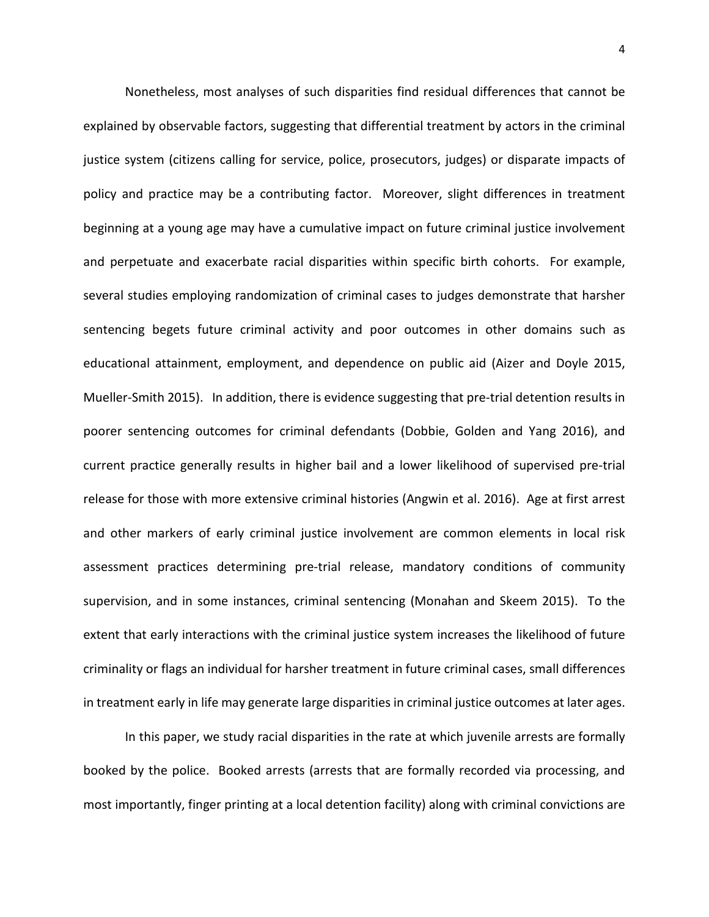Nonetheless, most analyses of such disparities find residual differences that cannot be explained by observable factors, suggesting that differential treatment by actors in the criminal justice system (citizens calling for service, police, prosecutors, judges) or disparate impacts of policy and practice may be a contributing factor. Moreover, slight differences in treatment beginning at a young age may have a cumulative impact on future criminal justice involvement and perpetuate and exacerbate racial disparities within specific birth cohorts. For example, several studies employing randomization of criminal cases to judges demonstrate that harsher sentencing begets future criminal activity and poor outcomes in other domains such as educational attainment, employment, and dependence on public aid (Aizer and Doyle 2015, Mueller-Smith 2015). In addition, there is evidence suggesting that pre-trial detention results in poorer sentencing outcomes for criminal defendants (Dobbie, Golden and Yang 2016), and current practice generally results in higher bail and a lower likelihood of supervised pre-trial release for those with more extensive criminal histories (Angwin et al. 2016). Age at first arrest and other markers of early criminal justice involvement are common elements in local risk assessment practices determining pre-trial release, mandatory conditions of community supervision, and in some instances, criminal sentencing (Monahan and Skeem 2015). To the extent that early interactions with the criminal justice system increases the likelihood of future criminality or flags an individual for harsher treatment in future criminal cases, small differences in treatment early in life may generate large disparities in criminal justice outcomes at later ages.

In this paper, we study racial disparities in the rate at which juvenile arrests are formally booked by the police. Booked arrests (arrests that are formally recorded via processing, and most importantly, finger printing at a local detention facility) along with criminal convictions are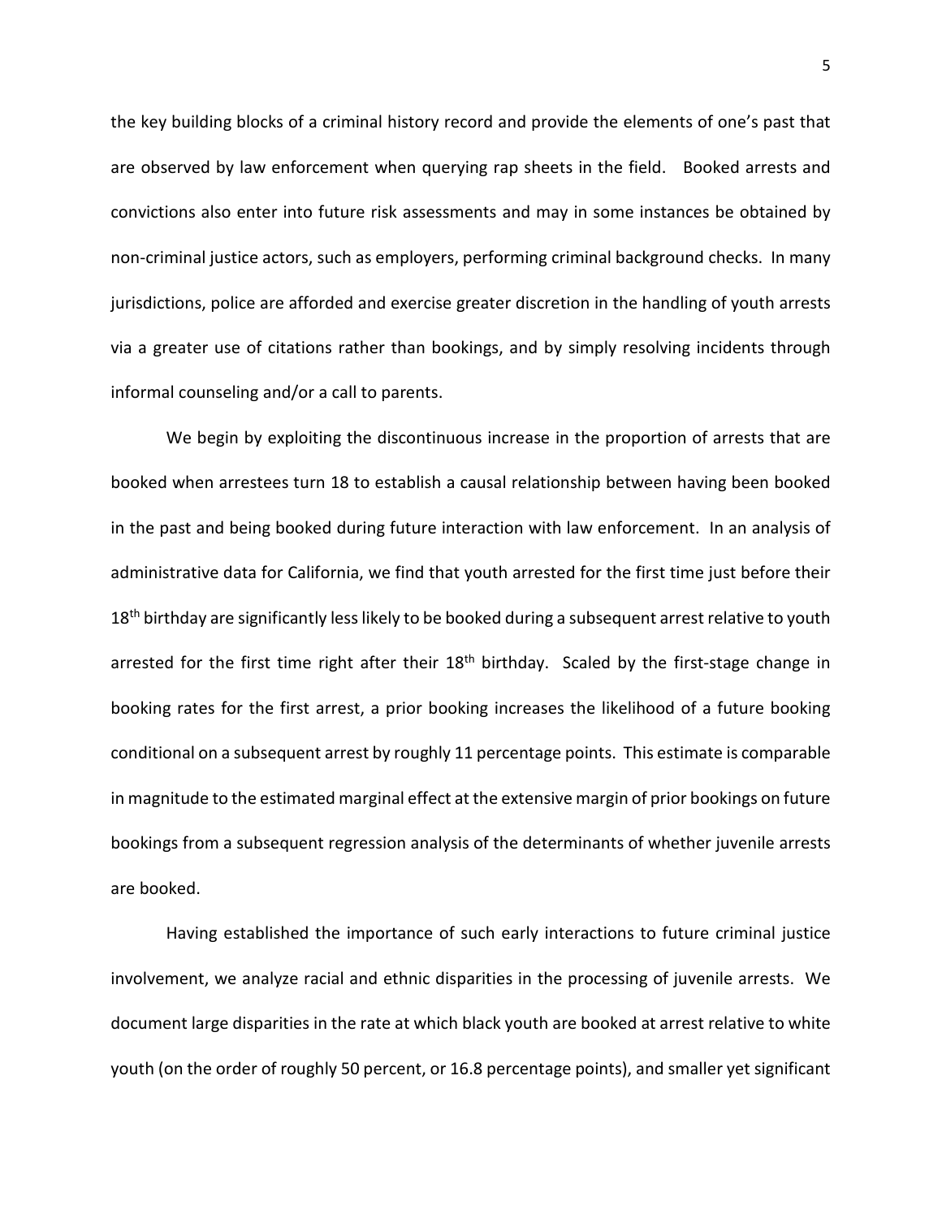the key building blocks of a criminal history record and provide the elements of one's past that are observed by law enforcement when querying rap sheets in the field. Booked arrests and convictions also enter into future risk assessments and may in some instances be obtained by non-criminal justice actors, such as employers, performing criminal background checks. In many jurisdictions, police are afforded and exercise greater discretion in the handling of youth arrests via a greater use of citations rather than bookings, and by simply resolving incidents through informal counseling and/or a call to parents.

We begin by exploiting the discontinuous increase in the proportion of arrests that are booked when arrestees turn 18 to establish a causal relationship between having been booked in the past and being booked during future interaction with law enforcement. In an analysis of administrative data for California, we find that youth arrested for the first time just before their 18th birthday are significantly less likely to be booked during a subsequent arrest relative to youth arrested for the first time right after their 18th birthday. Scaled by the first-stage change in booking rates for the first arrest, a prior booking increases the likelihood of a future booking conditional on a subsequent arrest by roughly 11 percentage points. This estimate is comparable in magnitude to the estimated marginal effect at the extensive margin of prior bookings on future bookings from a subsequent regression analysis of the determinants of whether juvenile arrests are booked.

Having established the importance of such early interactions to future criminal justice involvement, we analyze racial and ethnic disparities in the processing of juvenile arrests. We document large disparities in the rate at which black youth are booked at arrest relative to white youth (on the order of roughly 50 percent, or 16.8 percentage points), and smaller yet significant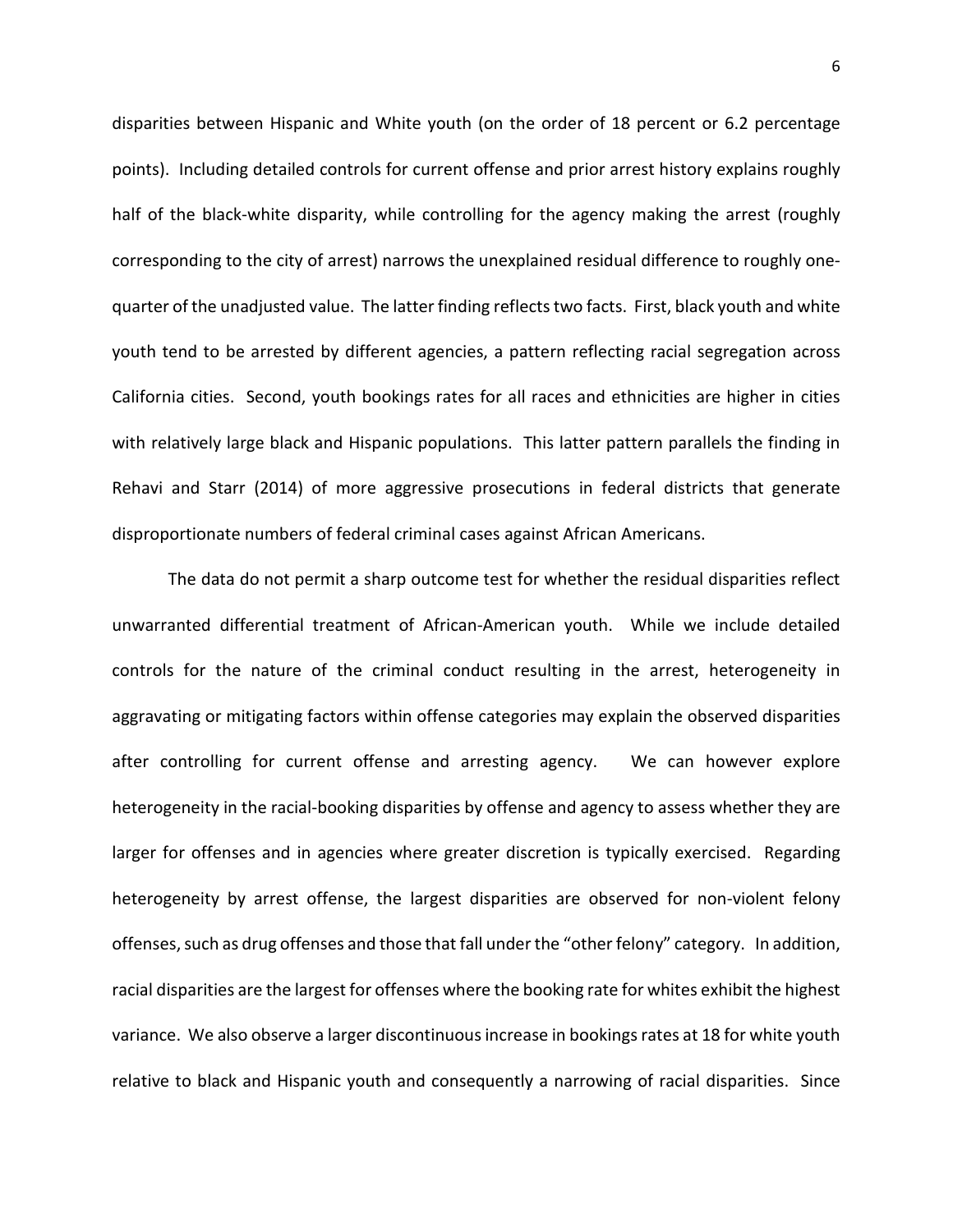disparities between Hispanic and White youth (on the order of 18 percent or 6.2 percentage points). Including detailed controls for current offense and prior arrest history explains roughly half of the black-white disparity, while controlling for the agency making the arrest (roughly corresponding to the city of arrest) narrows the unexplained residual difference to roughly one-quarter of the unadjusted value. The latter finding reflects two facts. First, black youth and white youth tend to be arrested by different agencies, a pattern reflecting racial segregation across California cities. Second, youth bookings rates for all races and ethnicities are higher in cities with relatively large black and Hispanic populations. This latter pattern parallels the finding in Rehavi and Starr (2014) of more aggressive prosecutions in federal districts that generate disproportionate numbers of federal criminal cases against African Americans.

The data do not permit a sharp outcome test for whether the residual disparities reflect unwarranted differential treatment of African-American youth. While we include detailed controls for the nature of the criminal conduct resulting in the arrest, heterogeneity in aggravating or mitigating factors within offense categories may explain the observed disparities after controlling for current offense and arresting agency. We can however explore heterogeneity in the racial-booking disparities by offense and agency to assess whether they are larger for offenses and in agencies where greater discretion is typically exercised. Regarding heterogeneity by arrest offense, the largest disparities are observed for non-violent felony offenses, such as drug offenses and those that fall under the "other felony" category. In addition, racial disparities are the largest for offenses where the booking rate for whites exhibit the highest variance. We also observe a larger discontinuous increase in bookings rates at 18 for white youth relative to black and Hispanic youth and consequently a narrowing of racial disparities. Since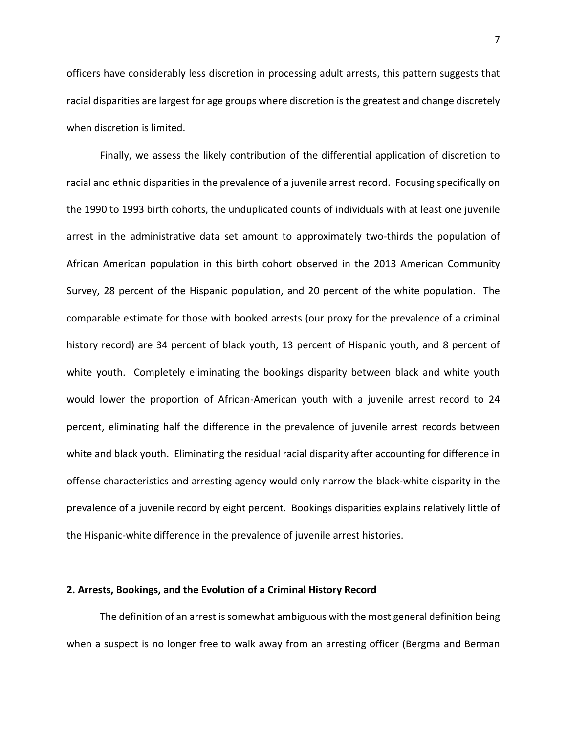officers have considerably less discretion in processing adult arrests, this pattern suggests that racial disparities are largest for age groups where discretion is the greatest and change discretely when discretion is limited.

Finally, we assess the likely contribution of the differential application of discretion to racial and ethnic disparities in the prevalence of a juvenile arrest record. Focusing specifically on the 1990 to 1993 birth cohorts, the unduplicated counts of individuals with at least one juvenile arrest in the administrative data set amount to approximately two-thirds the population of African American population in this birth cohort observed in the 2013 American Community Survey, 28 percent of the Hispanic population, and 20 percent of the white population. The comparable estimate for those with booked arrests (our proxy for the prevalence of a criminal history record) are 34 percent of black youth, 13 percent of Hispanic youth, and 8 percent of white youth. Completely eliminating the bookings disparity between black and white youth would lower the proportion of African-American youth with a juvenile arrest record to 24 percent, eliminating half the difference in the prevalence of juvenile arrest records between white and black youth. Eliminating the residual racial disparity after accounting for difference in offense characteristics and arresting agency would only narrow the black-white disparity in the prevalence of a juvenile record by eight percent. Bookings disparities explains relatively little of the Hispanic-white difference in the prevalence of juvenile arrest histories.

## 2. Arrests, Bookings, and the Evolution of a Criminal History Record

The definition of an arrest is somewhat ambiguous with the most general definition being when a suspect is no longer free to walk away from an arresting officer (Bergma and Berman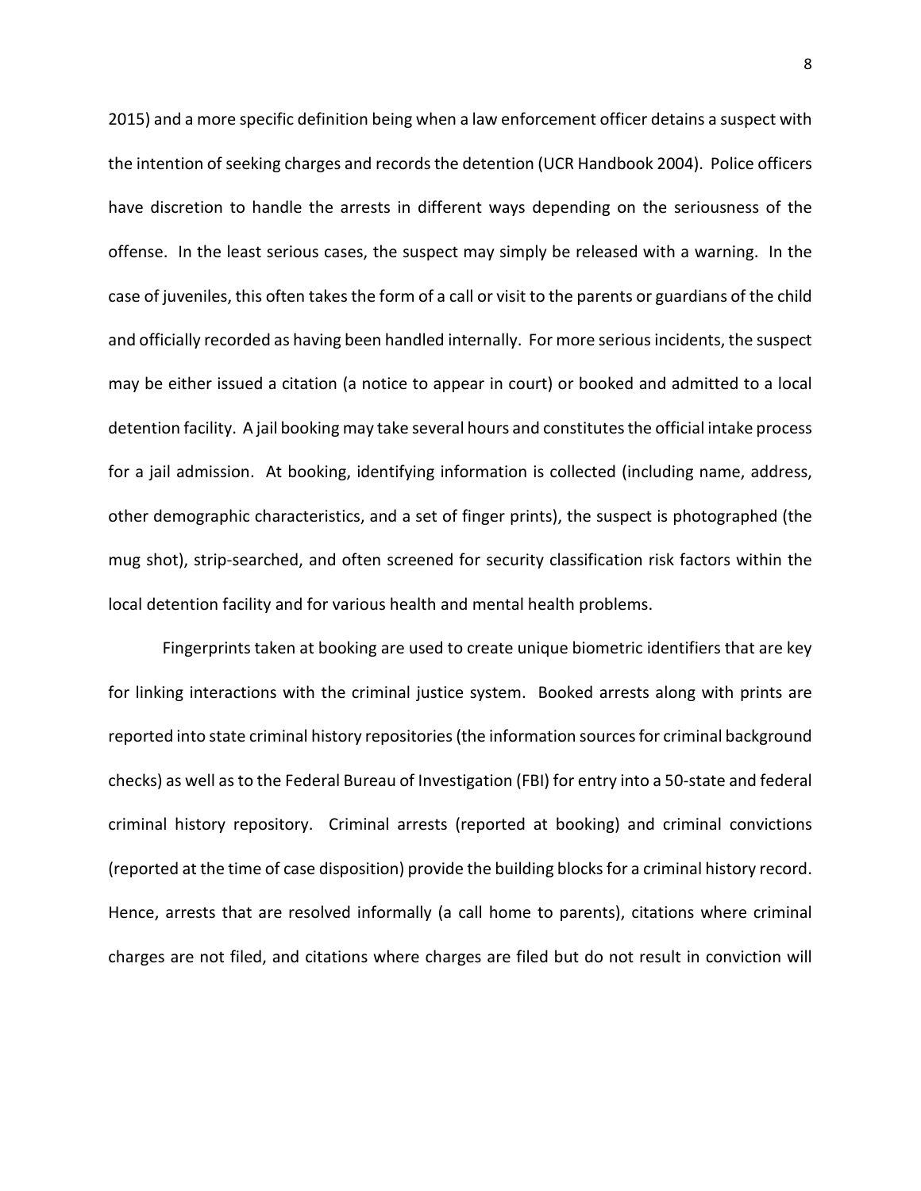2015) and a more specific definition being when a law enforcement officer detains a suspect with the intention of seeking charges and records the detention (UCR Handbook 2004). Police officers have discretion to handle the arrests in different ways depending on the seriousness of the offense. In the least serious cases, the suspect may simply be released with a warning. In the case of juveniles, this often takes the form of a call or visit to the parents or guardians of the child and officially recorded as having been handled internally. For more serious incidents, the suspect may be either issued a citation (a notice to appear in court) or booked and admitted to a local detention facility. A jail booking may take several hours and constitutes the official intake process for a jail admission. At booking, identifying information is collected (including name, address, other demographic characteristics, and a set of finger prints), the suspect is photographed (the mug shot), strip-searched, and often screened for security classification risk factors within the local detention facility and for various health and mental health problems.

Fingerprints taken at booking are used to create unique biometric identifiers that are key for linking interactions with the criminal justice system. Booked arrests along with prints are reported into state criminal history repositories (the information sources for criminal background checks) as well as to the Federal Bureau of Investigation (FBI) for entry into a 50-state and federal criminal history repository. Criminal arrests (reported at booking) and criminal convictions (reported at the time of case disposition) provide the building blocks for a criminal history record. Hence, arrests that are resolved informally (a call home to parents), citations where criminal charges are not filed, and citations where charges are filed but do not result in conviction will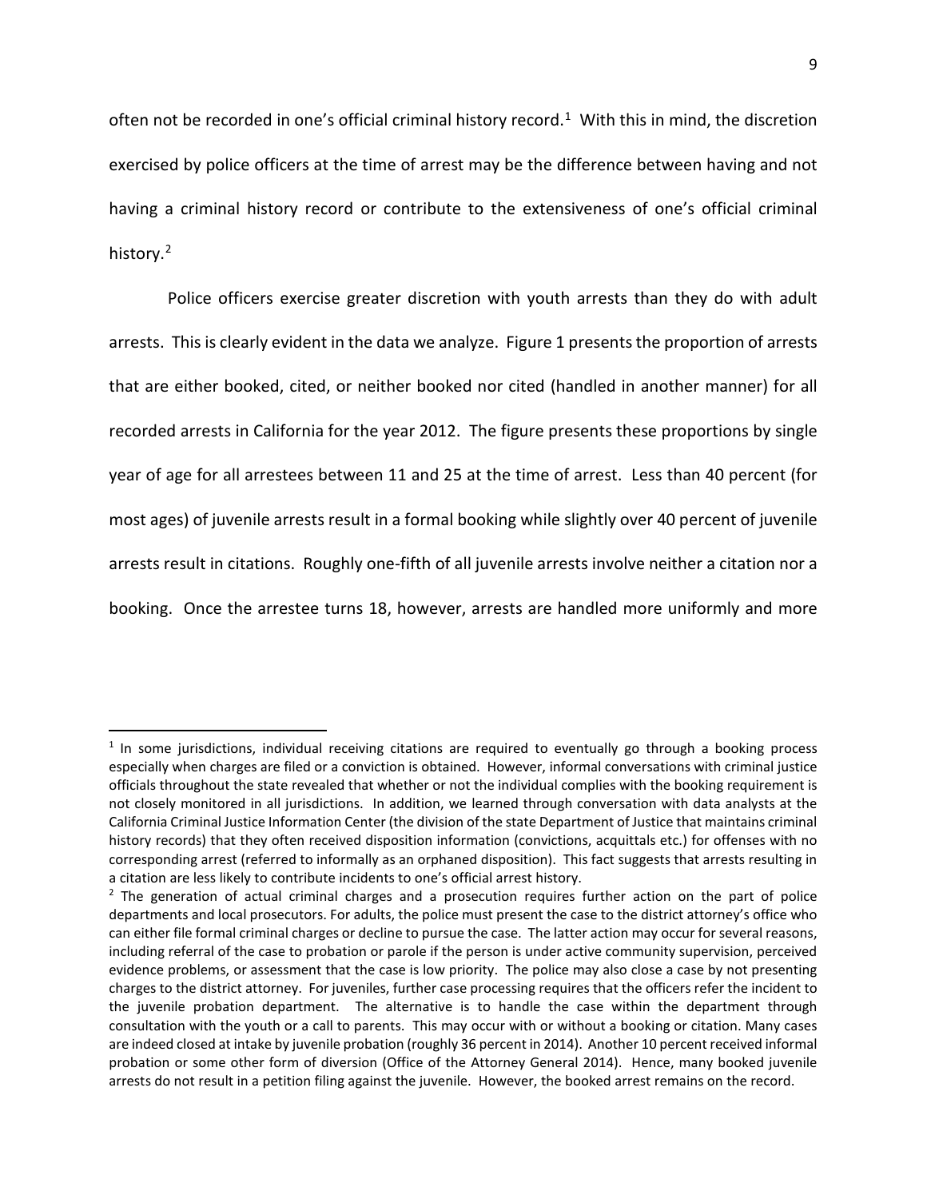often not be recorded in one's official criminal history record.[1] With this in mind, the discretion exercised by police officers at the time of arrest may be the difference between having and not having a criminal history record or contribute to the extensiveness of one's official criminal history.[2]

Police officers exercise greater discretion with youth arrests than they do with adult arrests. This is clearly evident in the data we analyze. Figure 1 presents the proportion of arrests that are either booked, cited, or neither booked nor cited (handled in another manner) for all recorded arrests in California for the year 2012. The figure presents these proportions by single year of age for all arrestees between 11 and 25 at the time of arrest. Less than 40 percent (for most ages) of juvenile arrests result in a formal booking while slightly over 40 percent of juvenile arrests result in citations. Roughly one-fifth of all juvenile arrests involve neither a citation nor a booking. Once the arrestee turns 18, however, arrests are handled more uniformly and more

---

[1] In some jurisdictions, individual receiving citations are required to eventually go through a booking process especially when charges are filed or a conviction is obtained. However, informal conversations with criminal justice officials throughout the state revealed that whether or not the individual complies with the booking requirement is not closely monitored in all jurisdictions. In addition, we learned through conversation with data analysts at the California Criminal Justice Information Center (the division of the state Department of Justice that maintains criminal history records) that they often received disposition information (convictions, acquittals etc.) for offenses with no corresponding arrest (referred to informally as an orphaned disposition). This fact suggests that arrests resulting in a citation are less likely to contribute incidents to one's official arrest history.

[2] The generation of actual criminal charges and a prosecution requires further action on the part of police departments and local prosecutors. For adults, the police must present the case to the district attorney's office who can either file formal criminal charges or decline to pursue the case. The latter action may occur for several reasons, including referral of the case to probation or parole if the person is under active community supervision, perceived evidence problems, or assessment that the case is low priority. The police may also close a case by not presenting charges to the district attorney. For juveniles, further case processing requires that the officers refer the incident to the juvenile probation department. The alternative is to handle the case within the department through consultation with the youth or a call to parents. This may occur with or without a booking or citation. Many cases are indeed closed at intake by juvenile probation (roughly 36 percent in 2014). Another 10 percent received informal probation or some other form of diversion (Office of the Attorney General 2014). Hence, many booked juvenile arrests do not result in a petition filing against the juvenile. However, the booked arrest remains on the record.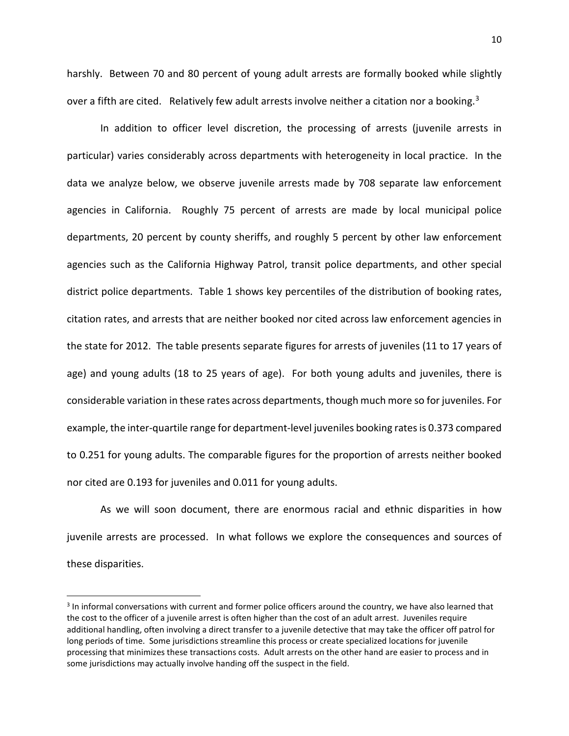harshly. Between 70 and 80 percent of young adult arrests are formally booked while slightly over a fifth are cited. Relatively few adult arrests involve neither a citation nor a booking.[3]

In addition to officer level discretion, the processing of arrests (juvenile arrests in particular) varies considerably across departments with heterogeneity in local practice. In the data we analyze below, we observe juvenile arrests made by 708 separate law enforcement agencies in California. Roughly 75 percent of arrests are made by local municipal police departments, 20 percent by county sheriffs, and roughly 5 percent by other law enforcement agencies such as the California Highway Patrol, transit police departments, and other special district police departments. Table 1 shows key percentiles of the distribution of booking rates, citation rates, and arrests that are neither booked nor cited across law enforcement agencies in the state for 2012. The table presents separate figures for arrests of juveniles (11 to 17 years of age) and young adults (18 to 25 years of age). For both young adults and juveniles, there is considerable variation in these rates across departments, though much more so for juveniles. For example, the inter-quartile range for department-level juveniles booking rates is 0.373 compared to 0.251 for young adults. The comparable figures for the proportion of arrests neither booked nor cited are 0.193 for juveniles and 0.011 for young adults.

As we will soon document, there are enormous racial and ethnic disparities in how juvenile arrests are processed. In what follows we explore the consequences and sources of these disparities.

---

[3] In informal conversations with current and former police officers around the country, we have also learned that the cost to the officer of a juvenile arrest is often higher than the cost of an adult arrest. Juveniles require additional handling, often involving a direct transfer to a juvenile detective that may take the officer off patrol for long periods of time. Some jurisdictions streamline this process or create specialized locations for juvenile processing that minimizes these transactions costs. Adult arrests on the other hand are easier to process and in some jurisdictions may actually involve handing off the suspect in the field.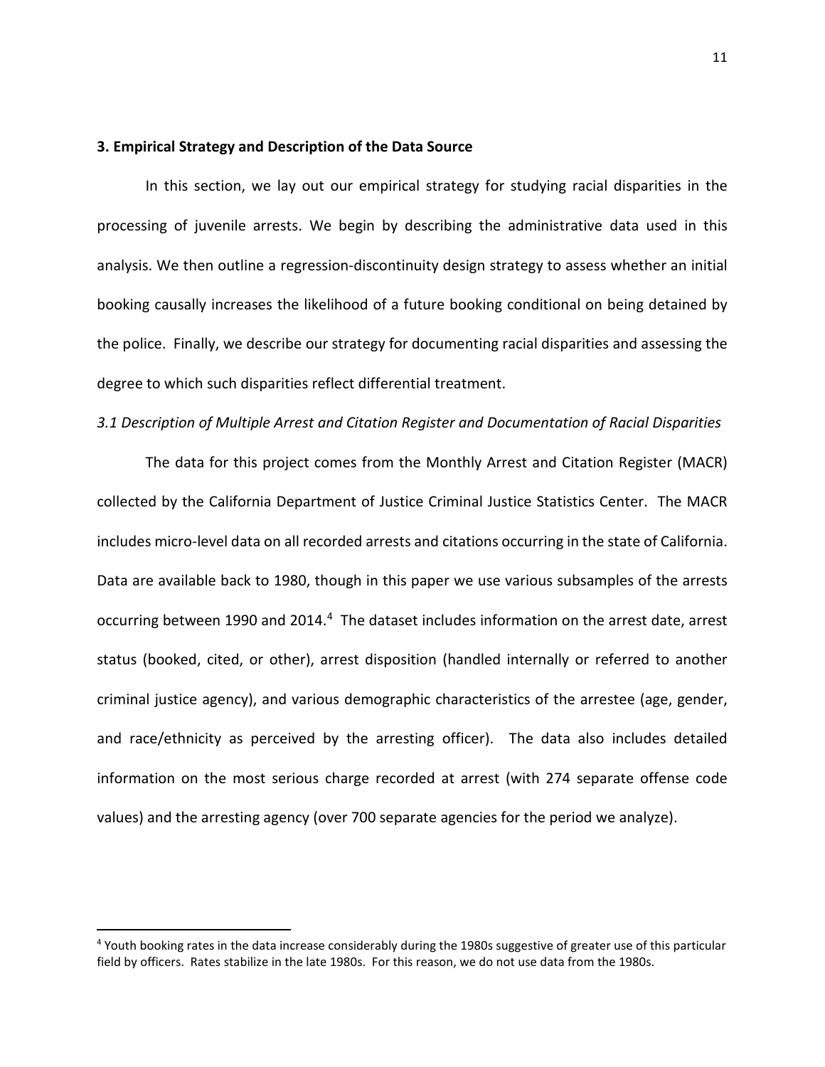## 3. Empirical Strategy and Description of the Data Source

In this section, we lay out our empirical strategy for studying racial disparities in the processing of juvenile arrests. We begin by describing the administrative data used in this analysis. We then outline a regression-discontinuity design strategy to assess whether an initial booking causally increases the likelihood of a future booking conditional on being detained by the police. Finally, we describe our strategy for documenting racial disparities and assessing the degree to which such disparities reflect differential treatment.

### *3.1 Description of Multiple Arrest and Citation Register and Documentation of Racial Disparities*

The data for this project comes from the Monthly Arrest and Citation Register (MACR) collected by the California Department of Justice Criminal Justice Statistics Center. The MACR includes micro-level data on all recorded arrests and citations occurring in the state of California. Data are available back to 1980, though in this paper we use various subsamples of the arrests occurring between 1990 and 2014.[4] The dataset includes information on the arrest date, arrest status (booked, cited, or other), arrest disposition (handled internally or referred to another criminal justice agency), and various demographic characteristics of the arrestee (age, gender, and race/ethnicity as perceived by the arresting officer). The data also includes detailed information on the most serious charge recorded at arrest (with 274 separate offense code values) and the arresting agency (over 700 separate agencies for the period we analyze).

---

[4] Youth booking rates in the data increase considerably during the 1980s suggestive of greater use of this particular field by officers. Rates stabilize in the late 1980s. For this reason, we do not use data from the 1980s.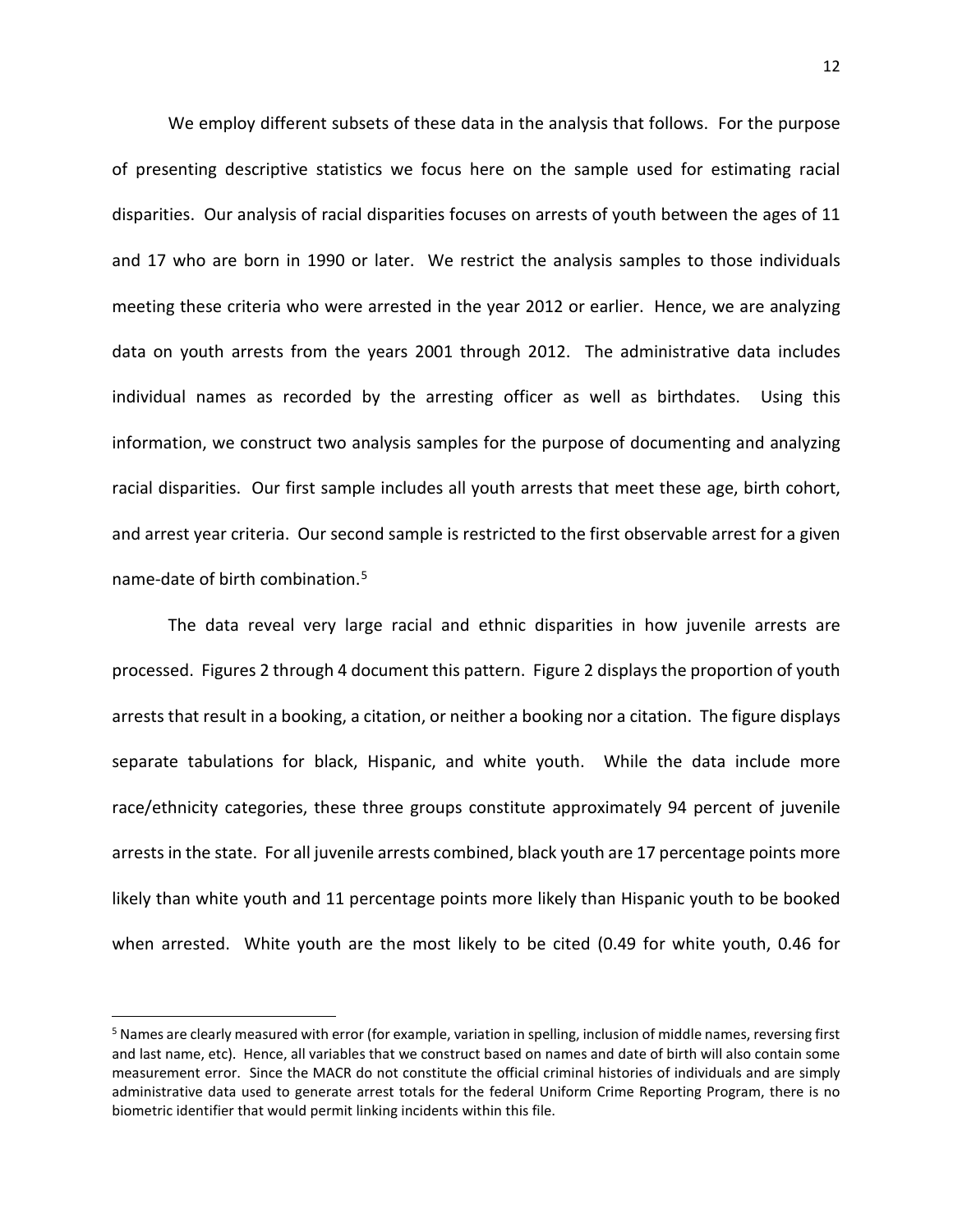We employ different subsets of these data in the analysis that follows. For the purpose of presenting descriptive statistics we focus here on the sample used for estimating racial disparities. Our analysis of racial disparities focuses on arrests of youth between the ages of 11 and 17 who are born in 1990 or later. We restrict the analysis samples to those individuals meeting these criteria who were arrested in the year 2012 or earlier. Hence, we are analyzing data on youth arrests from the years 2001 through 2012. The administrative data includes individual names as recorded by the arresting officer as well as birthdates. Using this information, we construct two analysis samples for the purpose of documenting and analyzing racial disparities. Our first sample includes all youth arrests that meet these age, birth cohort, and arrest year criteria. Our second sample is restricted to the first observable arrest for a given name-date of birth combination.[5]

The data reveal very large racial and ethnic disparities in how juvenile arrests are processed. Figures 2 through 4 document this pattern. Figure 2 displays the proportion of youth arrests that result in a booking, a citation, or neither a booking nor a citation. The figure displays separate tabulations for black, Hispanic, and white youth. While the data include more race/ethnicity categories, these three groups constitute approximately 94 percent of juvenile arrests in the state. For all juvenile arrests combined, black youth are 17 percentage points more likely than white youth and 11 percentage points more likely than Hispanic youth to be booked when arrested. White youth are the most likely to be cited (0.49 for white youth, 0.46 for

[5] Names are clearly measured with error (for example, variation in spelling, inclusion of middle names, reversing first and last name, etc). Hence, all variables that we construct based on names and date of birth will also contain some measurement error. Since the MACR do not constitute the official criminal histories of individuals and are simply administrative data used to generate arrest totals for the federal Uniform Crime Reporting Program, there is no biometric identifier that would permit linking incidents within this file.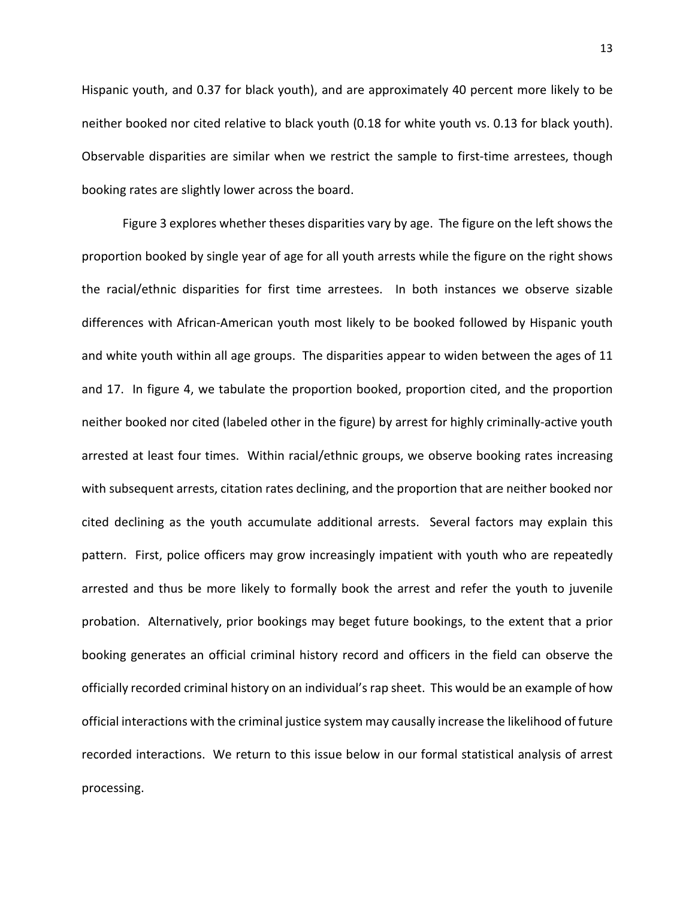Hispanic youth, and 0.37 for black youth), and are approximately 40 percent more likely to be neither booked nor cited relative to black youth (0.18 for white youth vs. 0.13 for black youth). Observable disparities are similar when we restrict the sample to first-time arrestees, though booking rates are slightly lower across the board.

Figure 3 explores whether theses disparities vary by age. The figure on the left shows the proportion booked by single year of age for all youth arrests while the figure on the right shows the racial/ethnic disparities for first time arrestees. In both instances we observe sizable differences with African-American youth most likely to be booked followed by Hispanic youth and white youth within all age groups. The disparities appear to widen between the ages of 11 and 17. In figure 4, we tabulate the proportion booked, proportion cited, and the proportion neither booked nor cited (labeled other in the figure) by arrest for highly criminally-active youth arrested at least four times. Within racial/ethnic groups, we observe booking rates increasing with subsequent arrests, citation rates declining, and the proportion that are neither booked nor cited declining as the youth accumulate additional arrests. Several factors may explain this pattern. First, police officers may grow increasingly impatient with youth who are repeatedly arrested and thus be more likely to formally book the arrest and refer the youth to juvenile probation. Alternatively, prior bookings may beget future bookings, to the extent that a prior booking generates an official criminal history record and officers in the field can observe the officially recorded criminal history on an individual's rap sheet. This would be an example of how official interactions with the criminal justice system may causally increase the likelihood of future recorded interactions. We return to this issue below in our formal statistical analysis of arrest processing.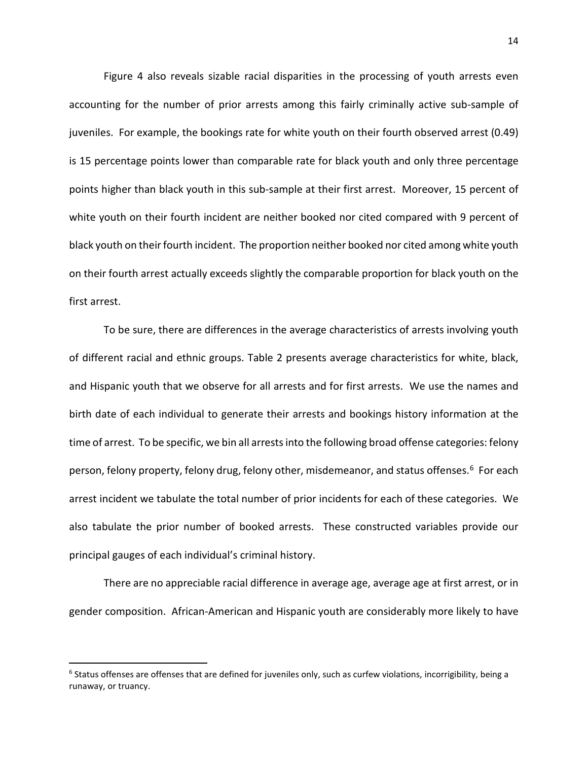Figure 4 also reveals sizable racial disparities in the processing of youth arrests even accounting for the number of prior arrests among this fairly criminally active sub-sample of juveniles. For example, the bookings rate for white youth on their fourth observed arrest (0.49) is 15 percentage points lower than comparable rate for black youth and only three percentage points higher than black youth in this sub-sample at their first arrest. Moreover, 15 percent of white youth on their fourth incident are neither booked nor cited compared with 9 percent of black youth on their fourth incident. The proportion neither booked nor cited among white youth on their fourth arrest actually exceeds slightly the comparable proportion for black youth on the first arrest.

To be sure, there are differences in the average characteristics of arrests involving youth of different racial and ethnic groups. Table 2 presents average characteristics for white, black, and Hispanic youth that we observe for all arrests and for first arrests. We use the names and birth date of each individual to generate their arrests and bookings history information at the time of arrest. To be specific, we bin all arrests into the following broad offense categories: felony person, felony property, felony drug, felony other, misdemeanor, and status offenses.[6] For each arrest incident we tabulate the total number of prior incidents for each of these categories. We also tabulate the prior number of booked arrests. These constructed variables provide our principal gauges of each individual's criminal history.

There are no appreciable racial difference in average age, average age at first arrest, or in gender composition. African-American and Hispanic youth are considerably more likely to have

[6] Status offenses are offenses that are defined for juveniles only, such as curfew violations, incorrigibility, being a runaway, or truancy.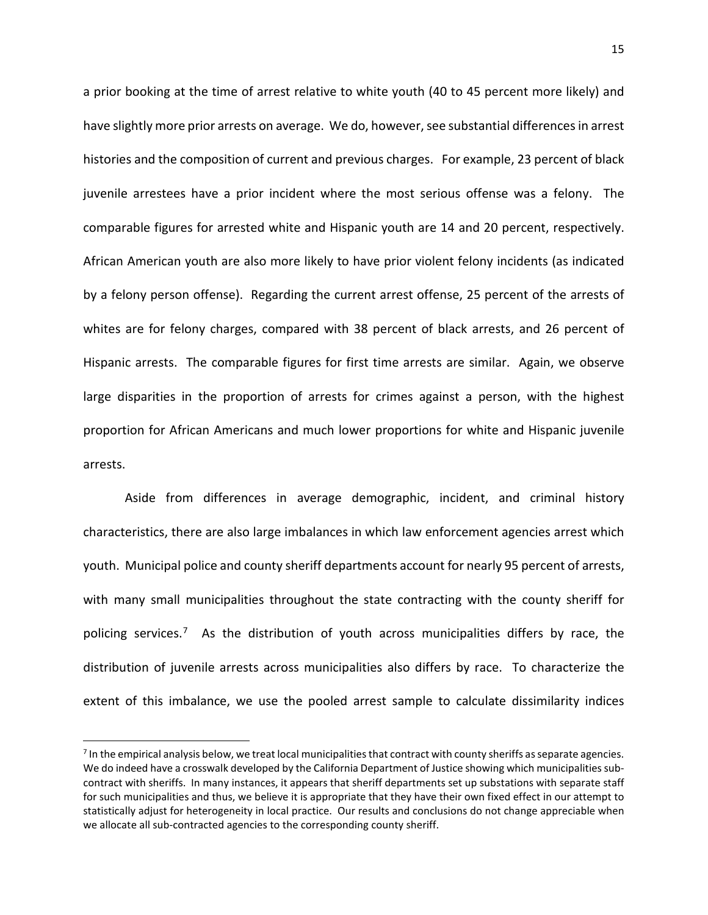a prior booking at the time of arrest relative to white youth (40 to 45 percent more likely) and have slightly more prior arrests on average. We do, however, see substantial differences in arrest histories and the composition of current and previous charges. For example, 23 percent of black juvenile arrestees have a prior incident where the most serious offense was a felony. The comparable figures for arrested white and Hispanic youth are 14 and 20 percent, respectively. African American youth are also more likely to have prior violent felony incidents (as indicated by a felony person offense). Regarding the current arrest offense, 25 percent of the arrests of whites are for felony charges, compared with 38 percent of black arrests, and 26 percent of Hispanic arrests. The comparable figures for first time arrests are similar. Again, we observe large disparities in the proportion of arrests for crimes against a person, with the highest proportion for African Americans and much lower proportions for white and Hispanic juvenile arrests.

Aside from differences in average demographic, incident, and criminal history characteristics, there are also large imbalances in which law enforcement agencies arrest which youth. Municipal police and county sheriff departments account for nearly 95 percent of arrests, with many small municipalities throughout the state contracting with the county sheriff for policing services.[7] As the distribution of youth across municipalities differs by race, the distribution of juvenile arrests across municipalities also differs by race. To characterize the extent of this imbalance, we use the pooled arrest sample to calculate dissimilarity indices

[7] In the empirical analysis below, we treat local municipalities that contract with county sheriffs as separate agencies. We do indeed have a crosswalk developed by the California Department of Justice showing which municipalities sub-contract with sheriffs. In many instances, it appears that sheriff departments set up substations with separate staff for such municipalities and thus, we believe it is appropriate that they have their own fixed effect in our attempt to statistically adjust for heterogeneity in local practice. Our results and conclusions do not change appreciable when we allocate all sub-contracted agencies to the corresponding county sheriff.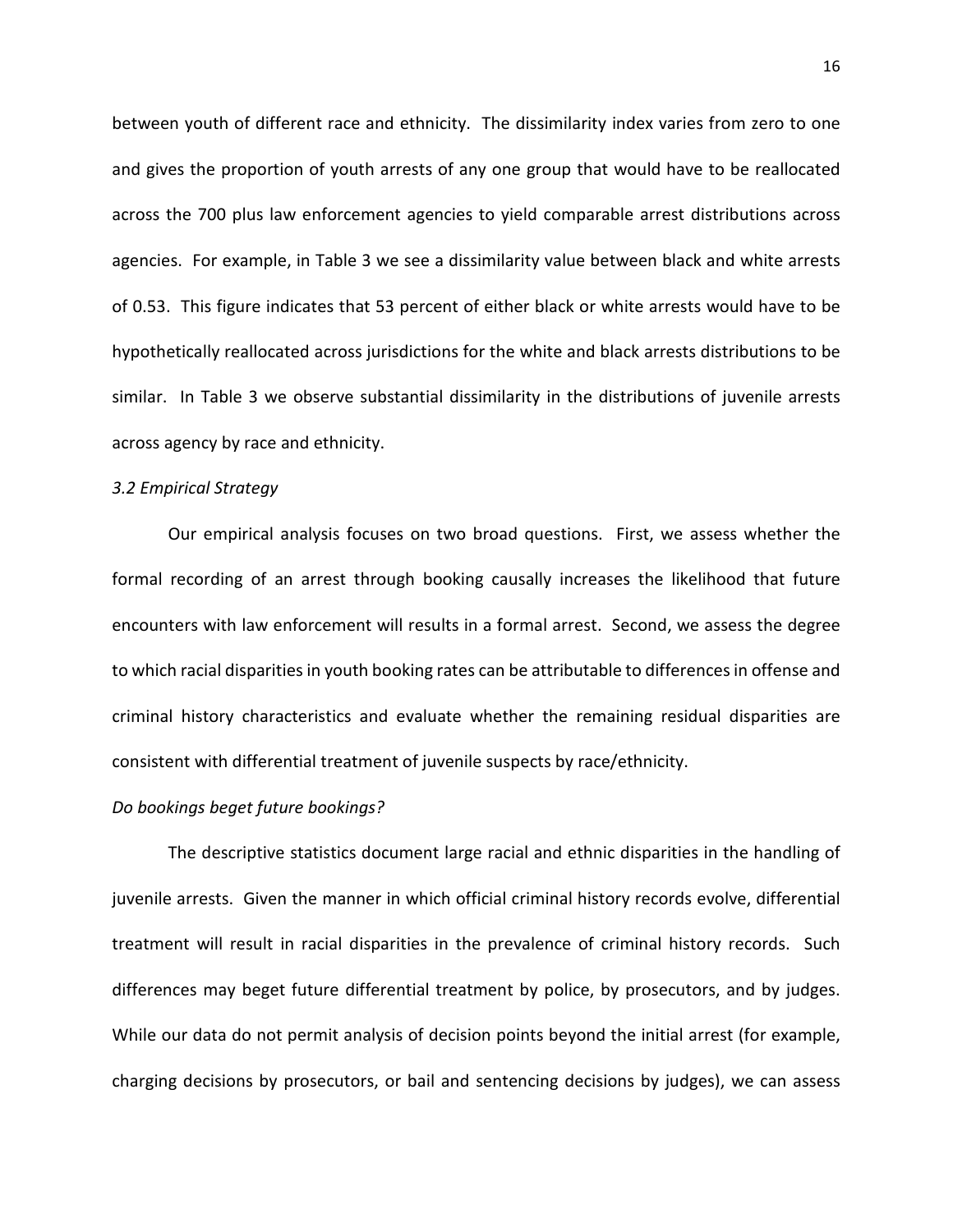between youth of different race and ethnicity. The dissimilarity index varies from zero to one and gives the proportion of youth arrests of any one group that would have to be reallocated across the 700 plus law enforcement agencies to yield comparable arrest distributions across agencies. For example, in Table 3 we see a dissimilarity value between black and white arrests of 0.53. This figure indicates that 53 percent of either black or white arrests would have to be hypothetically reallocated across jurisdictions for the white and black arrests distributions to be similar. In Table 3 we observe substantial dissimilarity in the distributions of juvenile arrests across agency by race and ethnicity.

### *3.2 Empirical Strategy*

Our empirical analysis focuses on two broad questions. First, we assess whether the formal recording of an arrest through booking causally increases the likelihood that future encounters with law enforcement will results in a formal arrest. Second, we assess the degree to which racial disparities in youth booking rates can be attributable to differences in offense and criminal history characteristics and evaluate whether the remaining residual disparities are consistent with differential treatment of juvenile suspects by race/ethnicity.

#### *Do bookings beget future bookings?*

The descriptive statistics document large racial and ethnic disparities in the handling of juvenile arrests. Given the manner in which official criminal history records evolve, differential treatment will result in racial disparities in the prevalence of criminal history records. Such differences may beget future differential treatment by police, by prosecutors, and by judges. While our data do not permit analysis of decision points beyond the initial arrest (for example, charging decisions by prosecutors, or bail and sentencing decisions by judges), we can assess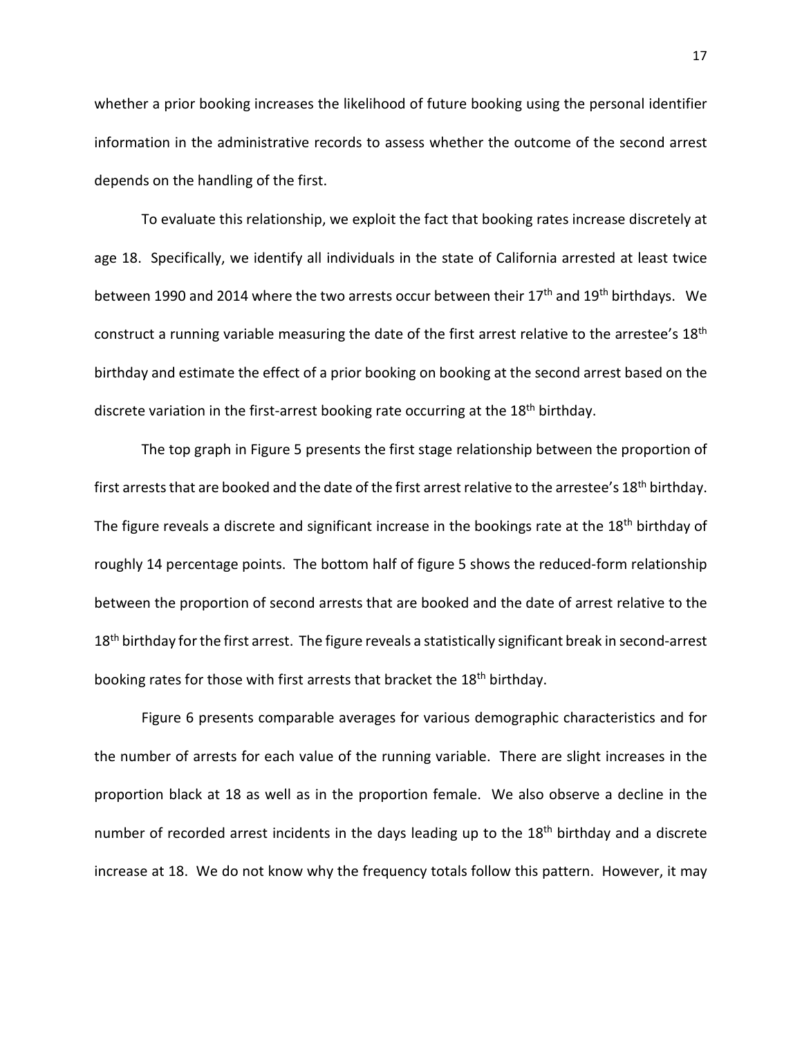whether a prior booking increases the likelihood of future booking using the personal identifier information in the administrative records to assess whether the outcome of the second arrest depends on the handling of the first.

To evaluate this relationship, we exploit the fact that booking rates increase discretely at age 18. Specifically, we identify all individuals in the state of California arrested at least twice between 1990 and 2014 where the two arrests occur between their 17th and 19th birthdays. We construct a running variable measuring the date of the first arrest relative to the arrestee's 18th birthday and estimate the effect of a prior booking on booking at the second arrest based on the discrete variation in the first-arrest booking rate occurring at the 18th birthday.

The top graph in Figure 5 presents the first stage relationship between the proportion of first arrests that are booked and the date of the first arrest relative to the arrestee's 18th birthday. The figure reveals a discrete and significant increase in the bookings rate at the 18th birthday of roughly 14 percentage points. The bottom half of figure 5 shows the reduced-form relationship between the proportion of second arrests that are booked and the date of arrest relative to the 18th birthday for the first arrest. The figure reveals a statistically significant break in second-arrest booking rates for those with first arrests that bracket the 18th birthday.

Figure 6 presents comparable averages for various demographic characteristics and for the number of arrests for each value of the running variable. There are slight increases in the proportion black at 18 as well as in the proportion female. We also observe a decline in the number of recorded arrest incidents in the days leading up to the 18th birthday and a discrete increase at 18. We do not know why the frequency totals follow this pattern. However, it may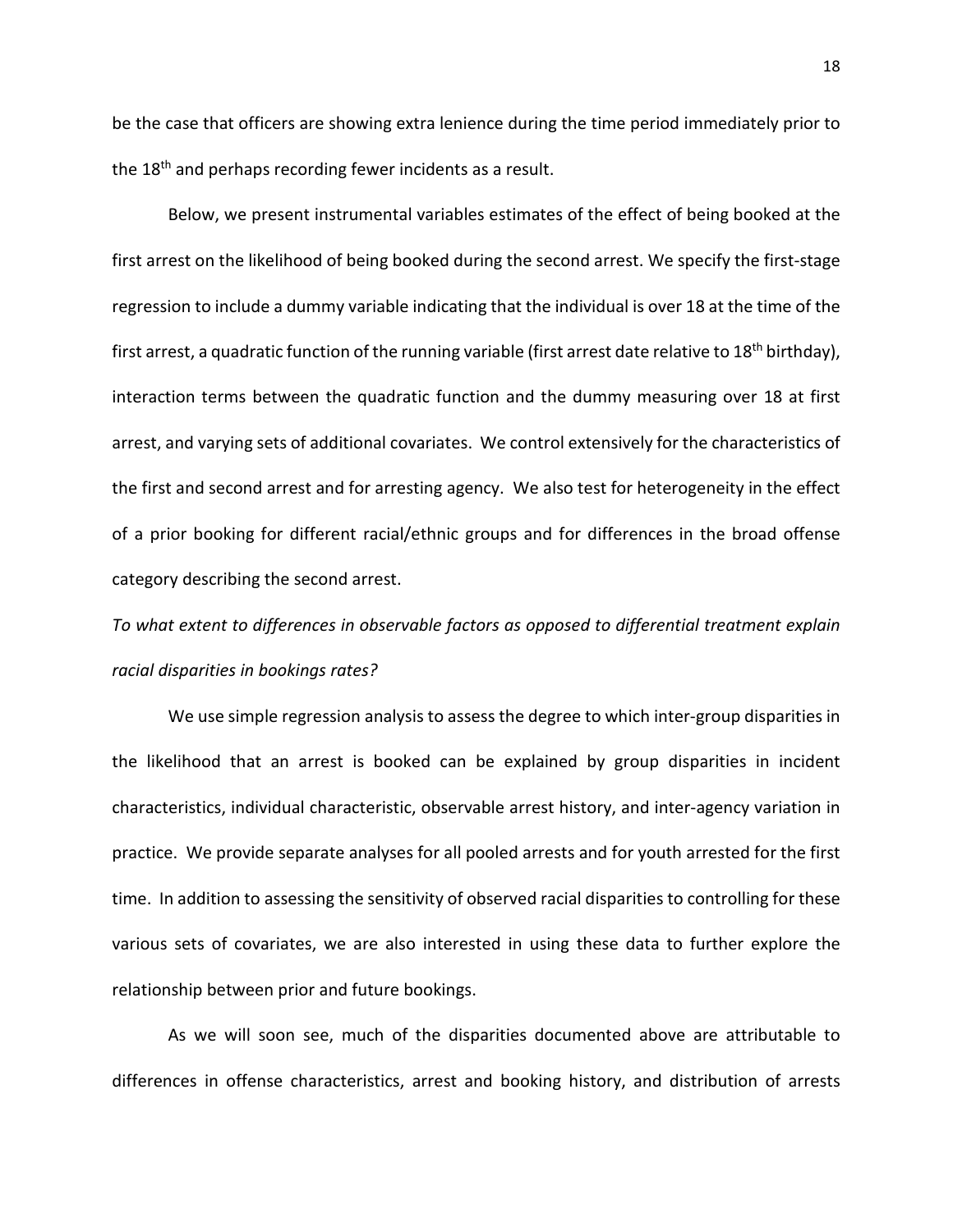be the case that officers are showing extra lenience during the time period immediately prior to the 18th and perhaps recording fewer incidents as a result.

Below, we present instrumental variables estimates of the effect of being booked at the first arrest on the likelihood of being booked during the second arrest. We specify the first-stage regression to include a dummy variable indicating that the individual is over 18 at the time of the first arrest, a quadratic function of the running variable (first arrest date relative to 18th birthday), interaction terms between the quadratic function and the dummy measuring over 18 at first arrest, and varying sets of additional covariates. We control extensively for the characteristics of the first and second arrest and for arresting agency. We also test for heterogeneity in the effect of a prior booking for different racial/ethnic groups and for differences in the broad offense category describing the second arrest.

*To what extent to differences in observable factors as opposed to differential treatment explain racial disparities in bookings rates?*

We use simple regression analysis to assess the degree to which inter-group disparities in the likelihood that an arrest is booked can be explained by group disparities in incident characteristics, individual characteristic, observable arrest history, and inter-agency variation in practice. We provide separate analyses for all pooled arrests and for youth arrested for the first time. In addition to assessing the sensitivity of observed racial disparities to controlling for these various sets of covariates, we are also interested in using these data to further explore the relationship between prior and future bookings.

As we will soon see, much of the disparities documented above are attributable to differences in offense characteristics, arrest and booking history, and distribution of arrests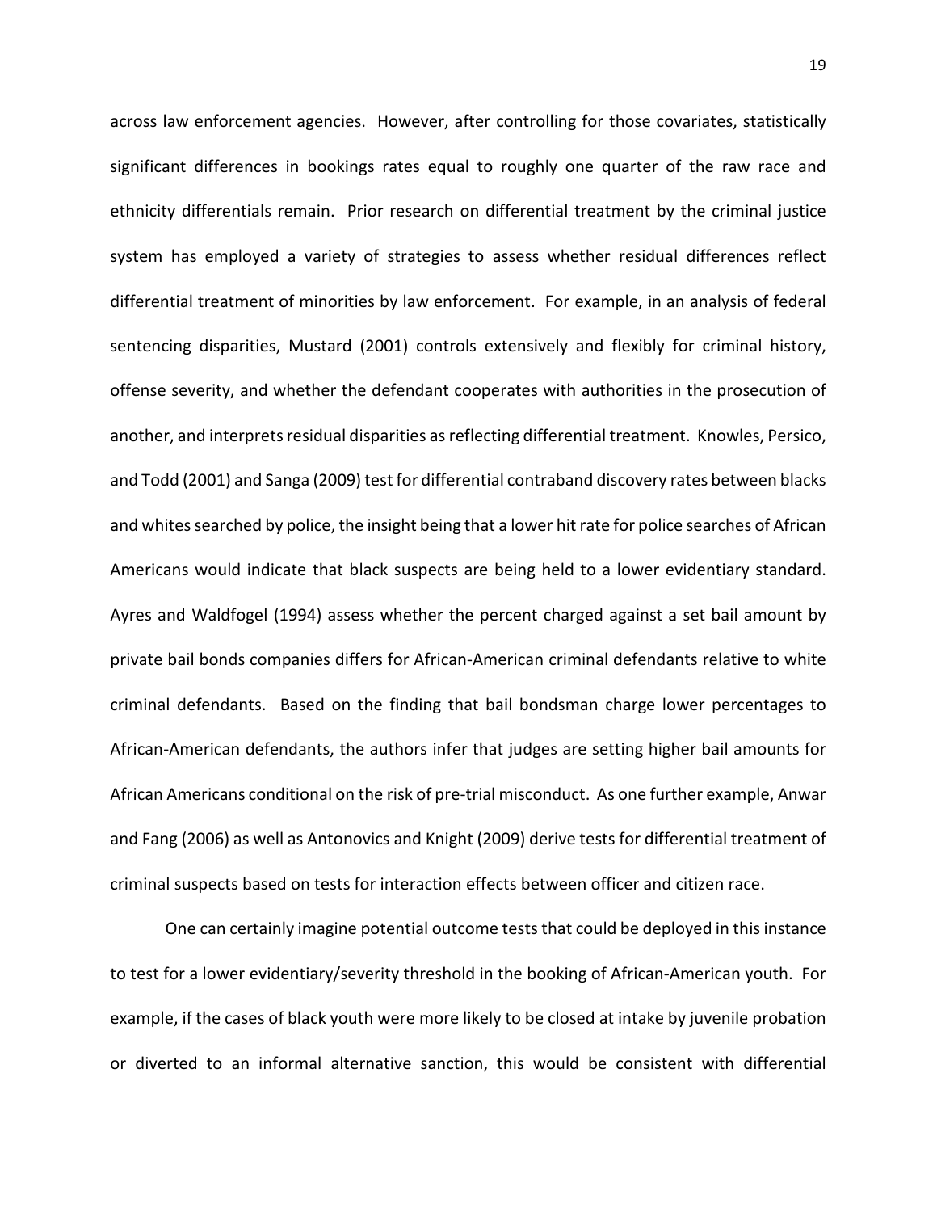across law enforcement agencies. However, after controlling for those covariates, statistically significant differences in bookings rates equal to roughly one quarter of the raw race and ethnicity differentials remain. Prior research on differential treatment by the criminal justice system has employed a variety of strategies to assess whether residual differences reflect differential treatment of minorities by law enforcement. For example, in an analysis of federal sentencing disparities, Mustard (2001) controls extensively and flexibly for criminal history, offense severity, and whether the defendant cooperates with authorities in the prosecution of another, and interprets residual disparities as reflecting differential treatment. Knowles, Persico, and Todd (2001) and Sanga (2009) test for differential contraband discovery rates between blacks and whites searched by police, the insight being that a lower hit rate for police searches of African Americans would indicate that black suspects are being held to a lower evidentiary standard. Ayres and Waldfogel (1994) assess whether the percent charged against a set bail amount by private bail bonds companies differs for African-American criminal defendants relative to white criminal defendants. Based on the finding that bail bondsman charge lower percentages to African-American defendants, the authors infer that judges are setting higher bail amounts for African Americans conditional on the risk of pre-trial misconduct. As one further example, Anwar and Fang (2006) as well as Antonovics and Knight (2009) derive tests for differential treatment of criminal suspects based on tests for interaction effects between officer and citizen race.

One can certainly imagine potential outcome tests that could be deployed in this instance to test for a lower evidentiary/severity threshold in the booking of African-American youth. For example, if the cases of black youth were more likely to be closed at intake by juvenile probation or diverted to an informal alternative sanction, this would be consistent with differential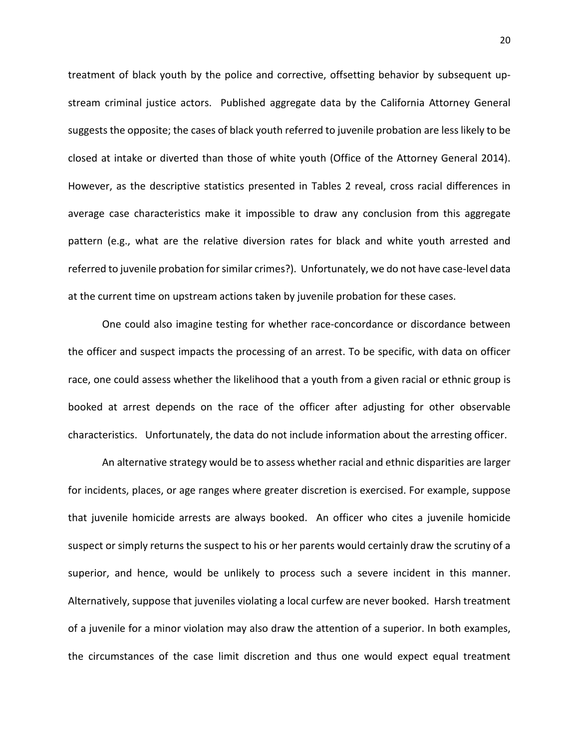treatment of black youth by the police and corrective, offsetting behavior by subsequent up-stream criminal justice actors. Published aggregate data by the California Attorney General suggests the opposite; the cases of black youth referred to juvenile probation are less likely to be closed at intake or diverted than those of white youth (Office of the Attorney General 2014). However, as the descriptive statistics presented in Tables 2 reveal, cross racial differences in average case characteristics make it impossible to draw any conclusion from this aggregate pattern (e.g., what are the relative diversion rates for black and white youth arrested and referred to juvenile probation for similar crimes?). Unfortunately, we do not have case-level data at the current time on upstream actions taken by juvenile probation for these cases.

One could also imagine testing for whether race-concordance or discordance between the officer and suspect impacts the processing of an arrest. To be specific, with data on officer race, one could assess whether the likelihood that a youth from a given racial or ethnic group is booked at arrest depends on the race of the officer after adjusting for other observable characteristics. Unfortunately, the data do not include information about the arresting officer.

An alternative strategy would be to assess whether racial and ethnic disparities are larger for incidents, places, or age ranges where greater discretion is exercised. For example, suppose that juvenile homicide arrests are always booked. An officer who cites a juvenile homicide suspect or simply returns the suspect to his or her parents would certainly draw the scrutiny of a superior, and hence, would be unlikely to process such a severe incident in this manner. Alternatively, suppose that juveniles violating a local curfew are never booked. Harsh treatment of a juvenile for a minor violation may also draw the attention of a superior. In both examples, the circumstances of the case limit discretion and thus one would expect equal treatment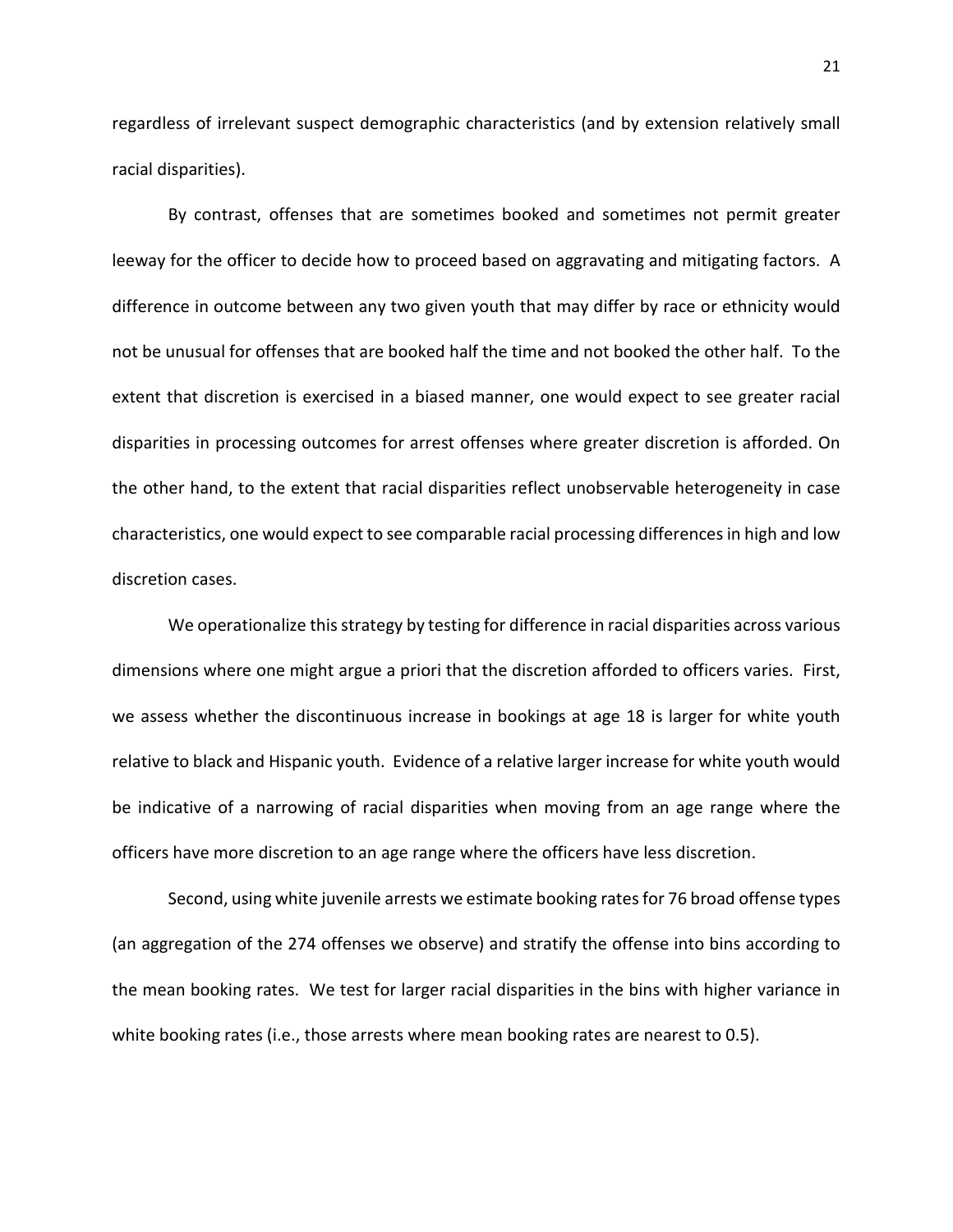regardless of irrelevant suspect demographic characteristics (and by extension relatively small racial disparities).

By contrast, offenses that are sometimes booked and sometimes not permit greater leeway for the officer to decide how to proceed based on aggravating and mitigating factors. A difference in outcome between any two given youth that may differ by race or ethnicity would not be unusual for offenses that are booked half the time and not booked the other half. To the extent that discretion is exercised in a biased manner, one would expect to see greater racial disparities in processing outcomes for arrest offenses where greater discretion is afforded. On the other hand, to the extent that racial disparities reflect unobservable heterogeneity in case characteristics, one would expect to see comparable racial processing differences in high and low discretion cases.

We operationalize this strategy by testing for difference in racial disparities across various dimensions where one might argue a priori that the discretion afforded to officers varies. First, we assess whether the discontinuous increase in bookings at age 18 is larger for white youth relative to black and Hispanic youth. Evidence of a relative larger increase for white youth would be indicative of a narrowing of racial disparities when moving from an age range where the officers have more discretion to an age range where the officers have less discretion.

Second, using white juvenile arrests we estimate booking rates for 76 broad offense types (an aggregation of the 274 offenses we observe) and stratify the offense into bins according to the mean booking rates. We test for larger racial disparities in the bins with higher variance in white booking rates (i.e., those arrests where mean booking rates are nearest to 0.5).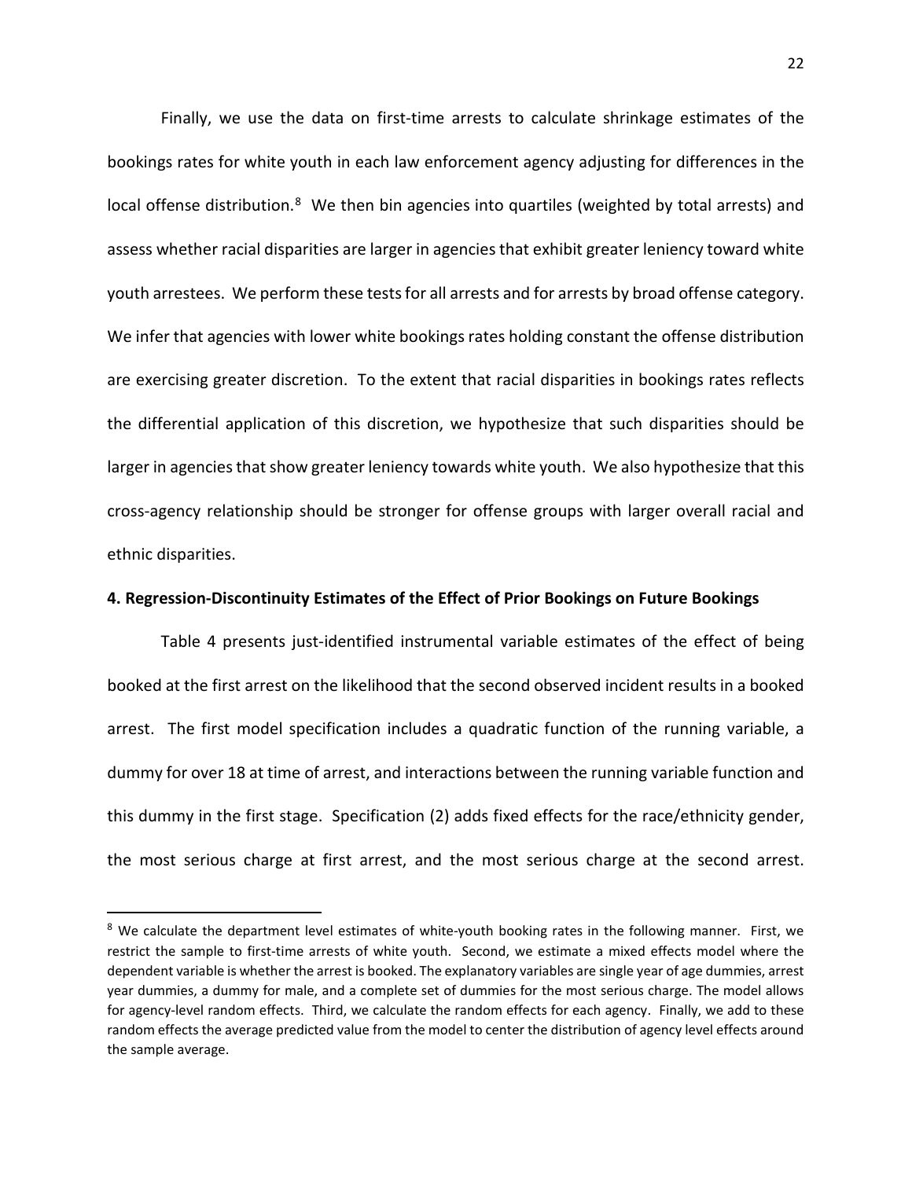Finally, we use the data on first-time arrests to calculate shrinkage estimates of the bookings rates for white youth in each law enforcement agency adjusting for differences in the local offense distribution.[8] We then bin agencies into quartiles (weighted by total arrests) and assess whether racial disparities are larger in agencies that exhibit greater leniency toward white youth arrestees. We perform these tests for all arrests and for arrests by broad offense category. We infer that agencies with lower white bookings rates holding constant the offense distribution are exercising greater discretion. To the extent that racial disparities in bookings rates reflects the differential application of this discretion, we hypothesize that such disparities should be larger in agencies that show greater leniency towards white youth. We also hypothesize that this cross-agency relationship should be stronger for offense groups with larger overall racial and ethnic disparities.

## 4. Regression-Discontinuity Estimates of the Effect of Prior Bookings on Future Bookings

Table 4 presents just-identified instrumental variable estimates of the effect of being booked at the first arrest on the likelihood that the second observed incident results in a booked arrest. The first model specification includes a quadratic function of the running variable, a dummy for over 18 at time of arrest, and interactions between the running variable function and this dummy in the first stage. Specification (2) adds fixed effects for the race/ethnicity gender, the most serious charge at first arrest, and the most serious charge at the second arrest.

---

[8] We calculate the department level estimates of white-youth booking rates in the following manner. First, we restrict the sample to first-time arrests of white youth. Second, we estimate a mixed effects model where the dependent variable is whether the arrest is booked. The explanatory variables are single year of age dummies, arrest year dummies, a dummy for male, and a complete set of dummies for the most serious charge. The model allows for agency-level random effects. Third, we calculate the random effects for each agency. Finally, we add to these random effects the average predicted value from the model to center the distribution of agency level effects around the sample average.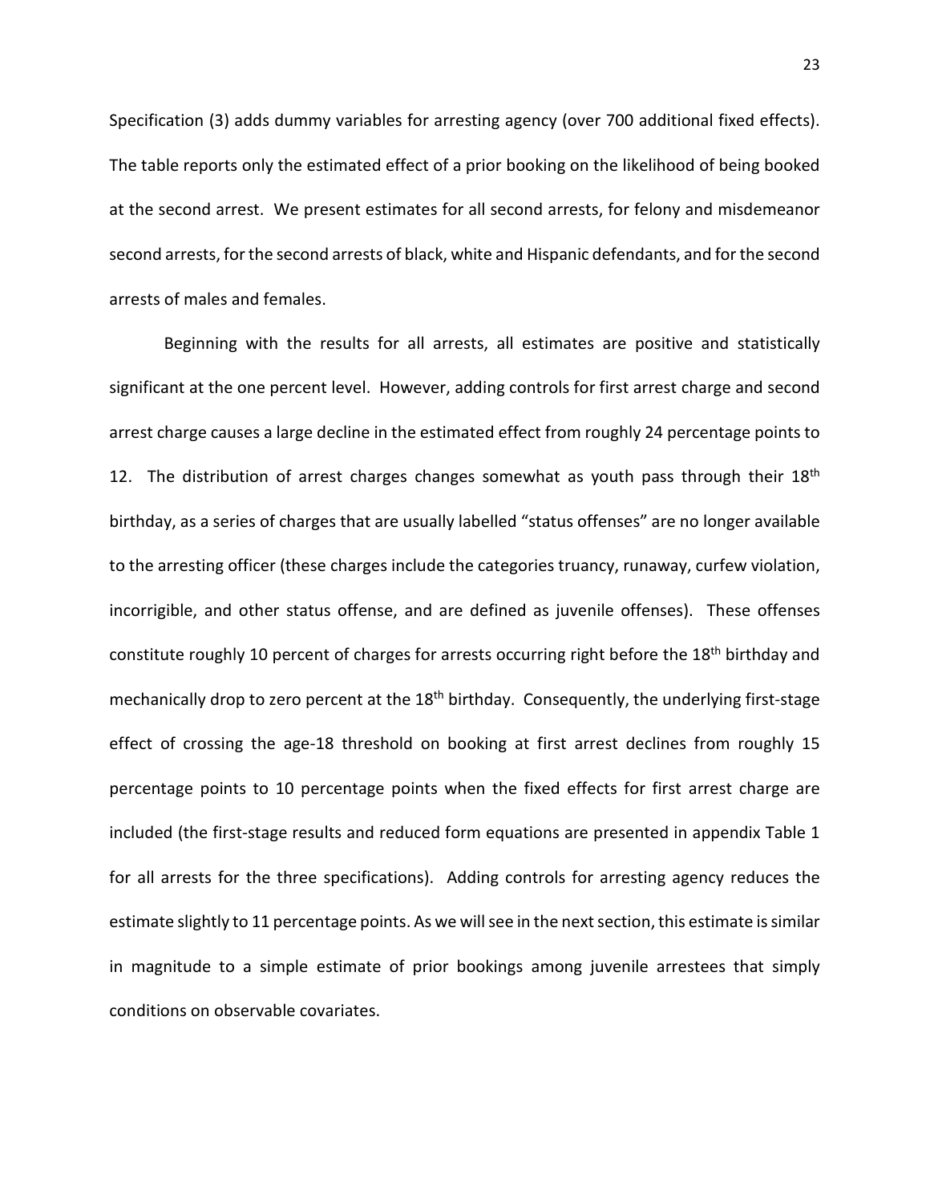Specification (3) adds dummy variables for arresting agency (over 700 additional fixed effects). The table reports only the estimated effect of a prior booking on the likelihood of being booked at the second arrest. We present estimates for all second arrests, for felony and misdemeanor second arrests, for the second arrests of black, white and Hispanic defendants, and for the second arrests of males and females.

Beginning with the results for all arrests, all estimates are positive and statistically significant at the one percent level. However, adding controls for first arrest charge and second arrest charge causes a large decline in the estimated effect from roughly 24 percentage points to 12. The distribution of arrest charges changes somewhat as youth pass through their 18th birthday, as a series of charges that are usually labelled "status offenses" are no longer available to the arresting officer (these charges include the categories truancy, runaway, curfew violation, incorrigible, and other status offense, and are defined as juvenile offenses). These offenses constitute roughly 10 percent of charges for arrests occurring right before the 18th birthday and mechanically drop to zero percent at the 18th birthday. Consequently, the underlying first-stage effect of crossing the age-18 threshold on booking at first arrest declines from roughly 15 percentage points to 10 percentage points when the fixed effects for first arrest charge are included (the first-stage results and reduced form equations are presented in appendix Table 1 for all arrests for the three specifications). Adding controls for arresting agency reduces the estimate slightly to 11 percentage points. As we will see in the next section, this estimate is similar in magnitude to a simple estimate of prior bookings among juvenile arrestees that simply conditions on observable covariates.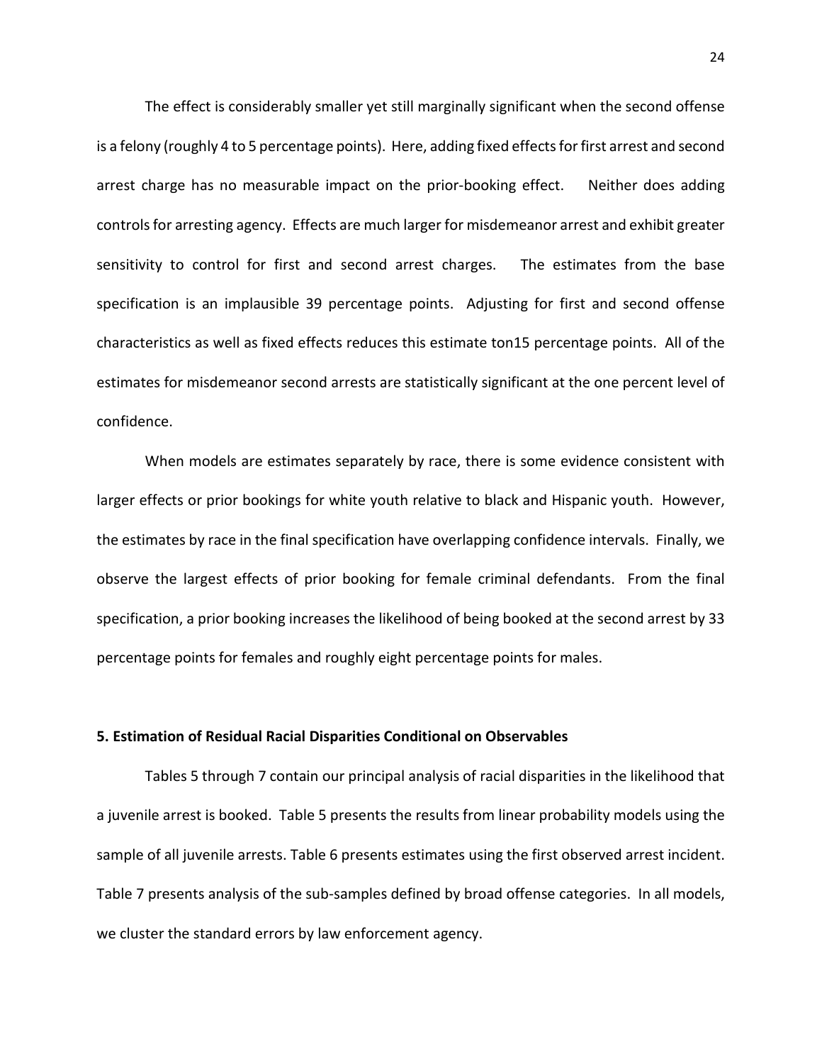The effect is considerably smaller yet still marginally significant when the second offense is a felony (roughly 4 to 5 percentage points). Here, adding fixed effects for first arrest and second arrest charge has no measurable impact on the prior-booking effect. Neither does adding controls for arresting agency. Effects are much larger for misdemeanor arrest and exhibit greater sensitivity to control for first and second arrest charges. The estimates from the base specification is an implausible 39 percentage points. Adjusting for first and second offense characteristics as well as fixed effects reduces this estimate ton15 percentage points. All of the estimates for misdemeanor second arrests are statistically significant at the one percent level of confidence.

When models are estimates separately by race, there is some evidence consistent with larger effects or prior bookings for white youth relative to black and Hispanic youth. However, the estimates by race in the final specification have overlapping confidence intervals. Finally, we observe the largest effects of prior booking for female criminal defendants. From the final specification, a prior booking increases the likelihood of being booked at the second arrest by 33 percentage points for females and roughly eight percentage points for males.

## 5. Estimation of Residual Racial Disparities Conditional on Observables

Tables 5 through 7 contain our principal analysis of racial disparities in the likelihood that a juvenile arrest is booked. Table 5 presents the results from linear probability models using the sample of all juvenile arrests. Table 6 presents estimates using the first observed arrest incident. Table 7 presents analysis of the sub-samples defined by broad offense categories. In all models, we cluster the standard errors by law enforcement agency.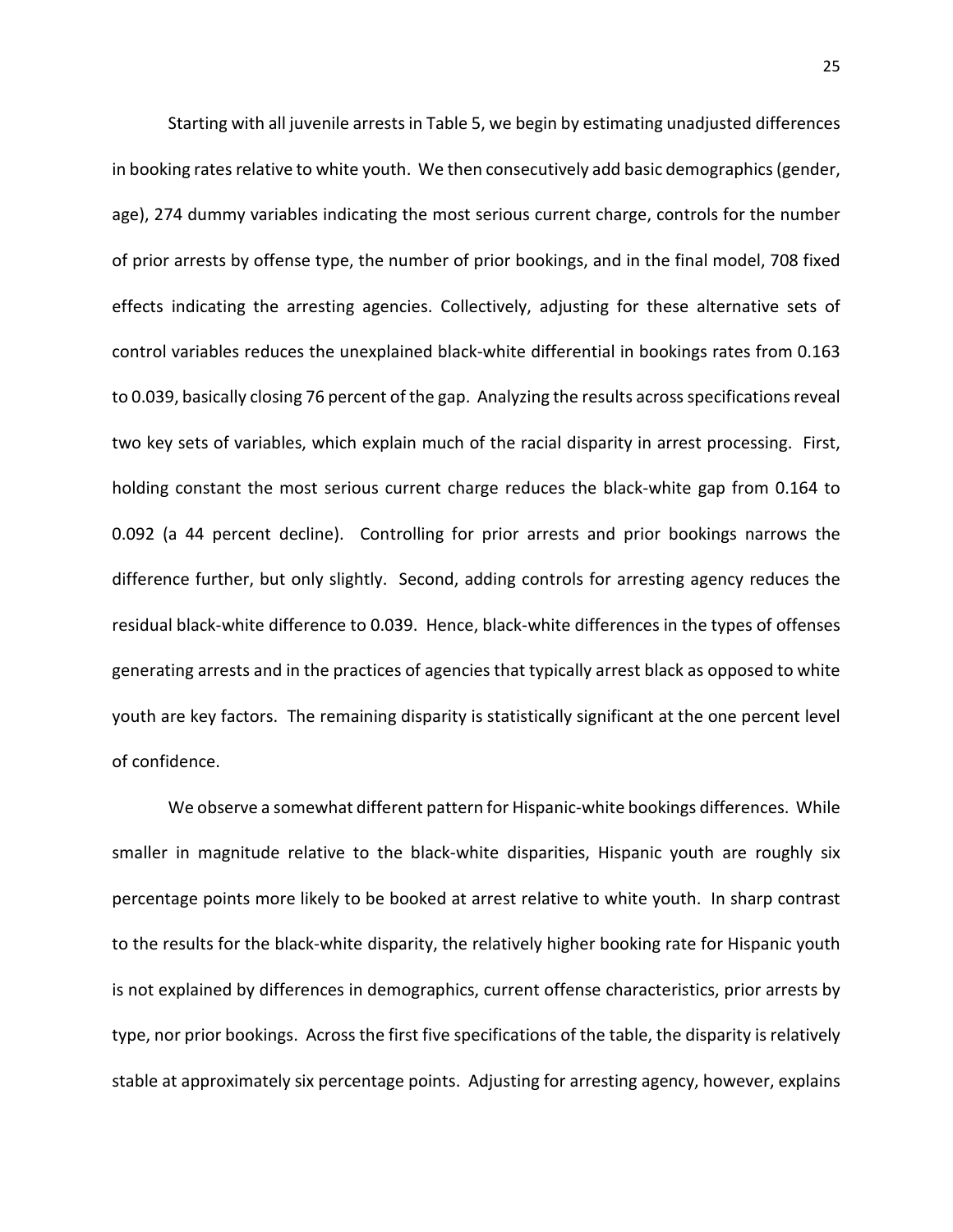Starting with all juvenile arrests in Table 5, we begin by estimating unadjusted differences in booking rates relative to white youth. We then consecutively add basic demographics (gender, age), 274 dummy variables indicating the most serious current charge, controls for the number of prior arrests by offense type, the number of prior bookings, and in the final model, 708 fixed effects indicating the arresting agencies. Collectively, adjusting for these alternative sets of control variables reduces the unexplained black-white differential in bookings rates from 0.163 to 0.039, basically closing 76 percent of the gap. Analyzing the results across specifications reveal two key sets of variables, which explain much of the racial disparity in arrest processing. First, holding constant the most serious current charge reduces the black-white gap from 0.164 to 0.092 (a 44 percent decline). Controlling for prior arrests and prior bookings narrows the difference further, but only slightly. Second, adding controls for arresting agency reduces the residual black-white difference to 0.039. Hence, black-white differences in the types of offenses generating arrests and in the practices of agencies that typically arrest black as opposed to white youth are key factors. The remaining disparity is statistically significant at the one percent level of confidence.

We observe a somewhat different pattern for Hispanic-white bookings differences. While smaller in magnitude relative to the black-white disparities, Hispanic youth are roughly six percentage points more likely to be booked at arrest relative to white youth. In sharp contrast to the results for the black-white disparity, the relatively higher booking rate for Hispanic youth is not explained by differences in demographics, current offense characteristics, prior arrests by type, nor prior bookings. Across the first five specifications of the table, the disparity is relatively stable at approximately six percentage points. Adjusting for arresting agency, however, explains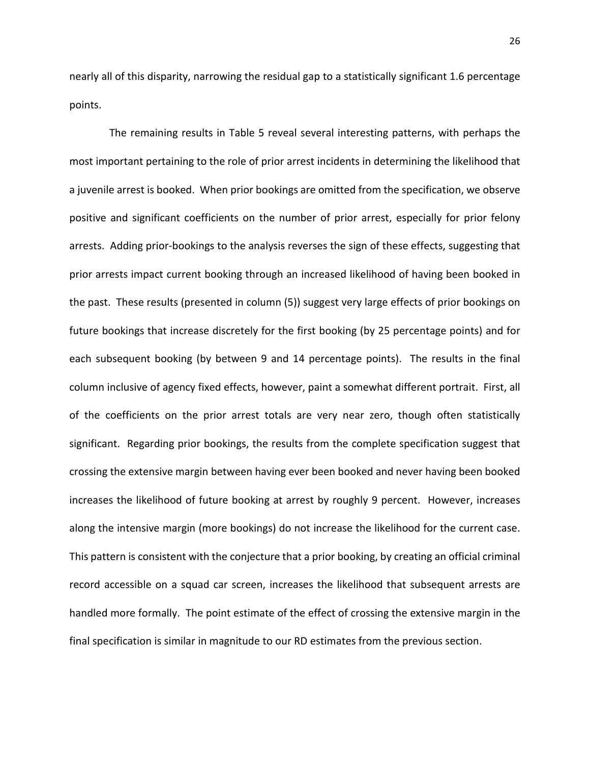nearly all of this disparity, narrowing the residual gap to a statistically significant 1.6 percentage points.

The remaining results in Table 5 reveal several interesting patterns, with perhaps the most important pertaining to the role of prior arrest incidents in determining the likelihood that a juvenile arrest is booked. When prior bookings are omitted from the specification, we observe positive and significant coefficients on the number of prior arrest, especially for prior felony arrests. Adding prior-bookings to the analysis reverses the sign of these effects, suggesting that prior arrests impact current booking through an increased likelihood of having been booked in the past. These results (presented in column (5)) suggest very large effects of prior bookings on future bookings that increase discretely for the first booking (by 25 percentage points) and for each subsequent booking (by between 9 and 14 percentage points). The results in the final column inclusive of agency fixed effects, however, paint a somewhat different portrait. First, all of the coefficients on the prior arrest totals are very near zero, though often statistically significant. Regarding prior bookings, the results from the complete specification suggest that crossing the extensive margin between having ever been booked and never having been booked increases the likelihood of future booking at arrest by roughly 9 percent. However, increases along the intensive margin (more bookings) do not increase the likelihood for the current case. This pattern is consistent with the conjecture that a prior booking, by creating an official criminal record accessible on a squad car screen, increases the likelihood that subsequent arrests are handled more formally. The point estimate of the effect of crossing the extensive margin in the final specification is similar in magnitude to our RD estimates from the previous section.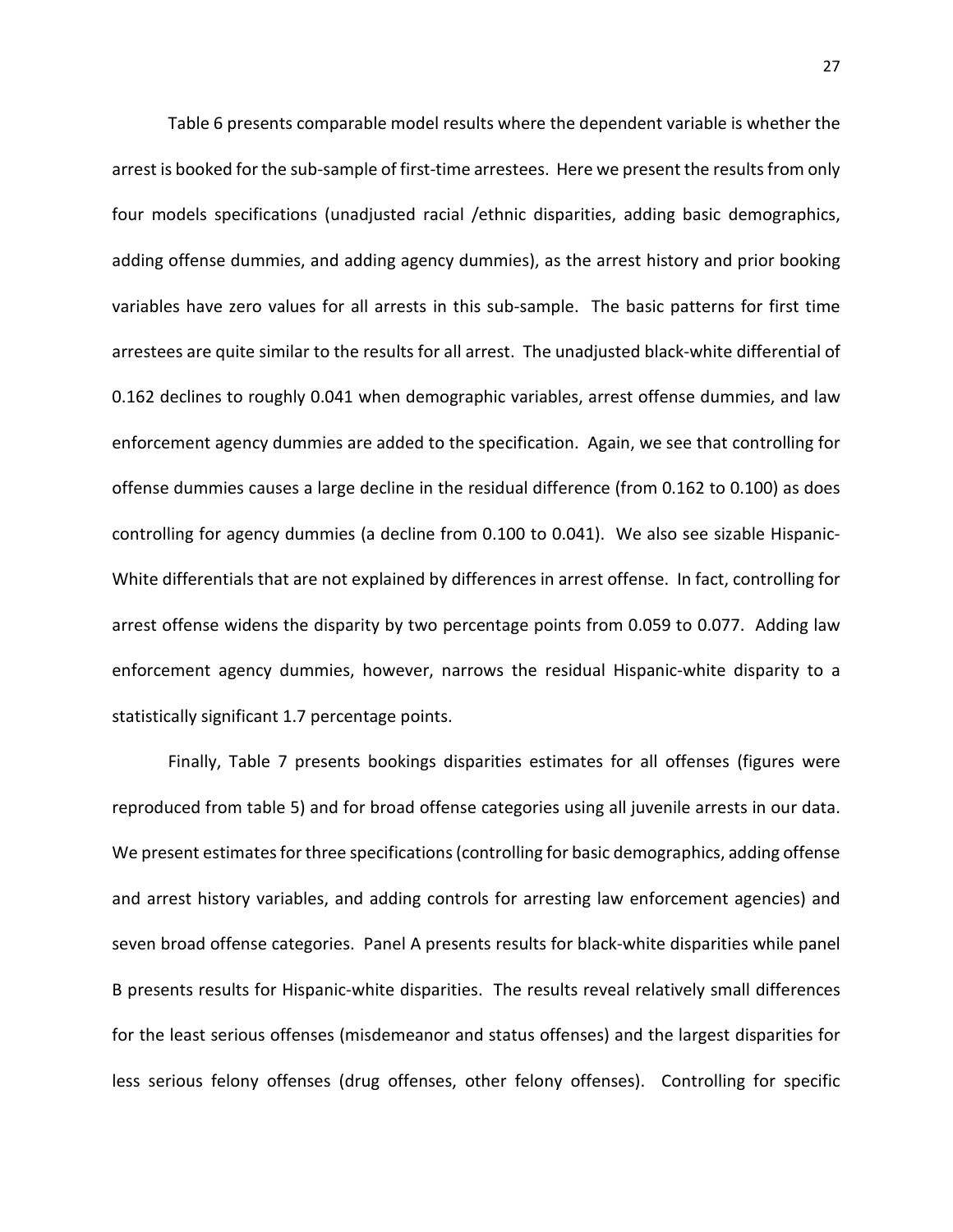Table 6 presents comparable model results where the dependent variable is whether the arrest is booked for the sub-sample of first-time arrestees. Here we present the results from only four models specifications (unadjusted racial /ethnic disparities, adding basic demographics, adding offense dummies, and adding agency dummies), as the arrest history and prior booking variables have zero values for all arrests in this sub-sample. The basic patterns for first time arrestees are quite similar to the results for all arrest. The unadjusted black-white differential of 0.162 declines to roughly 0.041 when demographic variables, arrest offense dummies, and law enforcement agency dummies are added to the specification. Again, we see that controlling for offense dummies causes a large decline in the residual difference (from 0.162 to 0.100) as does controlling for agency dummies (a decline from 0.100 to 0.041). We also see sizable Hispanic-White differentials that are not explained by differences in arrest offense. In fact, controlling for arrest offense widens the disparity by two percentage points from 0.059 to 0.077. Adding law enforcement agency dummies, however, narrows the residual Hispanic-white disparity to a statistically significant 1.7 percentage points.

Finally, Table 7 presents bookings disparities estimates for all offenses (figures were reproduced from table 5) and for broad offense categories using all juvenile arrests in our data. We present estimates for three specifications (controlling for basic demographics, adding offense and arrest history variables, and adding controls for arresting law enforcement agencies) and seven broad offense categories. Panel A presents results for black-white disparities while panel B presents results for Hispanic-white disparities. The results reveal relatively small differences for the least serious offenses (misdemeanor and status offenses) and the largest disparities for less serious felony offenses (drug offenses, other felony offenses). Controlling for specific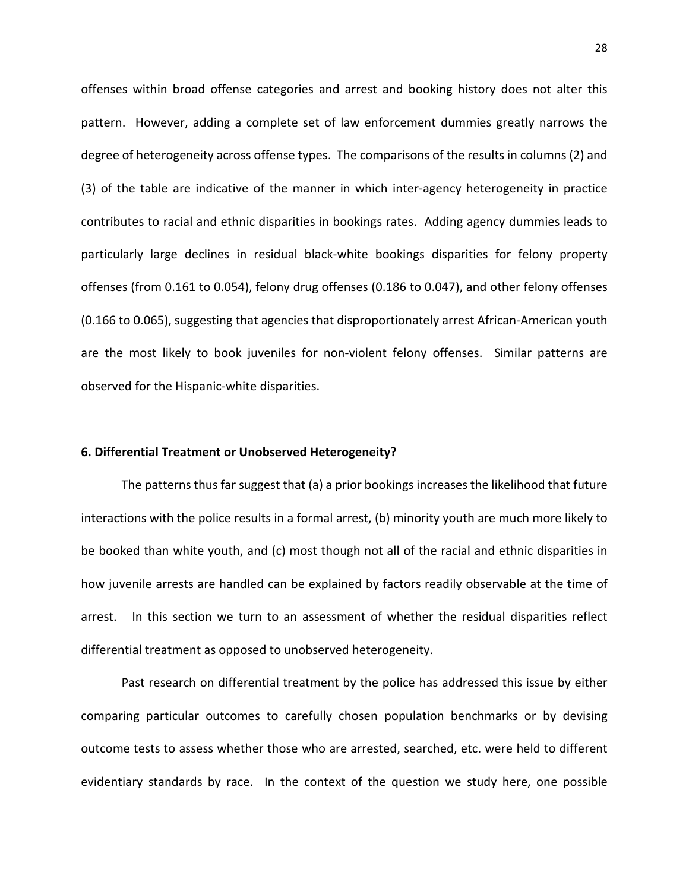offenses within broad offense categories and arrest and booking history does not alter this pattern. However, adding a complete set of law enforcement dummies greatly narrows the degree of heterogeneity across offense types. The comparisons of the results in columns (2) and (3) of the table are indicative of the manner in which inter-agency heterogeneity in practice contributes to racial and ethnic disparities in bookings rates. Adding agency dummies leads to particularly large declines in residual black-white bookings disparities for felony property offenses (from 0.161 to 0.054), felony drug offenses (0.186 to 0.047), and other felony offenses (0.166 to 0.065), suggesting that agencies that disproportionately arrest African-American youth are the most likely to book juveniles for non-violent felony offenses. Similar patterns are observed for the Hispanic-white disparities.

## 6. Differential Treatment or Unobserved Heterogeneity?

The patterns thus far suggest that (a) a prior bookings increases the likelihood that future interactions with the police results in a formal arrest, (b) minority youth are much more likely to be booked than white youth, and (c) most though not all of the racial and ethnic disparities in how juvenile arrests are handled can be explained by factors readily observable at the time of arrest. In this section we turn to an assessment of whether the residual disparities reflect differential treatment as opposed to unobserved heterogeneity.

Past research on differential treatment by the police has addressed this issue by either comparing particular outcomes to carefully chosen population benchmarks or by devising outcome tests to assess whether those who are arrested, searched, etc. were held to different evidentiary standards by race. In the context of the question we study here, one possible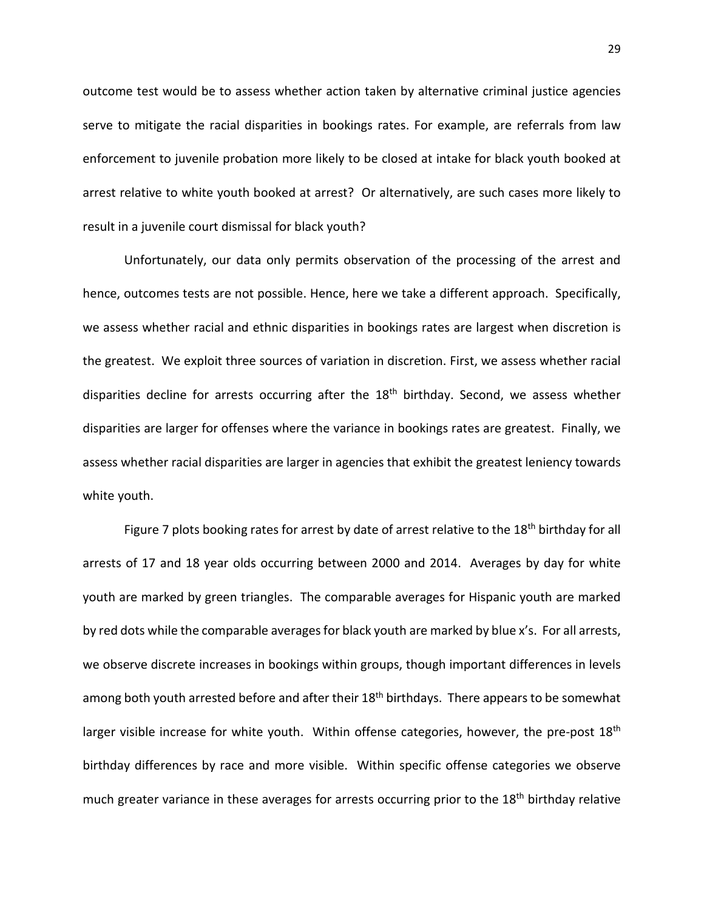outcome test would be to assess whether action taken by alternative criminal justice agencies serve to mitigate the racial disparities in bookings rates. For example, are referrals from law enforcement to juvenile probation more likely to be closed at intake for black youth booked at arrest relative to white youth booked at arrest? Or alternatively, are such cases more likely to result in a juvenile court dismissal for black youth?

Unfortunately, our data only permits observation of the processing of the arrest and hence, outcomes tests are not possible. Hence, here we take a different approach. Specifically, we assess whether racial and ethnic disparities in bookings rates are largest when discretion is the greatest. We exploit three sources of variation in discretion. First, we assess whether racial disparities decline for arrests occurring after the 18th birthday. Second, we assess whether disparities are larger for offenses where the variance in bookings rates are greatest. Finally, we assess whether racial disparities are larger in agencies that exhibit the greatest leniency towards white youth.

Figure 7 plots booking rates for arrest by date of arrest relative to the 18th birthday for all arrests of 17 and 18 year olds occurring between 2000 and 2014. Averages by day for white youth are marked by green triangles. The comparable averages for Hispanic youth are marked by red dots while the comparable averages for black youth are marked by blue x's. For all arrests, we observe discrete increases in bookings within groups, though important differences in levels among both youth arrested before and after their 18th birthdays. There appears to be somewhat larger visible increase for white youth. Within offense categories, however, the pre-post 18th birthday differences by race and more visible. Within specific offense categories we observe much greater variance in these averages for arrests occurring prior to the 18th birthday relative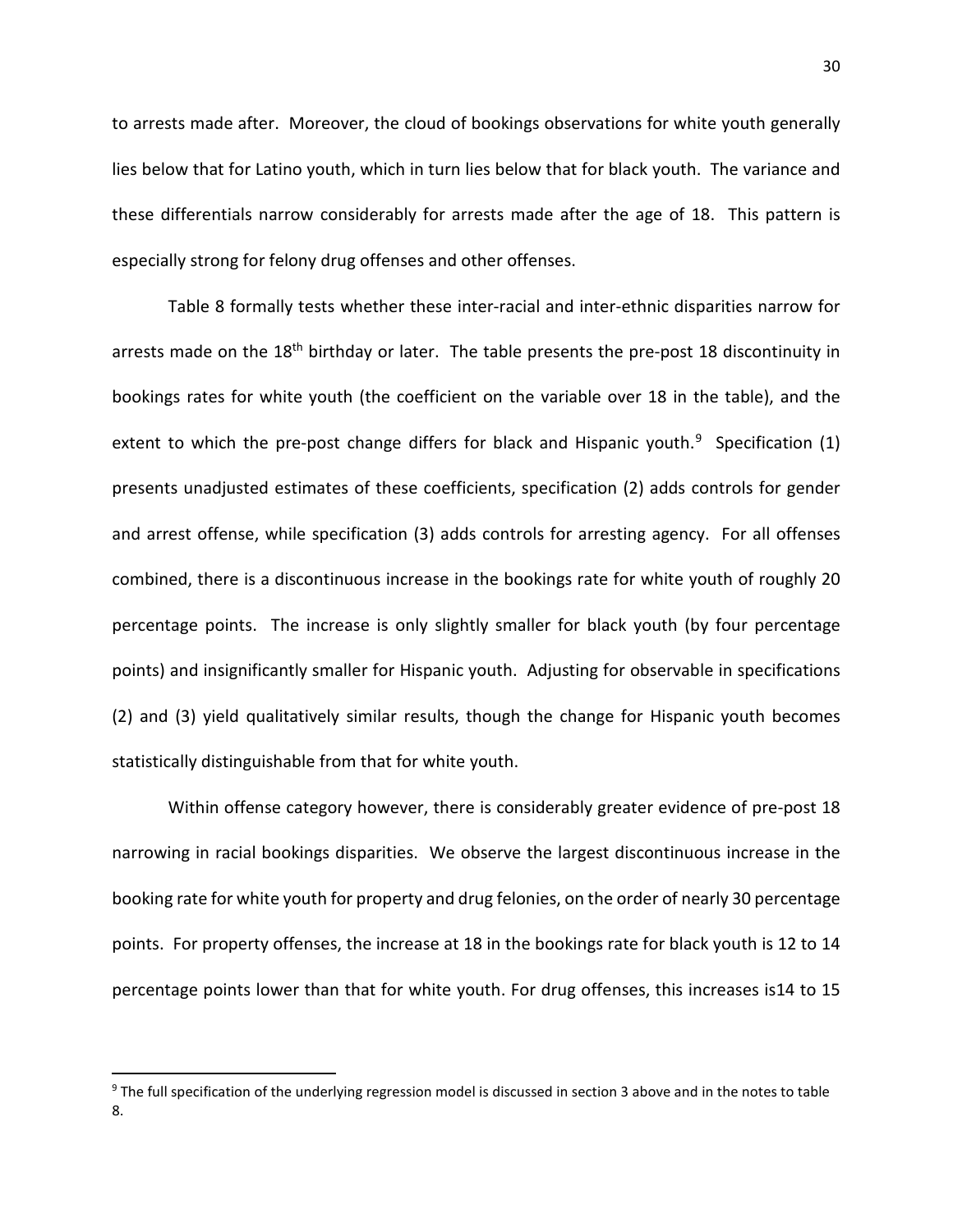to arrests made after. Moreover, the cloud of bookings observations for white youth generally lies below that for Latino youth, which in turn lies below that for black youth. The variance and these differentials narrow considerably for arrests made after the age of 18. This pattern is especially strong for felony drug offenses and other offenses.

Table 8 formally tests whether these inter-racial and inter-ethnic disparities narrow for arrests made on the 18th birthday or later. The table presents the pre-post 18 discontinuity in bookings rates for white youth (the coefficient on the variable over 18 in the table), and the extent to which the pre-post change differs for black and Hispanic youth.[9] Specification (1) presents unadjusted estimates of these coefficients, specification (2) adds controls for gender and arrest offense, while specification (3) adds controls for arresting agency. For all offenses combined, there is a discontinuous increase in the bookings rate for white youth of roughly 20 percentage points. The increase is only slightly smaller for black youth (by four percentage points) and insignificantly smaller for Hispanic youth. Adjusting for observable in specifications (2) and (3) yield qualitatively similar results, though the change for Hispanic youth becomes statistically distinguishable from that for white youth.

Within offense category however, there is considerably greater evidence of pre-post 18 narrowing in racial bookings disparities. We observe the largest discontinuous increase in the booking rate for white youth for property and drug felonies, on the order of nearly 30 percentage points. For property offenses, the increase at 18 in the bookings rate for black youth is 12 to 14 percentage points lower than that for white youth. For drug offenses, this increases is14 to 15

[9] The full specification of the underlying regression model is discussed in section 3 above and in the notes to table 8.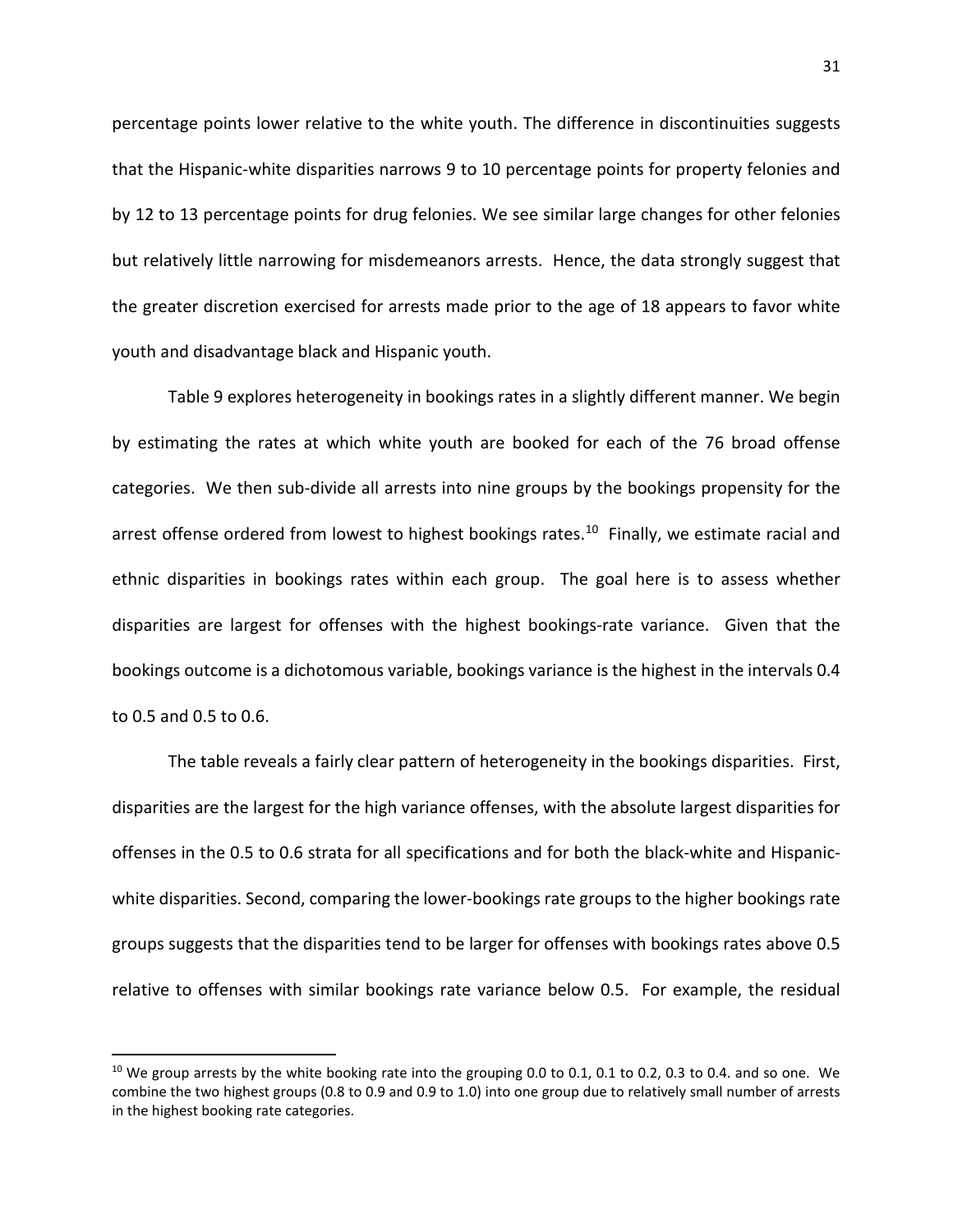percentage points lower relative to the white youth. The difference in discontinuities suggests that the Hispanic-white disparities narrows 9 to 10 percentage points for property felonies and by 12 to 13 percentage points for drug felonies. We see similar large changes for other felonies but relatively little narrowing for misdemeanors arrests. Hence, the data strongly suggest that the greater discretion exercised for arrests made prior to the age of 18 appears to favor white youth and disadvantage black and Hispanic youth.

Table 9 explores heterogeneity in bookings rates in a slightly different manner. We begin by estimating the rates at which white youth are booked for each of the 76 broad offense categories. We then sub-divide all arrests into nine groups by the bookings propensity for the arrest offense ordered from lowest to highest bookings rates.[10] Finally, we estimate racial and ethnic disparities in bookings rates within each group. The goal here is to assess whether disparities are largest for offenses with the highest bookings-rate variance. Given that the bookings outcome is a dichotomous variable, bookings variance is the highest in the intervals 0.4 to 0.5 and 0.5 to 0.6.

The table reveals a fairly clear pattern of heterogeneity in the bookings disparities. First, disparities are the largest for the high variance offenses, with the absolute largest disparities for offenses in the 0.5 to 0.6 strata for all specifications and for both the black-white and Hispanic-white disparities. Second, comparing the lower-bookings rate groups to the higher bookings rate groups suggests that the disparities tend to be larger for offenses with bookings rates above 0.5 relative to offenses with similar bookings rate variance below 0.5. For example, the residual

---

[10] We group arrests by the white booking rate into the grouping 0.0 to 0.1, 0.1 to 0.2, 0.3 to 0.4. and so one. We combine the two highest groups (0.8 to 0.9 and 0.9 to 1.0) into one group due to relatively small number of arrests in the highest booking rate categories.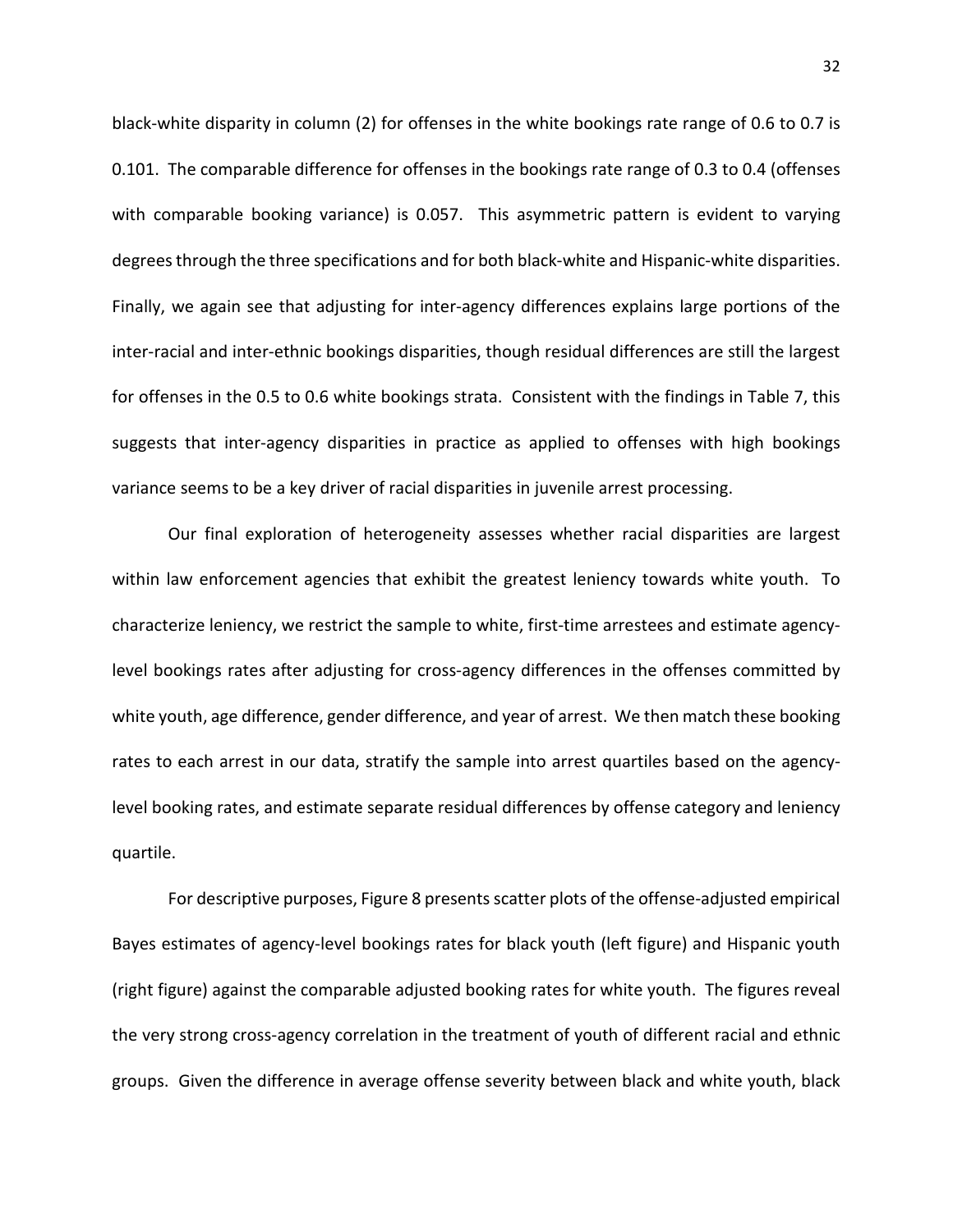black-white disparity in column (2) for offenses in the white bookings rate range of 0.6 to 0.7 is 0.101. The comparable difference for offenses in the bookings rate range of 0.3 to 0.4 (offenses with comparable booking variance) is 0.057. This asymmetric pattern is evident to varying degrees through the three specifications and for both black-white and Hispanic-white disparities. Finally, we again see that adjusting for inter-agency differences explains large portions of the inter-racial and inter-ethnic bookings disparities, though residual differences are still the largest for offenses in the 0.5 to 0.6 white bookings strata. Consistent with the findings in Table 7, this suggests that inter-agency disparities in practice as applied to offenses with high bookings variance seems to be a key driver of racial disparities in juvenile arrest processing.

Our final exploration of heterogeneity assesses whether racial disparities are largest within law enforcement agencies that exhibit the greatest leniency towards white youth. To characterize leniency, we restrict the sample to white, first-time arrestees and estimate agency-level bookings rates after adjusting for cross-agency differences in the offenses committed by white youth, age difference, gender difference, and year of arrest. We then match these booking rates to each arrest in our data, stratify the sample into arrest quartiles based on the agency-level booking rates, and estimate separate residual differences by offense category and leniency quartile.

For descriptive purposes, Figure 8 presents scatter plots of the offense-adjusted empirical Bayes estimates of agency-level bookings rates for black youth (left figure) and Hispanic youth (right figure) against the comparable adjusted booking rates for white youth. The figures reveal the very strong cross-agency correlation in the treatment of youth of different racial and ethnic groups. Given the difference in average offense severity between black and white youth, black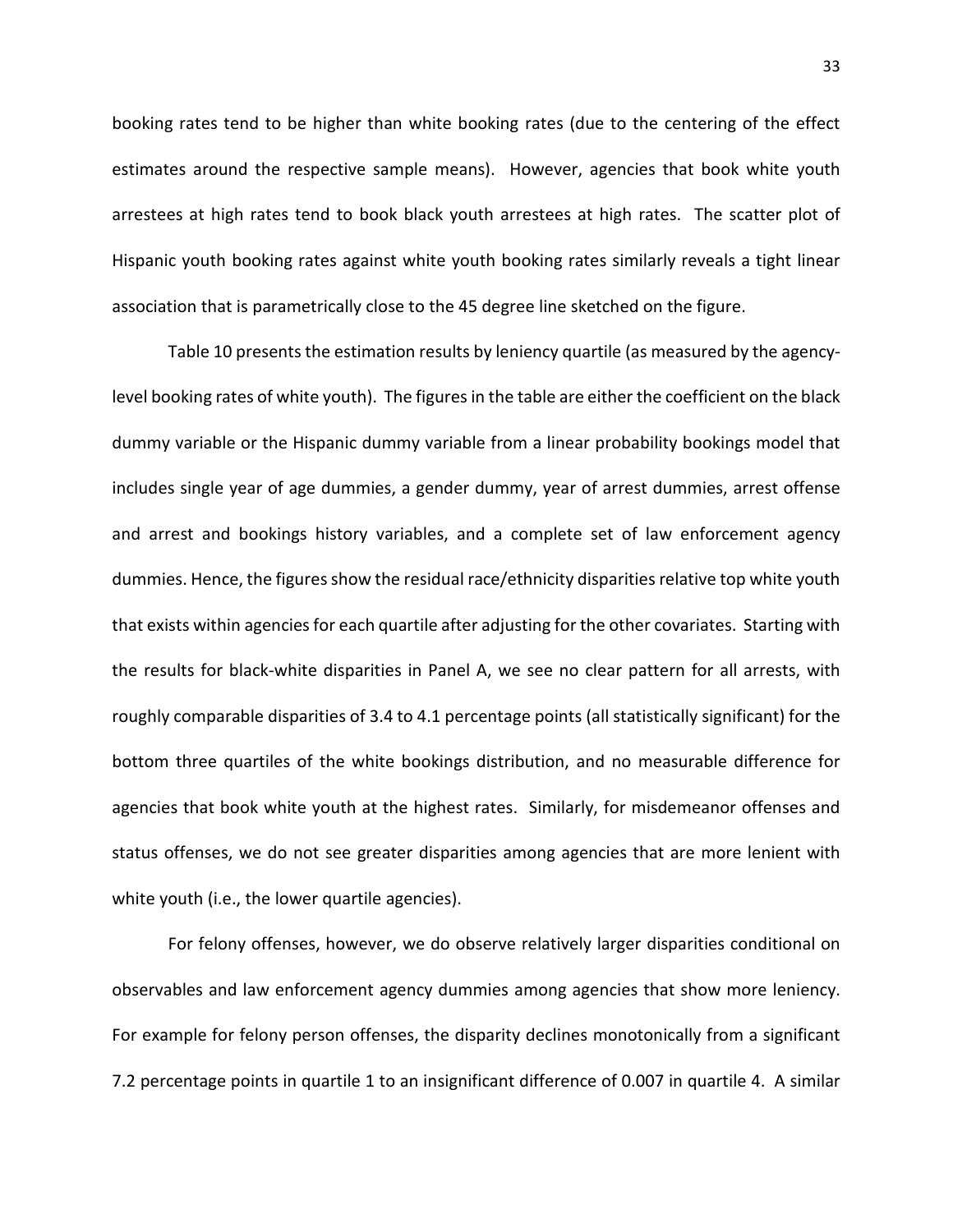booking rates tend to be higher than white booking rates (due to the centering of the effect estimates around the respective sample means). However, agencies that book white youth arrestees at high rates tend to book black youth arrestees at high rates. The scatter plot of Hispanic youth booking rates against white youth booking rates similarly reveals a tight linear association that is parametrically close to the 45 degree line sketched on the figure.

Table 10 presents the estimation results by leniency quartile (as measured by the agency-level booking rates of white youth). The figures in the table are either the coefficient on the black dummy variable or the Hispanic dummy variable from a linear probability bookings model that includes single year of age dummies, a gender dummy, year of arrest dummies, arrest offense and arrest and bookings history variables, and a complete set of law enforcement agency dummies. Hence, the figures show the residual race/ethnicity disparities relative top white youth that exists within agencies for each quartile after adjusting for the other covariates. Starting with the results for black-white disparities in Panel A, we see no clear pattern for all arrests, with roughly comparable disparities of 3.4 to 4.1 percentage points (all statistically significant) for the bottom three quartiles of the white bookings distribution, and no measurable difference for agencies that book white youth at the highest rates. Similarly, for misdemeanor offenses and status offenses, we do not see greater disparities among agencies that are more lenient with white youth (i.e., the lower quartile agencies).

For felony offenses, however, we do observe relatively larger disparities conditional on observables and law enforcement agency dummies among agencies that show more leniency. For example for felony person offenses, the disparity declines monotonically from a significant 7.2 percentage points in quartile 1 to an insignificant difference of 0.007 in quartile 4. A similar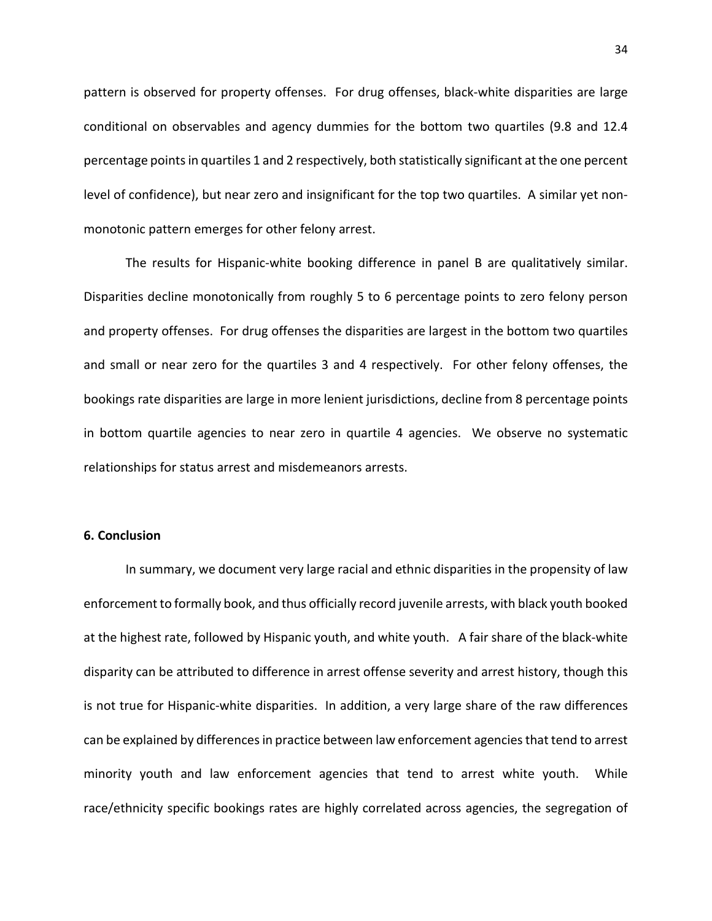pattern is observed for property offenses. For drug offenses, black-white disparities are large conditional on observables and agency dummies for the bottom two quartiles (9.8 and 12.4 percentage points in quartiles 1 and 2 respectively, both statistically significant at the one percent level of confidence), but near zero and insignificant for the top two quartiles. A similar yet non-monotonic pattern emerges for other felony arrest.

The results for Hispanic-white booking difference in panel B are qualitatively similar. Disparities decline monotonically from roughly 5 to 6 percentage points to zero felony person and property offenses. For drug offenses the disparities are largest in the bottom two quartiles and small or near zero for the quartiles 3 and 4 respectively. For other felony offenses, the bookings rate disparities are large in more lenient jurisdictions, decline from 8 percentage points in bottom quartile agencies to near zero in quartile 4 agencies. We observe no systematic relationships for status arrest and misdemeanors arrests.

## 6. Conclusion

In summary, we document very large racial and ethnic disparities in the propensity of law enforcement to formally book, and thus officially record juvenile arrests, with black youth booked at the highest rate, followed by Hispanic youth, and white youth. A fair share of the black-white disparity can be attributed to difference in arrest offense severity and arrest history, though this is not true for Hispanic-white disparities. In addition, a very large share of the raw differences can be explained by differences in practice between law enforcement agencies that tend to arrest minority youth and law enforcement agencies that tend to arrest white youth. While race/ethnicity specific bookings rates are highly correlated across agencies, the segregation of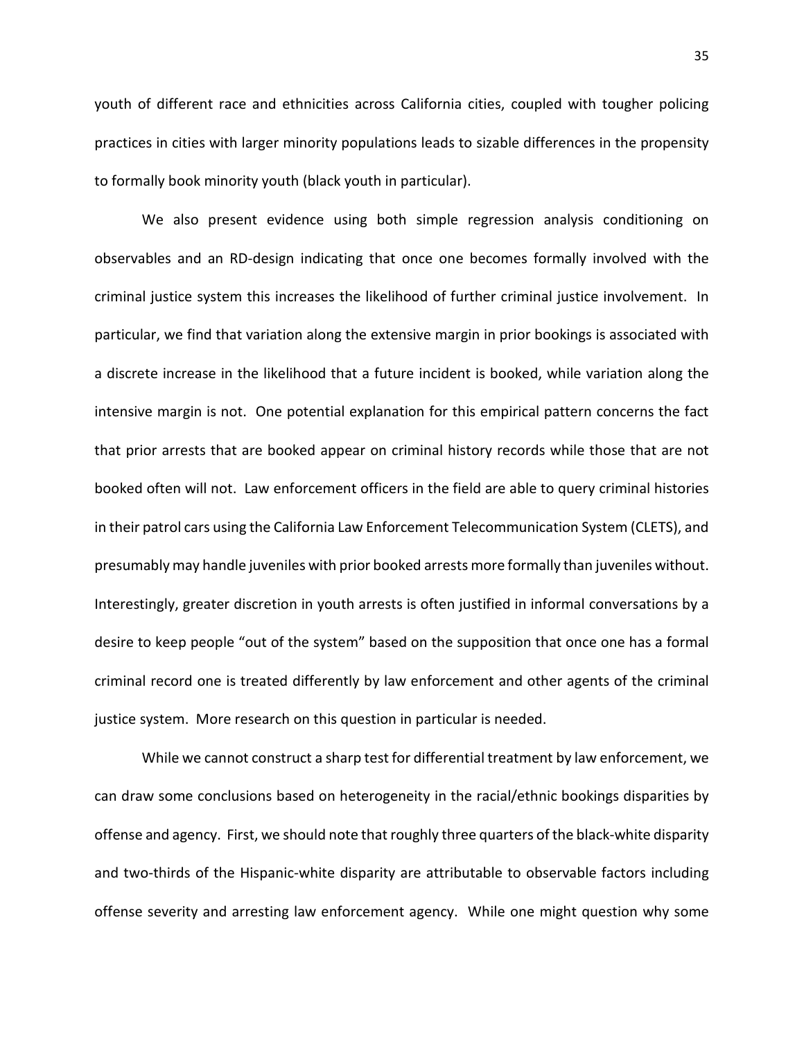youth of different race and ethnicities across California cities, coupled with tougher policing practices in cities with larger minority populations leads to sizable differences in the propensity to formally book minority youth (black youth in particular).

We also present evidence using both simple regression analysis conditioning on observables and an RD-design indicating that once one becomes formally involved with the criminal justice system this increases the likelihood of further criminal justice involvement. In particular, we find that variation along the extensive margin in prior bookings is associated with a discrete increase in the likelihood that a future incident is booked, while variation along the intensive margin is not. One potential explanation for this empirical pattern concerns the fact that prior arrests that are booked appear on criminal history records while those that are not booked often will not. Law enforcement officers in the field are able to query criminal histories in their patrol cars using the California Law Enforcement Telecommunication System (CLETS), and presumably may handle juveniles with prior booked arrests more formally than juveniles without. Interestingly, greater discretion in youth arrests is often justified in informal conversations by a desire to keep people "out of the system" based on the supposition that once one has a formal criminal record one is treated differently by law enforcement and other agents of the criminal justice system. More research on this question in particular is needed.

While we cannot construct a sharp test for differential treatment by law enforcement, we can draw some conclusions based on heterogeneity in the racial/ethnic bookings disparities by offense and agency. First, we should note that roughly three quarters of the black-white disparity and two-thirds of the Hispanic-white disparity are attributable to observable factors including offense severity and arresting law enforcement agency. While one might question why some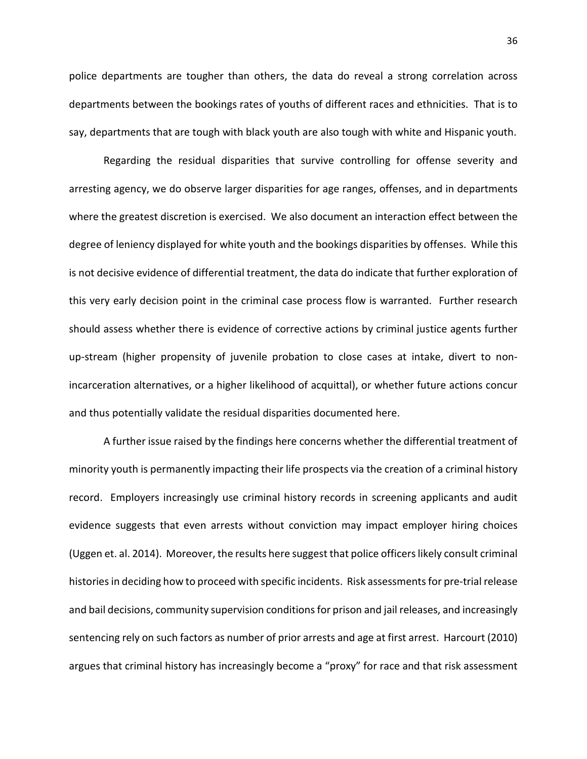police departments are tougher than others, the data do reveal a strong correlation across departments between the bookings rates of youths of different races and ethnicities. That is to say, departments that are tough with black youth are also tough with white and Hispanic youth.

Regarding the residual disparities that survive controlling for offense severity and arresting agency, we do observe larger disparities for age ranges, offenses, and in departments where the greatest discretion is exercised. We also document an interaction effect between the degree of leniency displayed for white youth and the bookings disparities by offenses. While this is not decisive evidence of differential treatment, the data do indicate that further exploration of this very early decision point in the criminal case process flow is warranted. Further research should assess whether there is evidence of corrective actions by criminal justice agents further up-stream (higher propensity of juvenile probation to close cases at intake, divert to non-incarceration alternatives, or a higher likelihood of acquittal), or whether future actions concur and thus potentially validate the residual disparities documented here.

A further issue raised by the findings here concerns whether the differential treatment of minority youth is permanently impacting their life prospects via the creation of a criminal history record. Employers increasingly use criminal history records in screening applicants and audit evidence suggests that even arrests without conviction may impact employer hiring choices (Uggen et. al. 2014). Moreover, the results here suggest that police officers likely consult criminal histories in deciding how to proceed with specific incidents. Risk assessments for pre-trial release and bail decisions, community supervision conditions for prison and jail releases, and increasingly sentencing rely on such factors as number of prior arrests and age at first arrest. Harcourt (2010) argues that criminal history has increasingly become a "proxy" for race and that risk assessment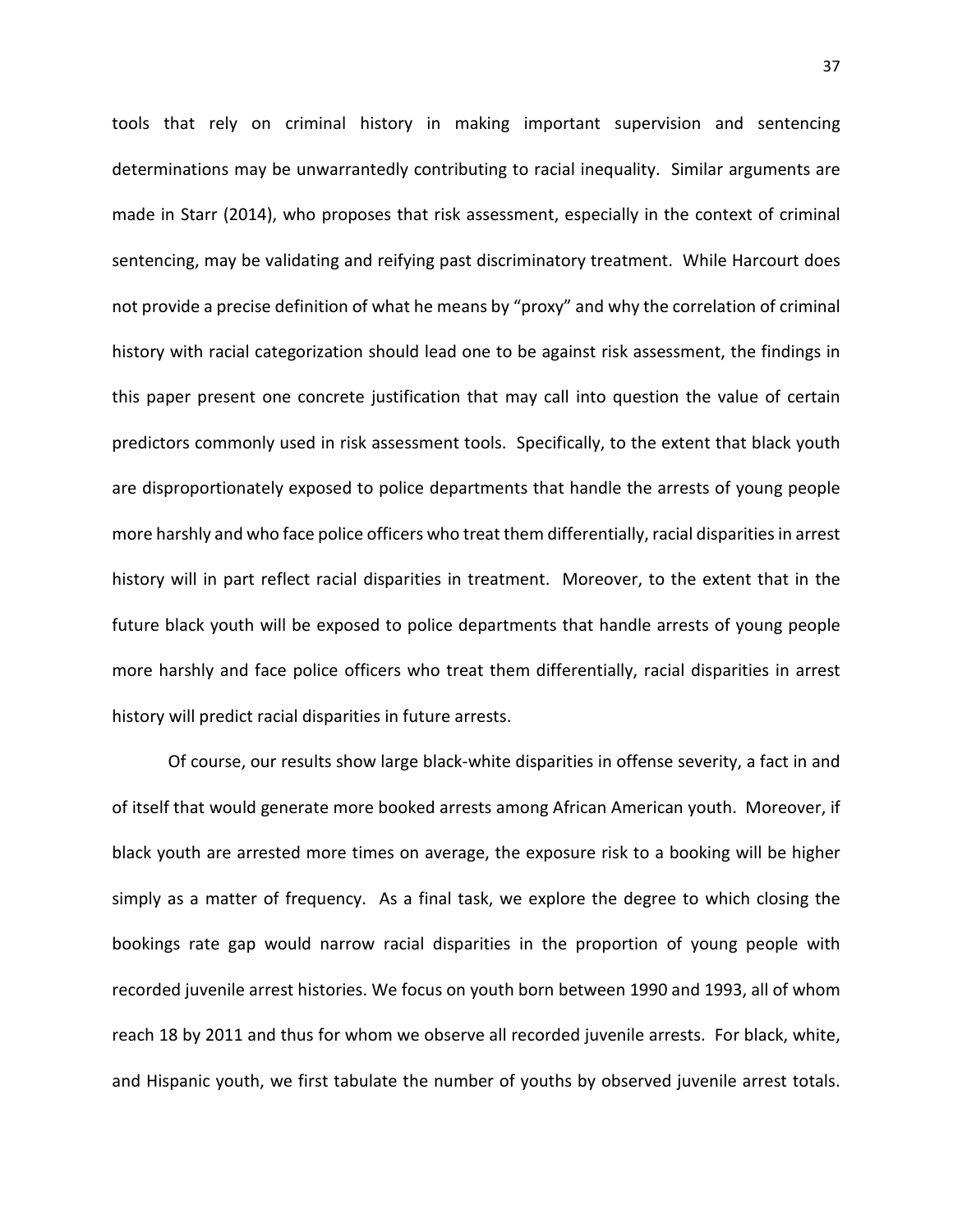tools that rely on criminal history in making important supervision and sentencing determinations may be unwarrantedly contributing to racial inequality. Similar arguments are made in Starr (2014), who proposes that risk assessment, especially in the context of criminal sentencing, may be validating and reifying past discriminatory treatment. While Harcourt does not provide a precise definition of what he means by "proxy" and why the correlation of criminal history with racial categorization should lead one to be against risk assessment, the findings in this paper present one concrete justification that may call into question the value of certain predictors commonly used in risk assessment tools. Specifically, to the extent that black youth are disproportionately exposed to police departments that handle the arrests of young people more harshly and who face police officers who treat them differentially, racial disparities in arrest history will in part reflect racial disparities in treatment. Moreover, to the extent that in the future black youth will be exposed to police departments that handle arrests of young people more harshly and face police officers who treat them differentially, racial disparities in arrest history will predict racial disparities in future arrests.

Of course, our results show large black-white disparities in offense severity, a fact in and of itself that would generate more booked arrests among African American youth. Moreover, if black youth are arrested more times on average, the exposure risk to a booking will be higher simply as a matter of frequency. As a final task, we explore the degree to which closing the bookings rate gap would narrow racial disparities in the proportion of young people with recorded juvenile arrest histories. We focus on youth born between 1990 and 1993, all of whom reach 18 by 2011 and thus for whom we observe all recorded juvenile arrests. For black, white, and Hispanic youth, we first tabulate the number of youths by observed juvenile arrest totals.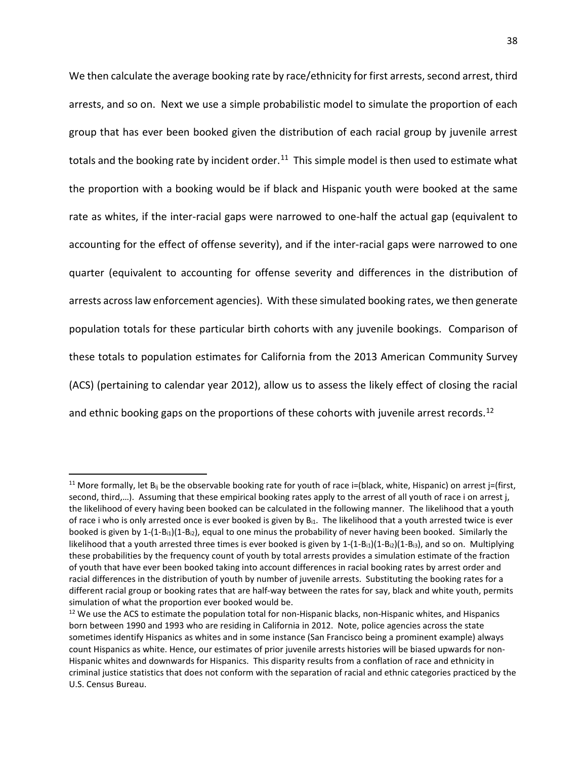We then calculate the average booking rate by race/ethnicity for first arrests, second arrest, third arrests, and so on. Next we use a simple probabilistic model to simulate the proportion of each group that has ever been booked given the distribution of each racial group by juvenile arrest totals and the booking rate by incident order.[11] This simple model is then used to estimate what the proportion with a booking would be if black and Hispanic youth were booked at the same rate as whites, if the inter-racial gaps were narrowed to one-half the actual gap (equivalent to accounting for the effect of offense severity), and if the inter-racial gaps were narrowed to one quarter (equivalent to accounting for offense severity and differences in the distribution of arrests across law enforcement agencies). With these simulated booking rates, we then generate population totals for these particular birth cohorts with any juvenile bookings. Comparison of these totals to population estimates for California from the 2013 American Community Survey (ACS) (pertaining to calendar year 2012), allow us to assess the likely effect of closing the racial and ethnic booking gaps on the proportions of these cohorts with juvenile arrest records.[12]

---

[11] More formally, let $B_{ij}$ be the observable booking rate for youth of race i=(black, white, Hispanic) on arrest j=(first, second, third,…). Assuming that these empirical booking rates apply to the arrest of all youth of race i on arrest j, the likelihood of every having been booked can be calculated in the following manner. The likelihood that a youth of race i who is only arrested once is ever booked is given by $B_{i1}$. The likelihood that a youth arrested twice is ever booked is given by $1-(1-B_{i1})(1-B_{i2})$, equal to one minus the probability of never having been booked. Similarly the likelihood that a youth arrested three times is ever booked is given by $1-(1-B_{i1})(1-B_{i2})(1-B_{i3})$, and so on. Multiplying these probabilities by the frequency count of youth by total arrests provides a simulation estimate of the fraction of youth that have ever been booked taking into account differences in racial booking rates by arrest order and racial differences in the distribution of youth by number of juvenile arrests. Substituting the booking rates for a different racial group or booking rates that are half-way between the rates for say, black and white youth, permits simulation of what the proportion ever booked would be.

[12] We use the ACS to estimate the population total for non-Hispanic blacks, non-Hispanic whites, and Hispanics born between 1990 and 1993 who are residing in California in 2012. Note, police agencies across the state sometimes identify Hispanics as whites and in some instance (San Francisco being a prominent example) always count Hispanics as white. Hence, our estimates of prior juvenile arrests histories will be biased upwards for non-Hispanic whites and downwards for Hispanics. This disparity results from a conflation of race and ethnicity in criminal justice statistics that does not conform with the separation of racial and ethnic categories practiced by the U.S. Census Bureau.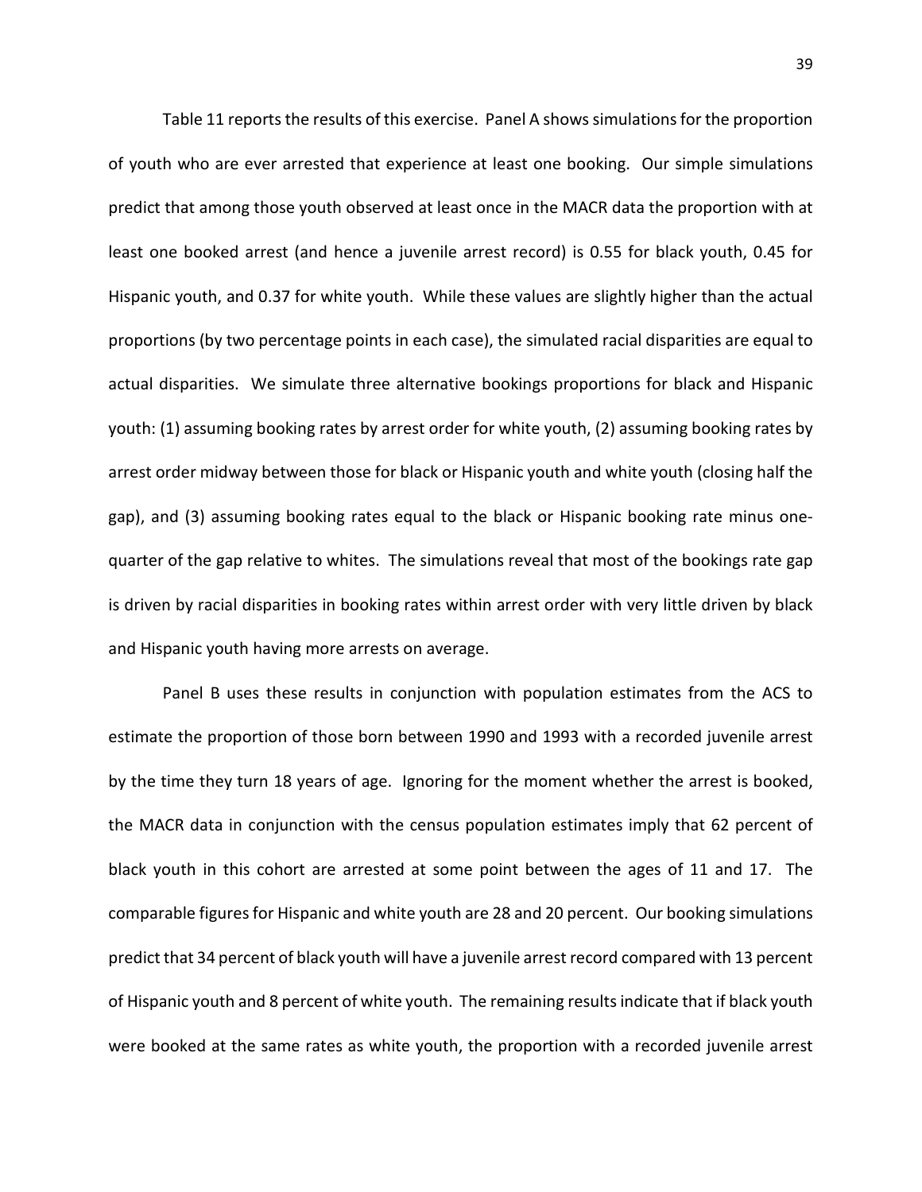Table 11 reports the results of this exercise. Panel A shows simulations for the proportion of youth who are ever arrested that experience at least one booking. Our simple simulations predict that among those youth observed at least once in the MACR data the proportion with at least one booked arrest (and hence a juvenile arrest record) is 0.55 for black youth, 0.45 for Hispanic youth, and 0.37 for white youth. While these values are slightly higher than the actual proportions (by two percentage points in each case), the simulated racial disparities are equal to actual disparities. We simulate three alternative bookings proportions for black and Hispanic youth: (1) assuming booking rates by arrest order for white youth, (2) assuming booking rates by arrest order midway between those for black or Hispanic youth and white youth (closing half the gap), and (3) assuming booking rates equal to the black or Hispanic booking rate minus one-quarter of the gap relative to whites. The simulations reveal that most of the bookings rate gap is driven by racial disparities in booking rates within arrest order with very little driven by black and Hispanic youth having more arrests on average.

Panel B uses these results in conjunction with population estimates from the ACS to estimate the proportion of those born between 1990 and 1993 with a recorded juvenile arrest by the time they turn 18 years of age. Ignoring for the moment whether the arrest is booked, the MACR data in conjunction with the census population estimates imply that 62 percent of black youth in this cohort are arrested at some point between the ages of 11 and 17. The comparable figures for Hispanic and white youth are 28 and 20 percent. Our booking simulations predict that 34 percent of black youth will have a juvenile arrest record compared with 13 percent of Hispanic youth and 8 percent of white youth. The remaining results indicate that if black youth were booked at the same rates as white youth, the proportion with a recorded juvenile arrest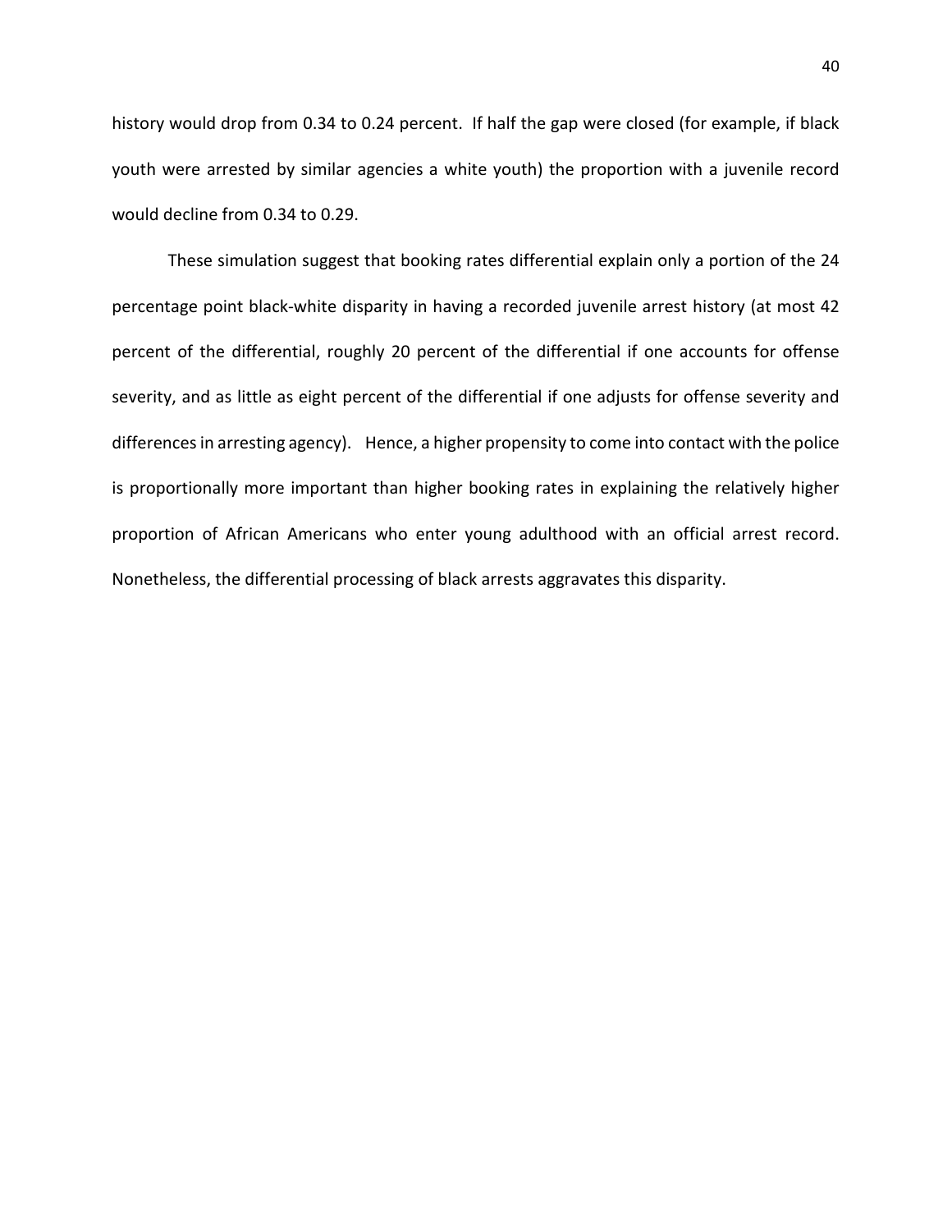history would drop from 0.34 to 0.24 percent. If half the gap were closed (for example, if black youth were arrested by similar agencies a white youth) the proportion with a juvenile record would decline from 0.34 to 0.29.

These simulation suggest that booking rates differential explain only a portion of the 24 percentage point black-white disparity in having a recorded juvenile arrest history (at most 42 percent of the differential, roughly 20 percent of the differential if one accounts for offense severity, and as little as eight percent of the differential if one adjusts for offense severity and differences in arresting agency). Hence, a higher propensity to come into contact with the police is proportionally more important than higher booking rates in explaining the relatively higher proportion of African Americans who enter young adulthood with an official arrest record. Nonetheless, the differential processing of black arrests aggravates this disparity.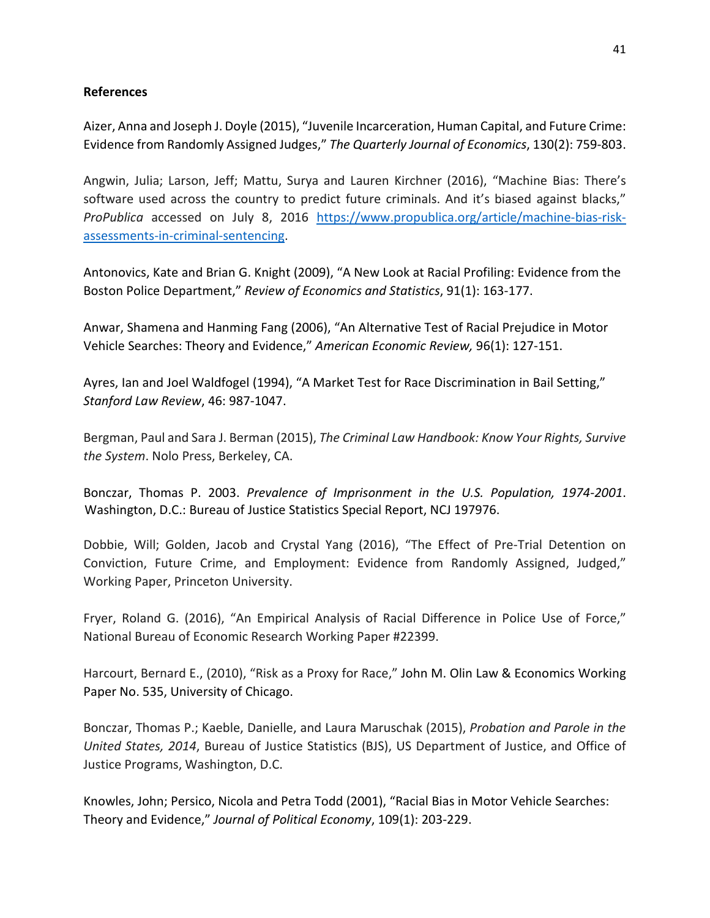**References**

Aizer, Anna and Joseph J. Doyle (2015), "Juvenile Incarceration, Human Capital, and Future Crime: Evidence from Randomly Assigned Judges," *The Quarterly Journal of Economics*, 130(2): 759-803.

Angwin, Julia; Larson, Jeff; Mattu, Surya and Lauren Kirchner (2016), "Machine Bias: There's software used across the country to predict future criminals. And it's biased against blacks," *ProPublica* accessed on July 8, 2016 [https://www.propublica.org/article/machine-bias-risk-assessments-in-criminal-sentencing](https://www.propublica.org/article/machine-bias-risk-assessments-in-criminal-sentencing).

Antonovics, Kate and Brian G. Knight (2009), "A New Look at Racial Profiling: Evidence from the Boston Police Department," *Review of Economics and Statistics*, 91(1): 163-177.

Anwar, Shamena and Hanming Fang (2006), "An Alternative Test of Racial Prejudice in Motor Vehicle Searches: Theory and Evidence," *American Economic Review,* 96(1): 127-151.

Ayres, Ian and Joel Waldfogel (1994), "A Market Test for Race Discrimination in Bail Setting," *Stanford Law Review*, 46: 987-1047.

Bergman, Paul and Sara J. Berman (2015), *The Criminal Law Handbook: Know Your Rights, Survive the System*. Nolo Press, Berkeley, CA.

Bonczar, Thomas P. 2003. *Prevalence of Imprisonment in the U.S. Population, 1974-2001*. Washington, D.C.: Bureau of Justice Statistics Special Report, NCJ 197976.

Dobbie, Will; Golden, Jacob and Crystal Yang (2016), "The Effect of Pre-Trial Detention on Conviction, Future Crime, and Employment: Evidence from Randomly Assigned, Judged," Working Paper, Princeton University.

Fryer, Roland G. (2016), "An Empirical Analysis of Racial Difference in Police Use of Force," National Bureau of Economic Research Working Paper #22399.

Harcourt, Bernard E., (2010), "Risk as a Proxy for Race," John M. Olin Law & Economics Working Paper No. 535, University of Chicago.

Bonczar, Thomas P.; Kaeble, Danielle, and Laura Maruschak (2015), *Probation and Parole in the United States, 2014*, Bureau of Justice Statistics (BJS), US Department of Justice, and Office of Justice Programs, Washington, D.C.

Knowles, John; Persico, Nicola and Petra Todd (2001), "Racial Bias in Motor Vehicle Searches: Theory and Evidence," *Journal of Political Economy*, 109(1): 203-229.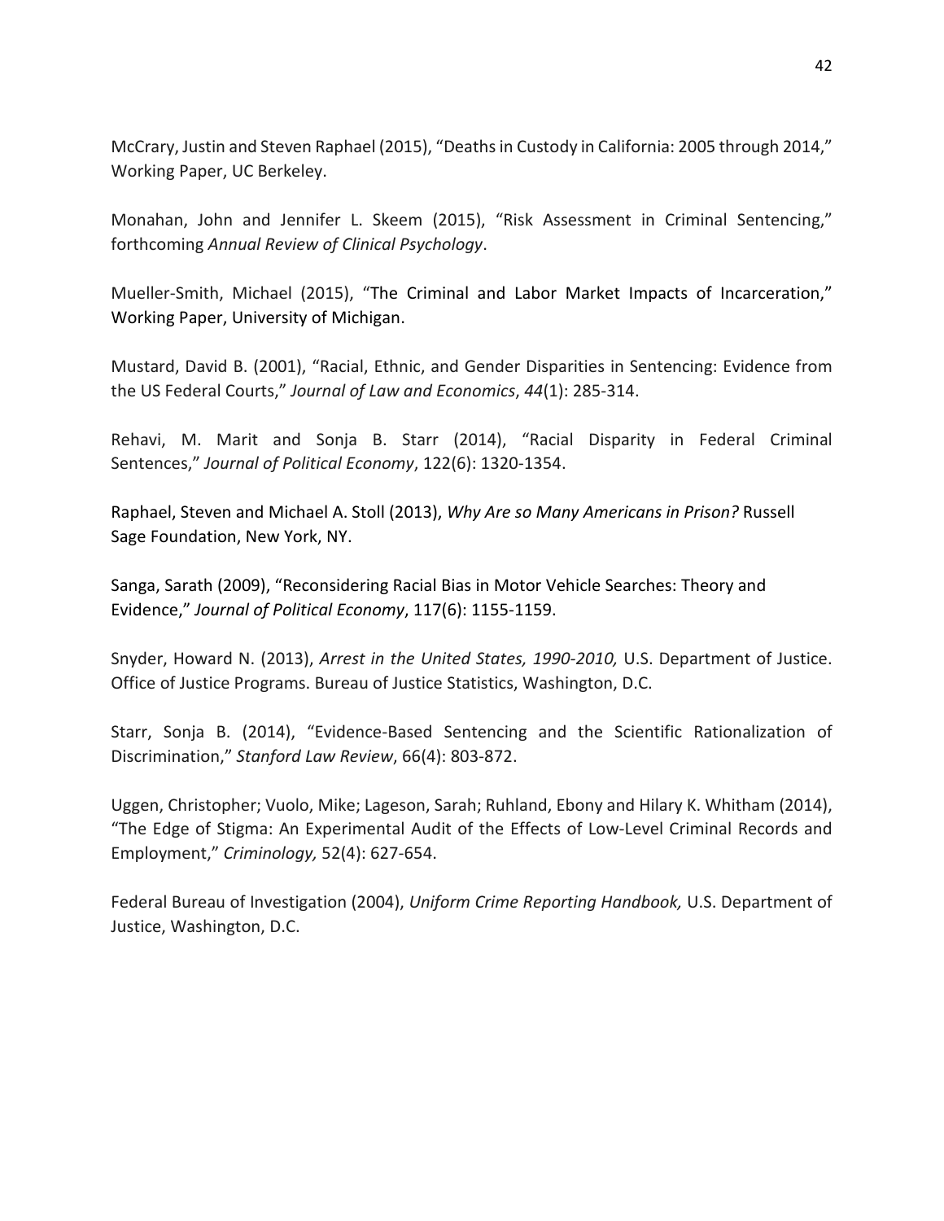McCrary, Justin and Steven Raphael (2015), "Deaths in Custody in California: 2005 through 2014," Working Paper, UC Berkeley.

Monahan, John and Jennifer L. Skeem (2015), "Risk Assessment in Criminal Sentencing," forthcoming *Annual Review of Clinical Psychology*.

Mueller-Smith, Michael (2015), "The Criminal and Labor Market Impacts of Incarceration," Working Paper, University of Michigan.

Mustard, David B. (2001), "Racial, Ethnic, and Gender Disparities in Sentencing: Evidence from the US Federal Courts," *Journal of Law and Economics*, *44*(1): 285-314.

Rehavi, M. Marit and Sonja B. Starr (2014), "Racial Disparity in Federal Criminal Sentences," *Journal of Political Economy*, 122(6): 1320-1354.

Raphael, Steven and Michael A. Stoll (2013), *Why Are so Many Americans in Prison?* Russell Sage Foundation, New York, NY.

Sanga, Sarath (2009), "Reconsidering Racial Bias in Motor Vehicle Searches: Theory and Evidence," *Journal of Political Economy*, 117(6): 1155-1159.

Snyder, Howard N. (2013), *Arrest in the United States, 1990-2010,* U.S. Department of Justice. Office of Justice Programs. Bureau of Justice Statistics, Washington, D.C.

Starr, Sonja B. (2014), "Evidence-Based Sentencing and the Scientific Rationalization of Discrimination," *Stanford Law Review*, 66(4): 803-872.

Uggen, Christopher; Vuolo, Mike; Lageson, Sarah; Ruhland, Ebony and Hilary K. Whitham (2014), "The Edge of Stigma: An Experimental Audit of the Effects of Low-Level Criminal Records and Employment," *Criminology,* 52(4): 627-654.

Federal Bureau of Investigation (2004), *Uniform Crime Reporting Handbook,* U.S. Department of Justice, Washington, D.C.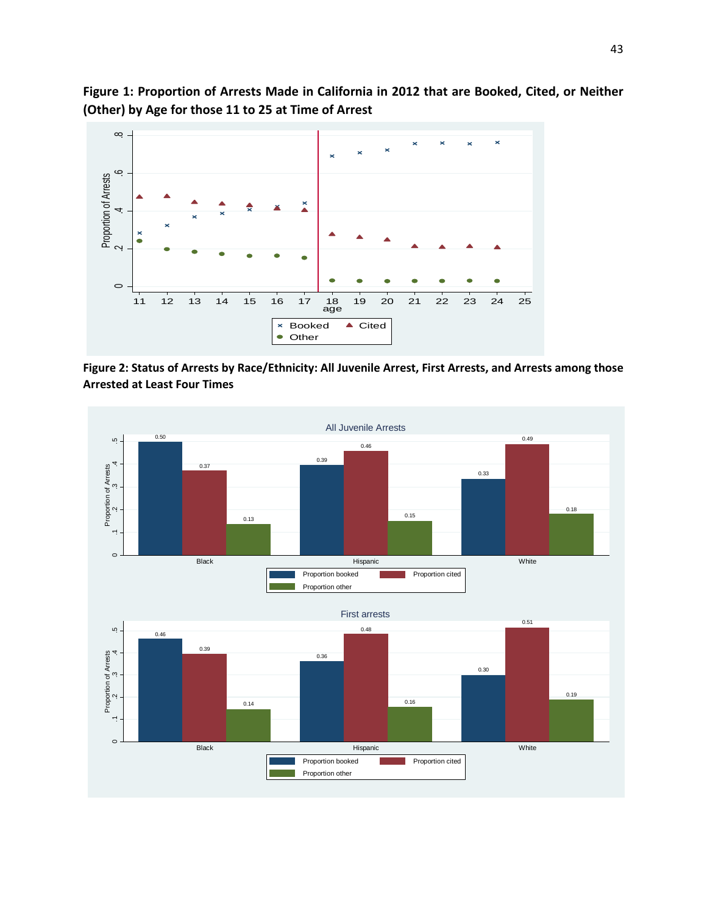**Figure 1: Proportion of Arrests Made in California in 2012 that are Booked, Cited, or Neither (Other) by Age for those 11 to 25 at Time of Arrest**

**Figure 2: Status of Arrests by Race/Ethnicity: All Juvenile Arrest, First Arrests, and Arrests among those Arrested at Least Four Times**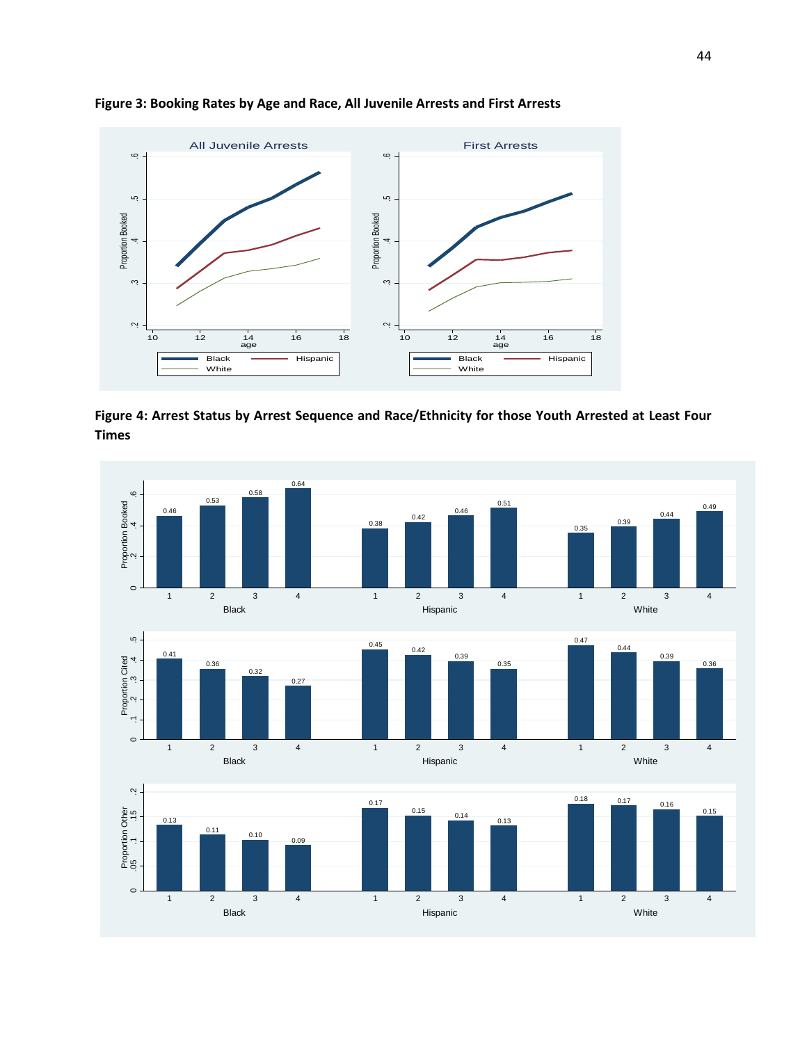**Figure 3: Booking Rates by Age and Race, All Juvenile Arrests and First Arrests**

**Figure 4: Arrest Status by Arrest Sequence and Race/Ethnicity for those Youth Arrested at Least Four Times**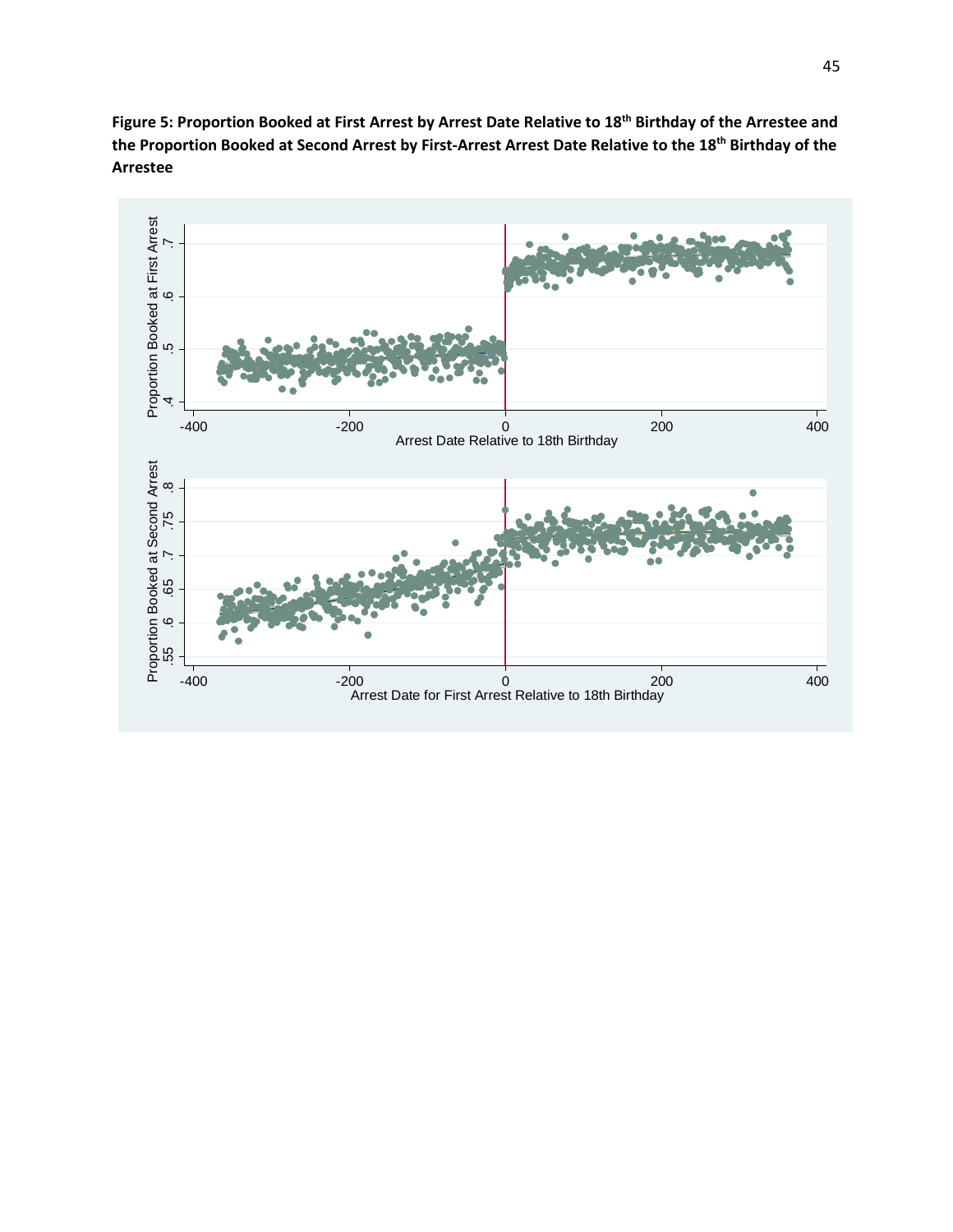**Figure 5: Proportion Booked at First Arrest by Arrest Date Relative to 18th Birthday of the Arrestee and the Proportion Booked at Second Arrest by First-Arrest Arrest Date Relative to the 18th Birthday of the Arrestee**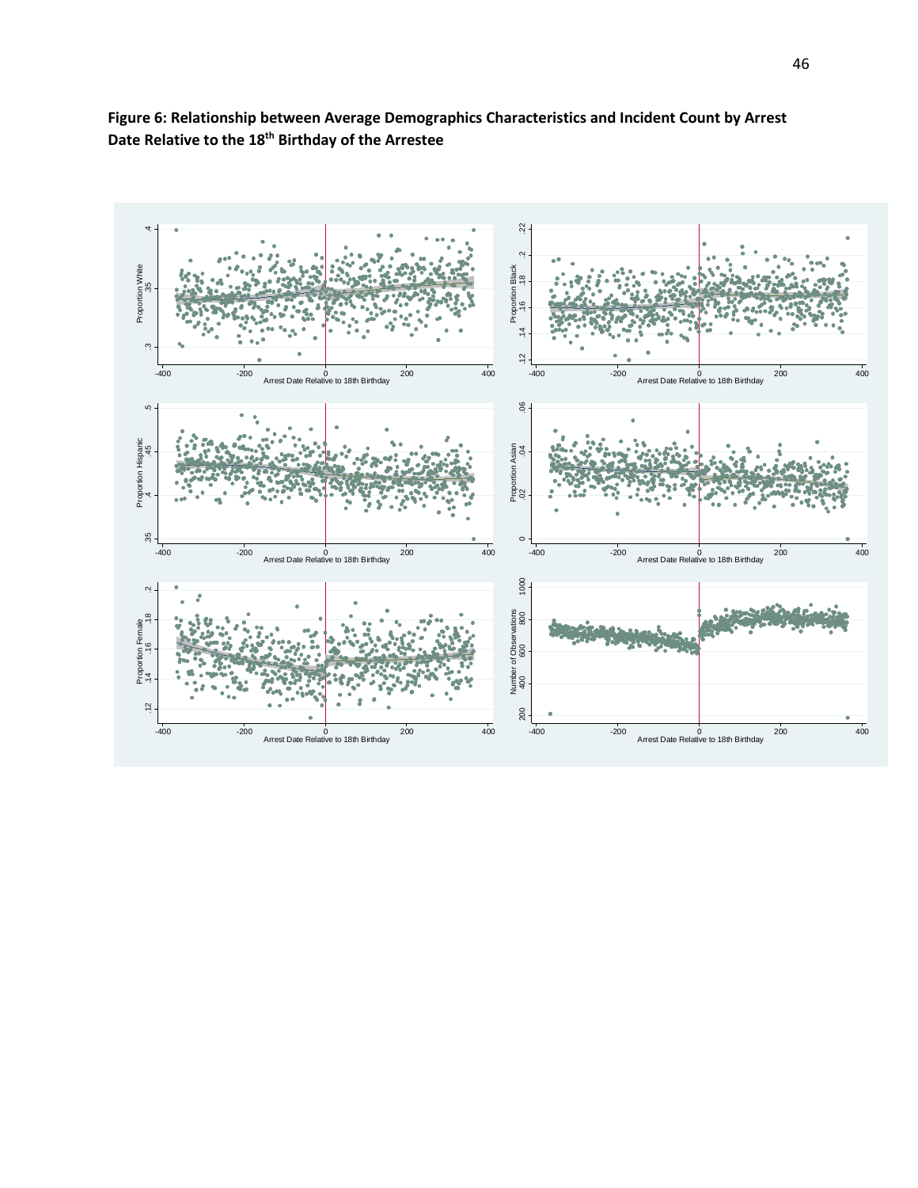**Figure 6: Relationship between Average Demographics Characteristics and Incident Count by Arrest Date Relative to the 18[th] Birthday of the Arrestee**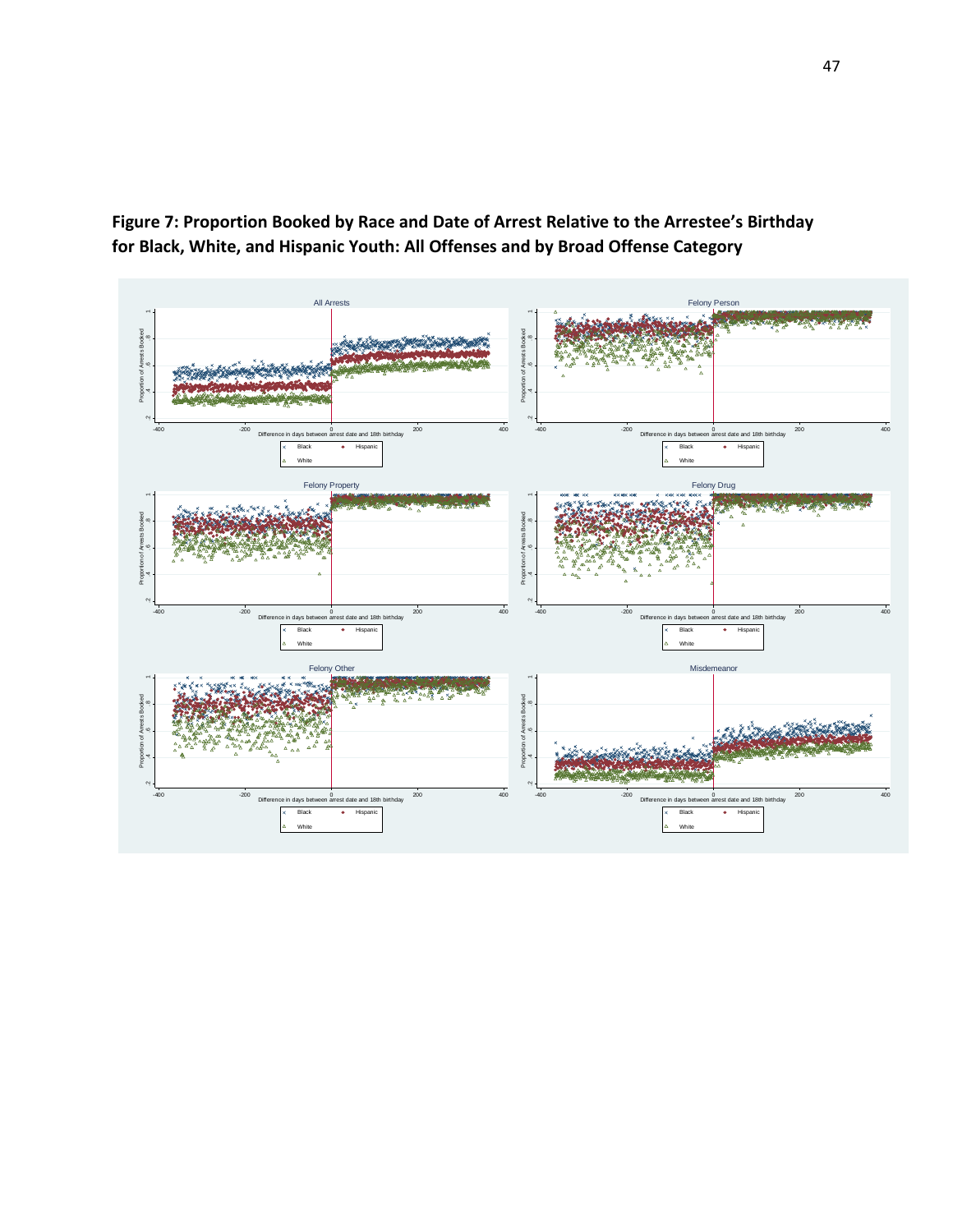**Figure 7: Proportion Booked by Race and Date of Arrest Relative to the Arrestee's Birthday for Black, White, and Hispanic Youth: All Offenses and by Broad Offense Category**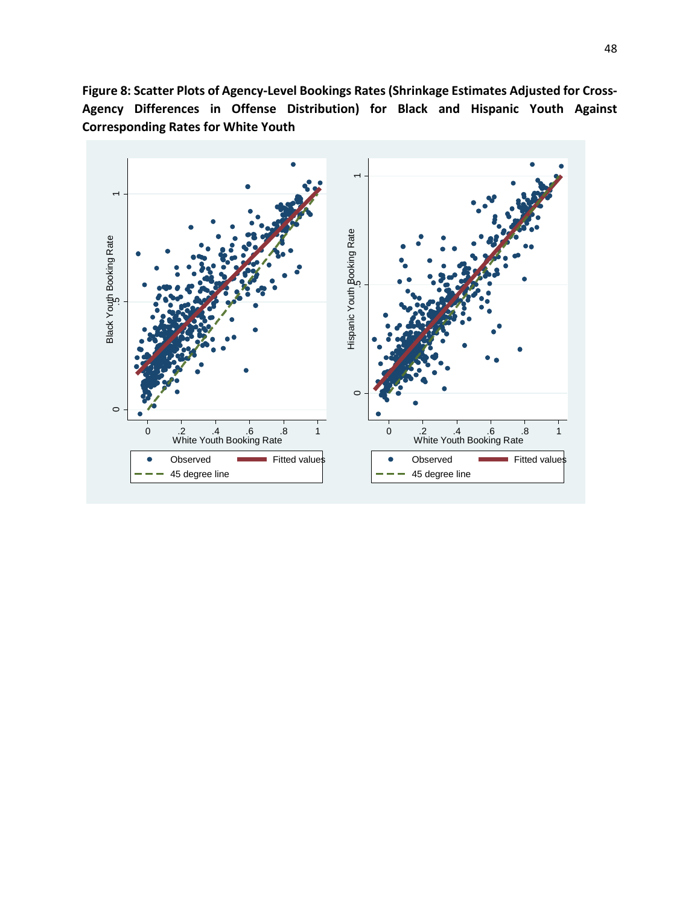**Figure 8: Scatter Plots of Agency-Level Bookings Rates (Shrinkage Estimates Adjusted for Cross-Agency Differences in Offense Distribution) for Black and Hispanic Youth Against Corresponding Rates for White Youth**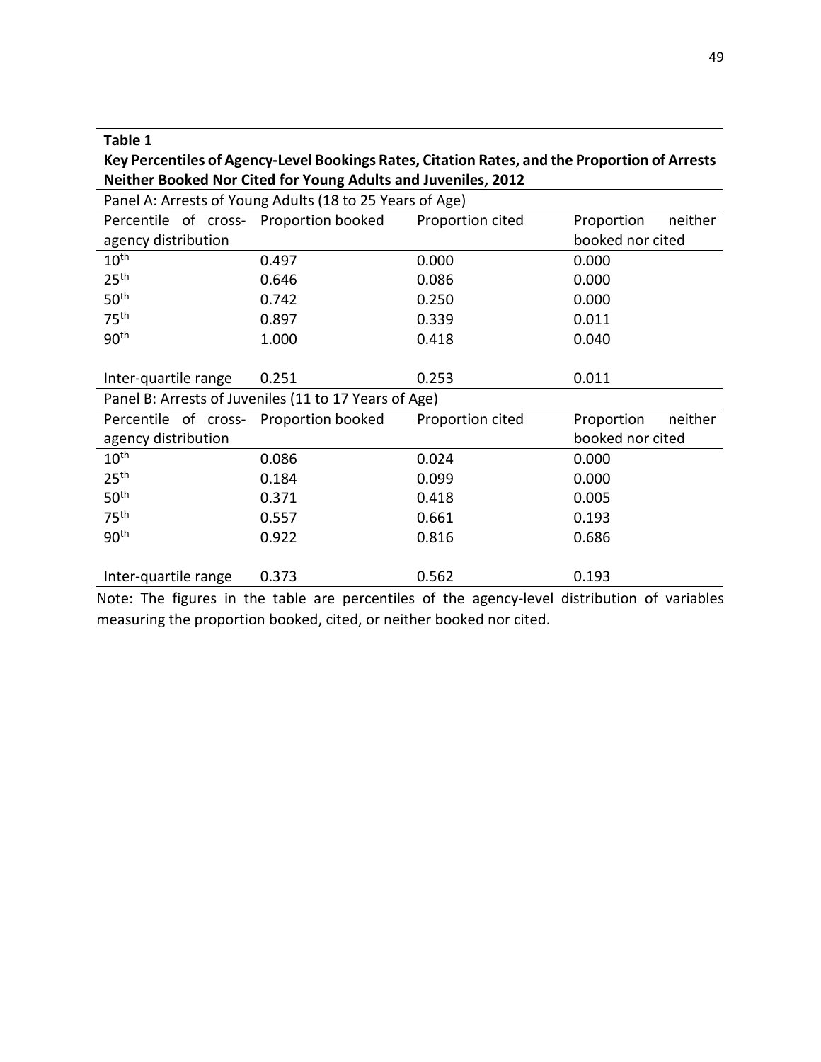**Table 1**

**Key Percentiles of Agency-Level Bookings Rates, Citation Rates, and the Proportion of Arrests Neither Booked Nor Cited for Young Adults and Juveniles, 2012**

| Panel A: Arrests of Young Adults (18 to 25 Years of Age) | | | |
|---|---|---|---|
| Percentile of cross-agency distribution | Proportion booked | Proportion cited | Proportion neither booked nor cited |
| 10th | 0.497 | 0.000 | 0.000 |
| 25th | 0.646 | 0.086 | 0.000 |
| 50th | 0.742 | 0.250 | 0.000 |
| 75th | 0.897 | 0.339 | 0.011 |
| 90th | 1.000 | 0.418 | 0.040 |
| Inter-quartile range | 0.251 | 0.253 | 0.011 |
| **Panel B: Arrests of Juveniles (11 to 17 Years of Age)** | | | |
| Percentile of cross-agency distribution | Proportion booked | Proportion cited | Proportion neither booked nor cited |
| 10th | 0.086 | 0.024 | 0.000 |
| 25th | 0.184 | 0.099 | 0.000 |
| 50th | 0.371 | 0.418 | 0.005 |
| 75th | 0.557 | 0.661 | 0.193 |
| 90th | 0.922 | 0.816 | 0.686 |
| Inter-quartile range | 0.373 | 0.562 | 0.193 |

Note: The figures in the table are percentiles of the agency-level distribution of variables measuring the proportion booked, cited, or neither booked nor cited.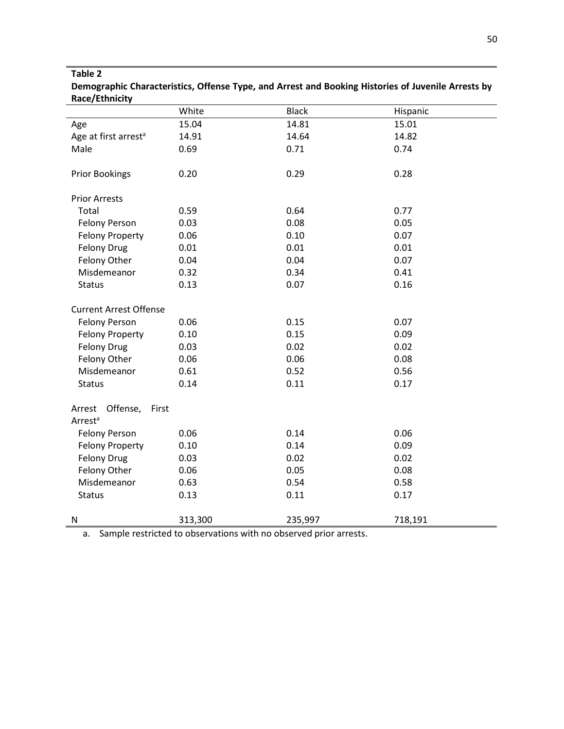**Table 2**

**Demographic Characteristics, Offense Type, and Arrest and Booking Histories of Juvenile Arrests by Race/Ethnicity**

| | White | Black | Hispanic |
|---|---|---|---|
| Age | 15.04 | 14.81 | 15.01 |
| Age at first arrest[a] | 14.91 | 14.64 | 14.82 |
| Male | 0.69 | 0.71 | 0.74 |
| | | | |
| Prior Bookings | 0.20 | 0.29 | 0.28 |
| | | | |
| Prior Arrests | | | |
| Total | 0.59 | 0.64 | 0.77 |
| Felony Person | 0.03 | 0.08 | 0.05 |
| Felony Property | 0.06 | 0.10 | 0.07 |
| Felony Drug | 0.01 | 0.01 | 0.01 |
| Felony Other | 0.04 | 0.04 | 0.07 |
| Misdemeanor | 0.32 | 0.34 | 0.41 |
| Status | 0.13 | 0.07 | 0.16 |
| | | | |
| Current Arrest Offense | | | |
| Felony Person | 0.06 | 0.15 | 0.07 |
| Felony Property | 0.10 | 0.15 | 0.09 |
| Felony Drug | 0.03 | 0.02 | 0.02 |
| Felony Other | 0.06 | 0.06 | 0.08 |
| Misdemeanor | 0.61 | 0.52 | 0.56 |
| Status | 0.14 | 0.11 | 0.17 |
| | | | |
| Arrest Offense, First Arrest[a] | | | |
| Felony Person | 0.06 | 0.14 | 0.06 |
| Felony Property | 0.10 | 0.14 | 0.09 |
| Felony Drug | 0.03 | 0.02 | 0.02 |
| Felony Other | 0.06 | 0.05 | 0.08 |
| Misdemeanor | 0.63 | 0.54 | 0.58 |
| Status | 0.13 | 0.11 | 0.17 |
| | | | |
| N | 313,300 | 235,997 | 718,191 |

a. Sample restricted to observations with no observed prior arrests.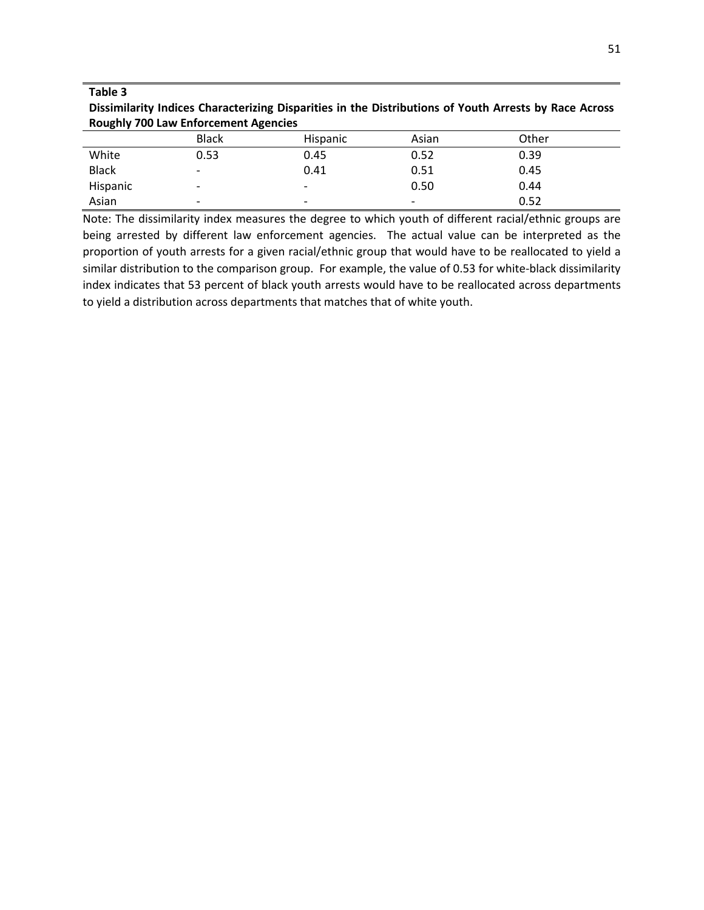**Table 3**

**Dissimilarity Indices Characterizing Disparities in the Distributions of Youth Arrests by Race Across Roughly 700 Law Enforcement Agencies**

| | Black | Hispanic | Asian | Other |
|---|---|---|---|---|
| White | 0.53 | 0.45 | 0.52 | 0.39 |
| Black | - | 0.41 | 0.51 | 0.45 |
| Hispanic | - | - | 0.50 | 0.44 |
| Asian | - | - | - | 0.52 |

Note: The dissimilarity index measures the degree to which youth of different racial/ethnic groups are being arrested by different law enforcement agencies. The actual value can be interpreted as the proportion of youth arrests for a given racial/ethnic group that would have to be reallocated to yield a similar distribution to the comparison group. For example, the value of 0.53 for white-black dissimilarity index indicates that 53 percent of black youth arrests would have to be reallocated across departments to yield a distribution across departments that matches that of white youth.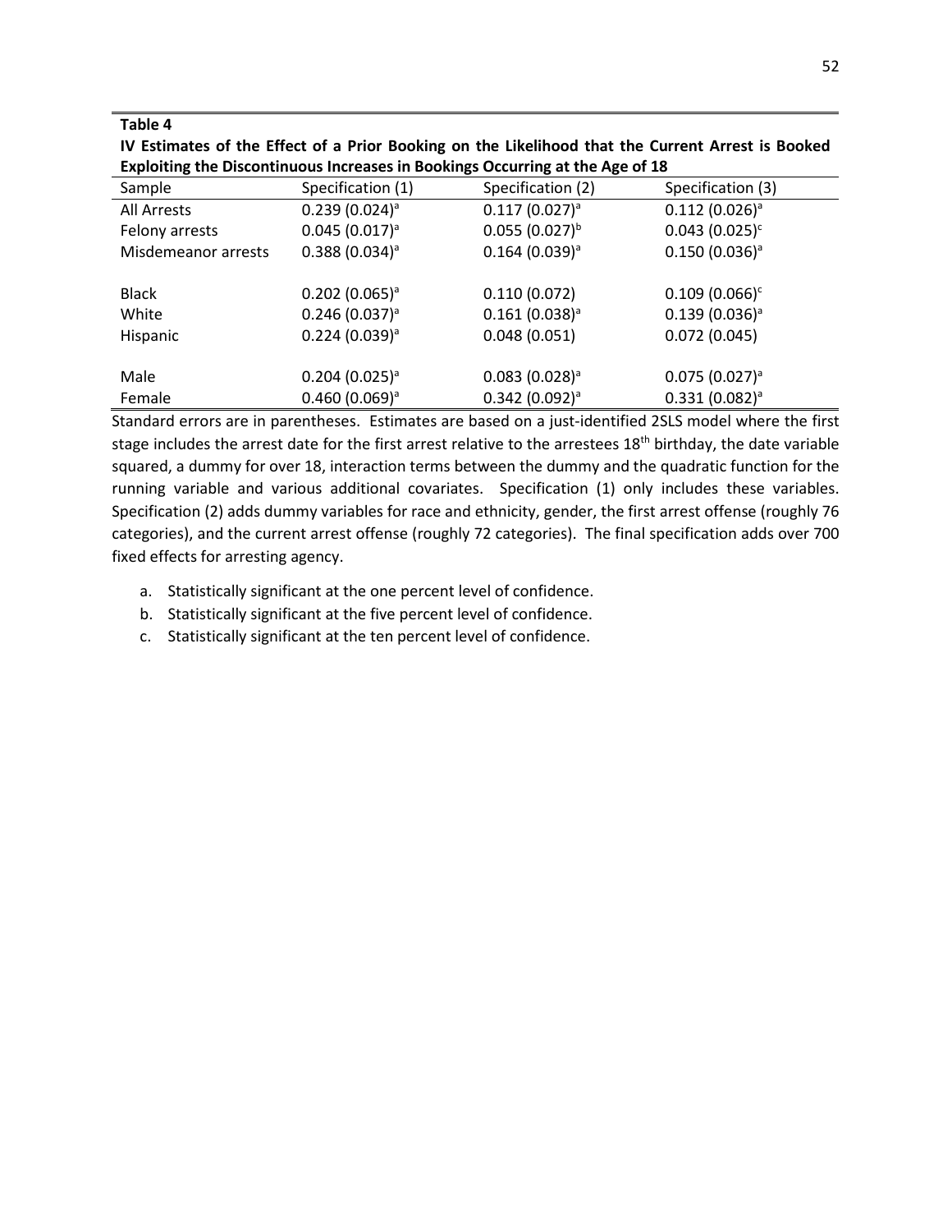**Table 4**

**IV Estimates of the Effect of a Prior Booking on the Likelihood that the Current Arrest is Booked Exploiting the Discontinuous Increases in Bookings Occurring at the Age of 18**

| Sample | Specification (1) | Specification (2) | Specification (3) |
|---|---|---|---|
| All Arrests | 0.239 (0.024)[a] | 0.117 (0.027)[a] | 0.112 (0.026)[a] |
| Felony arrests | 0.045 (0.017)[a] | 0.055 (0.027)[b] | 0.043 (0.025)[c] |
| Misdemeanor arrests | 0.388 (0.034)[a] | 0.164 (0.039)[a] | 0.150 (0.036)[a] |
| | | | |
| Black | 0.202 (0.065)[a] | 0.110 (0.072) | 0.109 (0.066)[c] |
| White | 0.246 (0.037)[a] | 0.161 (0.038)[a] | 0.139 (0.036)[a] |
| Hispanic | 0.224 (0.039)[a] | 0.048 (0.051) | 0.072 (0.045) |
| | | | |
| Male | 0.204 (0.025)[a] | 0.083 (0.028)[a] | 0.075 (0.027)[a] |
| Female | 0.460 (0.069)[a] | 0.342 (0.092)[a] | 0.331 (0.082)[a] |

Standard errors are in parentheses. Estimates are based on a just-identified 2SLS model where the first stage includes the arrest date for the first arrest relative to the arrestees 18[th] birthday, the date variable squared, a dummy for over 18, interaction terms between the dummy and the quadratic function for the running variable and various additional covariates. Specification (1) only includes these variables. Specification (2) adds dummy variables for race and ethnicity, gender, the first arrest offense (roughly 76 categories), and the current arrest offense (roughly 72 categories). The final specification adds over 700 fixed effects for arresting agency.

a. Statistically significant at the one percent level of confidence.
b. Statistically significant at the five percent level of confidence.
c. Statistically significant at the ten percent level of confidence.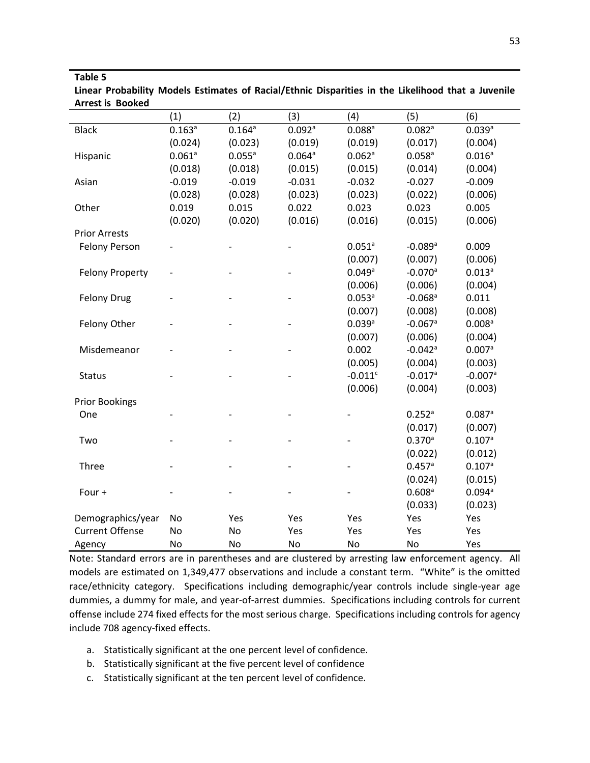**Table 5**

**Linear Probability Models Estimates of Racial/Ethnic Disparities in the Likelihood that a Juvenile Arrest is Booked**

| | (1) | (2) | (3) | (4) | (5) | (6) |
|---|---|---|---|---|---|---|
| Black | 0.163[a] | 0.164[a] | 0.092[a] | 0.088[a] | 0.082[a] | 0.039[a] |
| | (0.024) | (0.023) | (0.019) | (0.019) | (0.017) | (0.004) |
| Hispanic | 0.061[a] | 0.055[a] | 0.064[a] | 0.062[a] | 0.058[a] | 0.016[a] |
| | (0.018) | (0.018) | (0.015) | (0.015) | (0.014) | (0.004) |
| Asian | -0.019 | -0.019 | -0.031 | -0.032 | -0.027 | -0.009 |
| | (0.028) | (0.028) | (0.023) | (0.023) | (0.022) | (0.006) |
| Other | 0.019 | 0.015 | 0.022 | 0.023 | 0.023 | 0.005 |
| | (0.020) | (0.020) | (0.016) | (0.016) | (0.015) | (0.006) |
| Prior Arrests | | | | | | |
| Felony Person | - | - | - | 0.051[a] | -0.089[a] | 0.009 |
| | | | | (0.007) | (0.007) | (0.006) |
| Felony Property | - | - | - | 0.049[a] | -0.070[a] | 0.013[a] |
| | | | | (0.006) | (0.006) | (0.004) |
| Felony Drug | - | - | - | 0.053[a] | -0.068[a] | 0.011 |
| | | | | (0.007) | (0.008) | (0.008) |
| Felony Other | - | - | - | 0.039[a] | -0.067[a] | 0.008[a] |
| | | | | (0.007) | (0.006) | (0.004) |
| Misdemeanor | - | - | - | 0.002 | -0.042[a] | 0.007[a] |
| | | | | (0.005) | (0.004) | (0.003) |
| Status | - | - | - | -0.011[c] | -0.017[a] | -0.007[a] |
| | | | | (0.006) | (0.004) | (0.003) |
| Prior Bookings | | | | | | |
| One | - | - | - | - | 0.252[a] | 0.087[a] |
| | | | | | (0.017) | (0.007) |
| Two | - | - | - | - | 0.370[a] | 0.107[a] |
| | | | | | (0.022) | (0.012) |
| Three | - | - | - | - | 0.457[a] | 0.107[a] |
| | | | | | (0.024) | (0.015) |
| Four + | - | - | - | - | 0.608[a] | 0.094[a] |
| | | | | | (0.033) | (0.023) |
| Demographics/year | No | Yes | Yes | Yes | Yes | Yes |
| Current Offense | No | No | Yes | Yes | Yes | Yes |
| Agency | No | No | No | No | No | Yes |

Note: Standard errors are in parentheses and are clustered by arresting law enforcement agency. All models are estimated on 1,349,477 observations and include a constant term. "White" is the omitted race/ethnicity category. Specifications including demographic/year controls include single-year age dummies, a dummy for male, and year-of-arrest dummies. Specifications including controls for current offense include 274 fixed effects for the most serious charge. Specifications including controls for agency include 708 agency-fixed effects.

a. Statistically significant at the one percent level of confidence.
b. Statistically significant at the five percent level of confidence
c. Statistically significant at the ten percent level of confidence.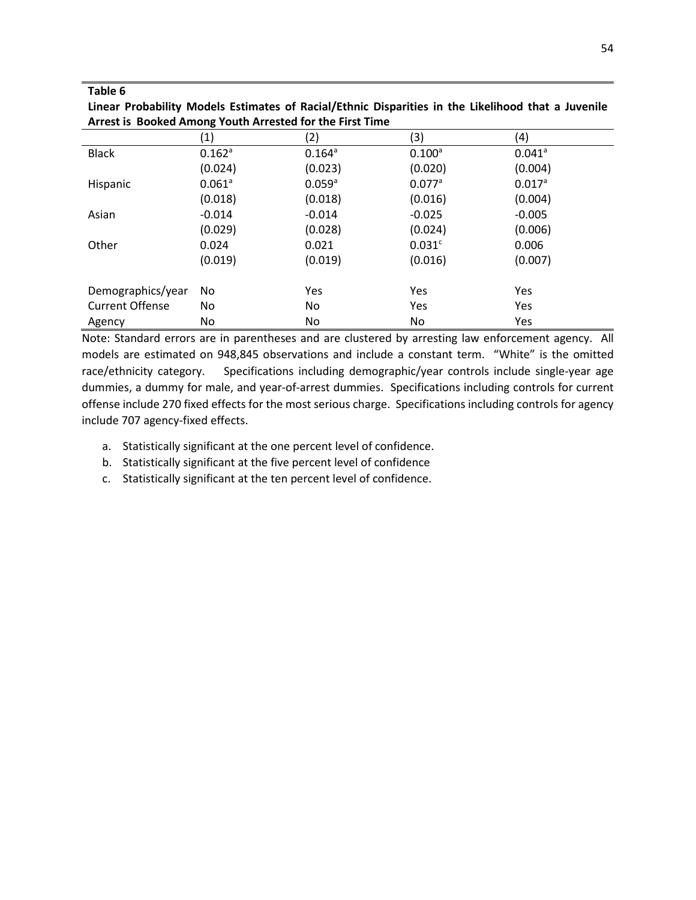**Table 6**

**Linear Probability Models Estimates of Racial/Ethnic Disparities in the Likelihood that a Juvenile Arrest is Booked Among Youth Arrested for the First Time**

| | (1) | (2) | (3) | (4) |
|---|---|---|---|---|
| Black | 0.162[a] | 0.164[a] | 0.100[a] | 0.041[a] |
| | (0.024) | (0.023) | (0.020) | (0.004) |
| Hispanic | 0.061[a] | 0.059[a] | 0.077[a] | 0.017[a] |
| | (0.018) | (0.018) | (0.016) | (0.004) |
| Asian | -0.014 | -0.014 | -0.025 | -0.005 |
| | (0.029) | (0.028) | (0.024) | (0.006) |
| Other | 0.024 | 0.021 | 0.031[c] | 0.006 |
| | (0.019) | (0.019) | (0.016) | (0.007) |
| | | | | |
| Demographics/year | No | Yes | Yes | Yes |
| Current Offense | No | No | Yes | Yes |
| Agency | No | No | No | Yes |

Note: Standard errors are in parentheses and are clustered by arresting law enforcement agency. All models are estimated on 948,845 observations and include a constant term. "White" is the omitted race/ethnicity category. Specifications including demographic/year controls include single-year age dummies, a dummy for male, and year-of-arrest dummies. Specifications including controls for current offense include 270 fixed effects for the most serious charge. Specifications including controls for agency include 707 agency-fixed effects.

a. Statistically significant at the one percent level of confidence.
b. Statistically significant at the five percent level of confidence
c. Statistically significant at the ten percent level of confidence.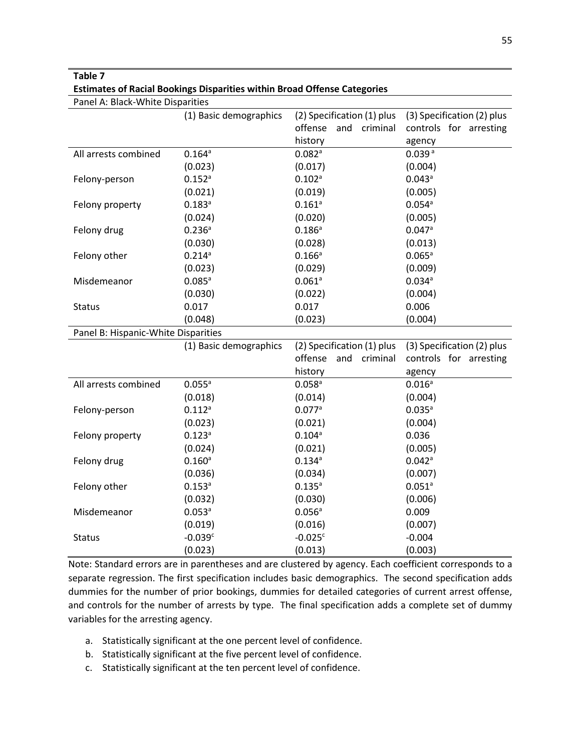**Table 7**

**Estimates of Racial Bookings Disparities within Broad Offense Categories**

| Panel A: Black-White Disparities | | | |
|---|---|---|---|
| | (1) Basic demographics | (2) Specification (1) plus offense and criminal history | (3) Specification (2) plus controls for arresting agency |
| All arrests combined | 0.164[a] | 0.082[a] | 0.039[a] |
| | (0.023) | (0.017) | (0.004) |
| Felony-person | 0.152[a] | 0.102[a] | 0.043[a] |
| | (0.021) | (0.019) | (0.005) |
| Felony property | 0.183[a] | 0.161[a] | 0.054[a] |
| | (0.024) | (0.020) | (0.005) |
| Felony drug | 0.236[a] | 0.186[a] | 0.047[a] |
| | (0.030) | (0.028) | (0.013) |
| Felony other | 0.214[a] | 0.166[a] | 0.065[a] |
| | (0.023) | (0.029) | (0.009) |
| Misdemeanor | 0.085[a] | 0.061[a] | 0.034[a] |
| | (0.030) | (0.022) | (0.004) |
| Status | 0.017 | 0.017 | 0.006 |
| | (0.048) | (0.023) | (0.004) |

| Panel B: Hispanic-White Disparities | | | |
|---|---|---|---|
| | (1) Basic demographics | (2) Specification (1) plus offense and criminal history | (3) Specification (2) plus controls for arresting agency |
| All arrests combined | 0.055[a] | 0.058[a] | 0.016[a] |
| | (0.018) | (0.014) | (0.004) |
| Felony-person | 0.112[a] | 0.077[a] | 0.035[a] |
| | (0.023) | (0.021) | (0.004) |
| Felony property | 0.123[a] | 0.104[a] | 0.036 |
| | (0.024) | (0.021) | (0.005) |
| Felony drug | 0.160[a] | 0.134[a] | 0.042[a] |
| | (0.036) | (0.034) | (0.007) |
| Felony other | 0.153[a] | 0.135[a] | 0.051[a] |
| | (0.032) | (0.030) | (0.006) |
| Misdemeanor | 0.053[a] | 0.056[a] | 0.009 |
| | (0.019) | (0.016) | (0.007) |
| Status | -0.039[c] | -0.025[c] | -0.004 |
| | (0.023) | (0.013) | (0.003) |

Note: Standard errors are in parentheses and are clustered by agency. Each coefficient corresponds to a separate regression. The first specification includes basic demographics. The second specification adds dummies for the number of prior bookings, dummies for detailed categories of current arrest offense, and controls for the number of arrests by type. The final specification adds a complete set of dummy variables for the arresting agency.

a. Statistically significant at the one percent level of confidence.
b. Statistically significant at the five percent level of confidence.
c. Statistically significant at the ten percent level of confidence.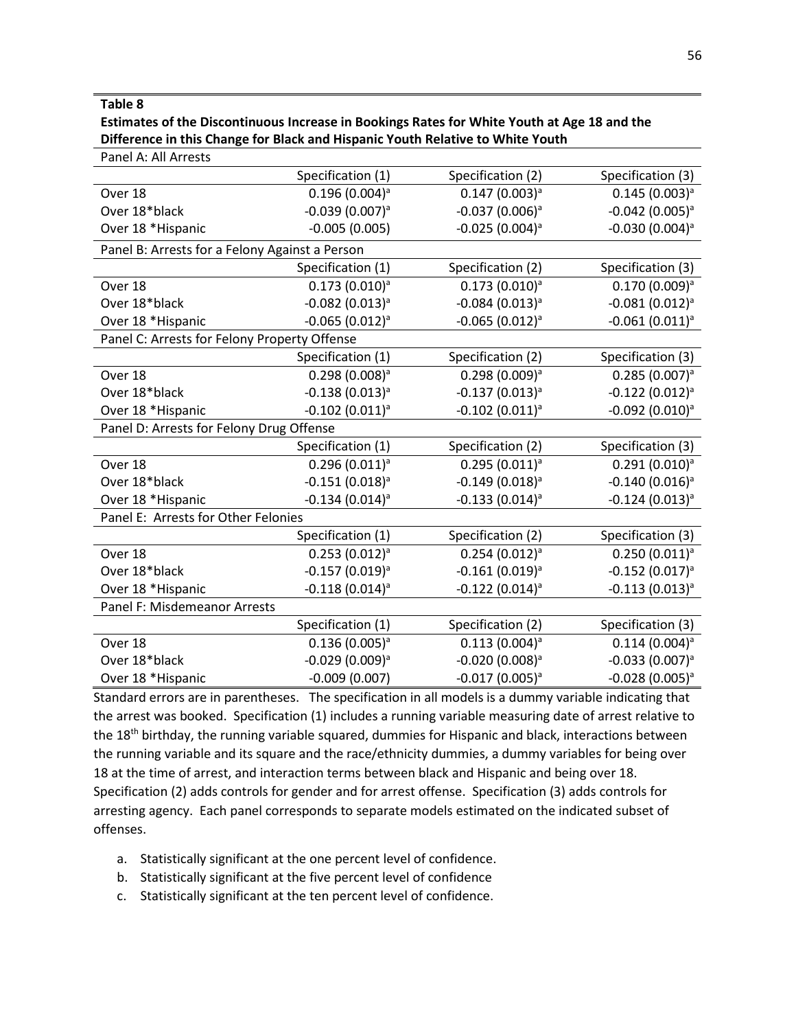**Table 8**

**Estimates of the Discontinuous Increase in Bookings Rates for White Youth at Age 18 and the Difference in this Change for Black and Hispanic Youth Relative to White Youth**

| Panel A: All Arrests | | | |
|---|---|---|---|
| | Specification (1) | Specification (2) | Specification (3) |
| Over 18 | 0.196 (0.004)[a] | 0.147 (0.003)[a] | 0.145 (0.003)[a] |
| Over 18*black | -0.039 (0.007)[a] | -0.037 (0.006)[a] | -0.042 (0.005)[a] |
| Over 18 *Hispanic | -0.005 (0.005) | -0.025 (0.004)[a] | -0.030 (0.004)[a] |
| **Panel B: Arrests for a Felony Against a Person** | | | |
| | Specification (1) | Specification (2) | Specification (3) |
| Over 18 | 0.173 (0.010)[a] | 0.173 (0.010)[a] | 0.170 (0.009)[a] |
| Over 18*black | -0.082 (0.013)[a] | -0.084 (0.013)[a] | -0.081 (0.012)[a] |
| Over 18 *Hispanic | -0.065 (0.012)[a] | -0.065 (0.012)[a] | -0.061 (0.011)[a] |
| **Panel C: Arrests for Felony Property Offense** | | | |
| | Specification (1) | Specification (2) | Specification (3) |
| Over 18 | 0.298 (0.008)[a] | 0.298 (0.009)[a] | 0.285 (0.007)[a] |
| Over 18*black | -0.138 (0.013)[a] | -0.137 (0.013)[a] | -0.122 (0.012)[a] |
| Over 18 *Hispanic | -0.102 (0.011)[a] | -0.102 (0.011)[a] | -0.092 (0.010)[a] |
| **Panel D: Arrests for Felony Drug Offense** | | | |
| | Specification (1) | Specification (2) | Specification (3) |
| Over 18 | 0.296 (0.011)[a] | 0.295 (0.011)[a] | 0.291 (0.010)[a] |
| Over 18*black | -0.151 (0.018)[a] | -0.149 (0.018)[a] | -0.140 (0.016)[a] |
| Over 18 *Hispanic | -0.134 (0.014)[a] | -0.133 (0.014)[a] | -0.124 (0.013)[a] |
| **Panel E: Arrests for Other Felonies** | | | |
| | Specification (1) | Specification (2) | Specification (3) |
| Over 18 | 0.253 (0.012)[a] | 0.254 (0.012)[a] | 0.250 (0.011)[a] |
| Over 18*black | -0.157 (0.019)[a] | -0.161 (0.019)[a] | -0.152 (0.017)[a] |
| Over 18 *Hispanic | -0.118 (0.014)[a] | -0.122 (0.014)[a] | -0.113 (0.013)[a] |
| **Panel F: Misdemeanor Arrests** | | | |
| | Specification (1) | Specification (2) | Specification (3) |
| Over 18 | 0.136 (0.005)[a] | 0.113 (0.004)[a] | 0.114 (0.004)[a] |
| Over 18*black | -0.029 (0.009)[a] | -0.020 (0.008)[a] | -0.033 (0.007)[a] |
| Over 18 *Hispanic | -0.009 (0.007) | -0.017 (0.005)[a] | -0.028 (0.005)[a] |

Standard errors are in parentheses. The specification in all models is a dummy variable indicating that the arrest was booked. Specification (1) includes a running variable measuring date of arrest relative to the 18[th] birthday, the running variable squared, dummies for Hispanic and black, interactions between the running variable and its square and the race/ethnicity dummies, a dummy variables for being over 18 at the time of arrest, and interaction terms between black and Hispanic and being over 18. Specification (2) adds controls for gender and for arrest offense. Specification (3) adds controls for arresting agency. Each panel corresponds to separate models estimated on the indicated subset of offenses.

a. Statistically significant at the one percent level of confidence.
b. Statistically significant at the five percent level of confidence
c. Statistically significant at the ten percent level of confidence.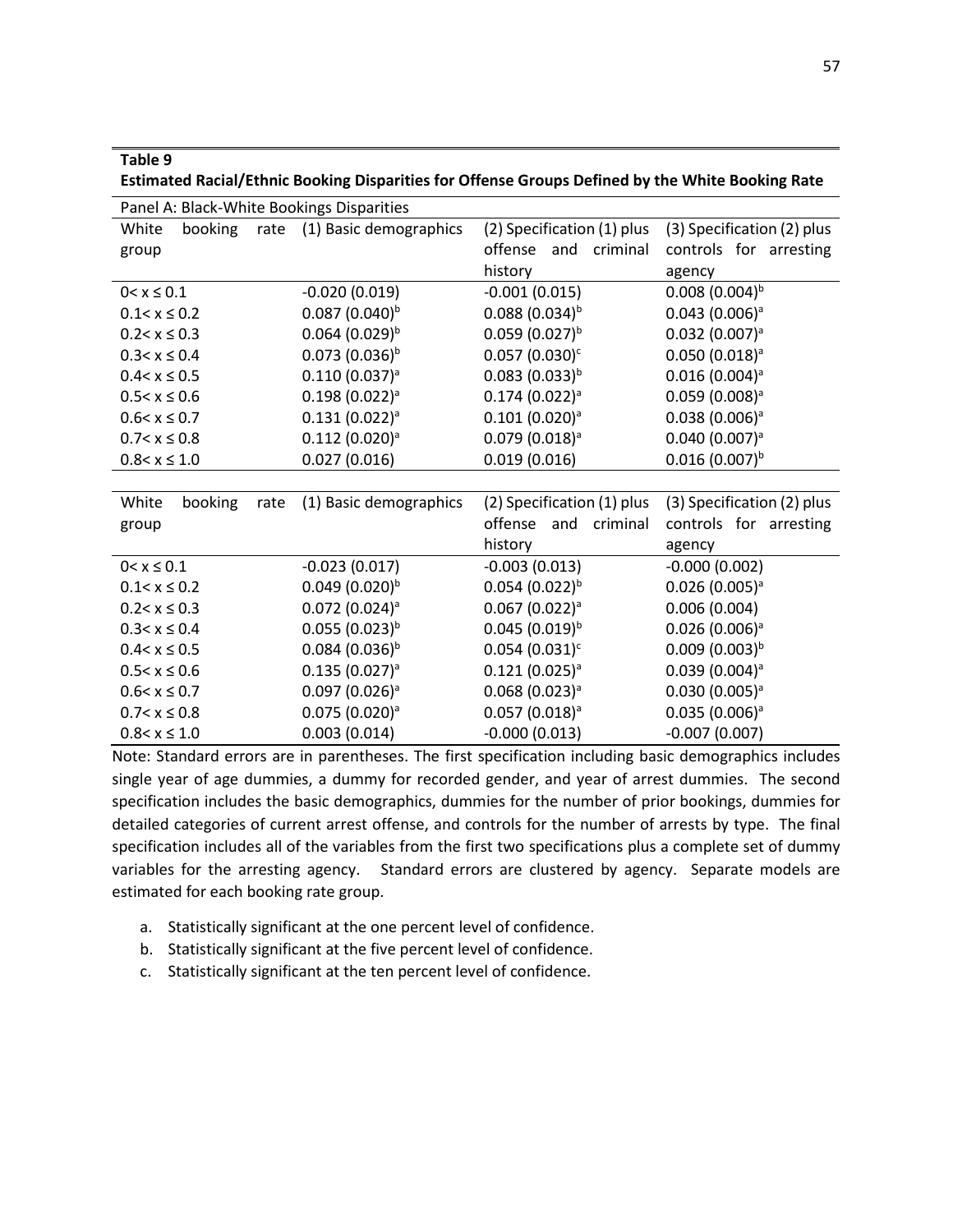**Table 9**

**Estimated Racial/Ethnic Booking Disparities for Offense Groups Defined by the White Booking Rate**

Panel A: Black-White Bookings Disparities

| White booking rate group | (1) Basic demographics | (2) Specification (1) plus offense and criminal history | (3) Specification (2) plus controls for arresting agency |
|---|---|---|---|
| 0< x ≤ 0.1 | -0.020 (0.019) | -0.001 (0.015) | 0.008 (0.004)[b] |
| 0.1< x ≤ 0.2 | 0.087 (0.040)[b] | 0.088 (0.034)[b] | 0.043 (0.006)[a] |
| 0.2< x ≤ 0.3 | 0.064 (0.029)[b] | 0.059 (0.027)[b] | 0.032 (0.007)[a] |
| 0.3< x ≤ 0.4 | 0.073 (0.036)[b] | 0.057 (0.030)[c] | 0.050 (0.018)[a] |
| 0.4< x ≤ 0.5 | 0.110 (0.037)[a] | 0.083 (0.033)[b] | 0.016 (0.004)[a] |
| 0.5< x ≤ 0.6 | 0.198 (0.022)[a] | 0.174 (0.022)[a] | 0.059 (0.008)[a] |
| 0.6< x ≤ 0.7 | 0.131 (0.022)[a] | 0.101 (0.020)[a] | 0.038 (0.006)[a] |
| 0.7< x ≤ 0.8 | 0.112 (0.020)[a] | 0.079 (0.018)[a] | 0.040 (0.007)[a] |
| 0.8< x ≤ 1.0 | 0.027 (0.016) | 0.019 (0.016) | 0.016 (0.007)[b] |

| White booking rate group | (1) Basic demographics | (2) Specification (1) plus offense and criminal history | (3) Specification (2) plus controls for arresting agency |
|---|---|---|---|
| 0< x ≤ 0.1 | -0.023 (0.017) | -0.003 (0.013) | -0.000 (0.002) |
| 0.1< x ≤ 0.2 | 0.049 (0.020)[b] | 0.054 (0.022)[b] | 0.026 (0.005)[a] |
| 0.2< x ≤ 0.3 | 0.072 (0.024)[a] | 0.067 (0.022)[a] | 0.006 (0.004) |
| 0.3< x ≤ 0.4 | 0.055 (0.023)[b] | 0.045 (0.019)[b] | 0.026 (0.006)[a] |
| 0.4< x ≤ 0.5 | 0.084 (0.036)[b] | 0.054 (0.031)[c] | 0.009 (0.003)[b] |
| 0.5< x ≤ 0.6 | 0.135 (0.027)[a] | 0.121 (0.025)[a] | 0.039 (0.004)[a] |
| 0.6< x ≤ 0.7 | 0.097 (0.026)[a] | 0.068 (0.023)[a] | 0.030 (0.005)[a] |
| 0.7< x ≤ 0.8 | 0.075 (0.020)[a] | 0.057 (0.018)[a] | 0.035 (0.006)[a] |
| 0.8< x ≤ 1.0 | 0.003 (0.014) | -0.000 (0.013) | -0.007 (0.007) |

Note: Standard errors are in parentheses. The first specification including basic demographics includes single year of age dummies, a dummy for recorded gender, and year of arrest dummies. The second specification includes the basic demographics, dummies for the number of prior bookings, dummies for detailed categories of current arrest offense, and controls for the number of arrests by type. The final specification includes all of the variables from the first two specifications plus a complete set of dummy variables for the arresting agency. Standard errors are clustered by agency. Separate models are estimated for each booking rate group.

a. Statistically significant at the one percent level of confidence.
b. Statistically significant at the five percent level of confidence.
c. Statistically significant at the ten percent level of confidence.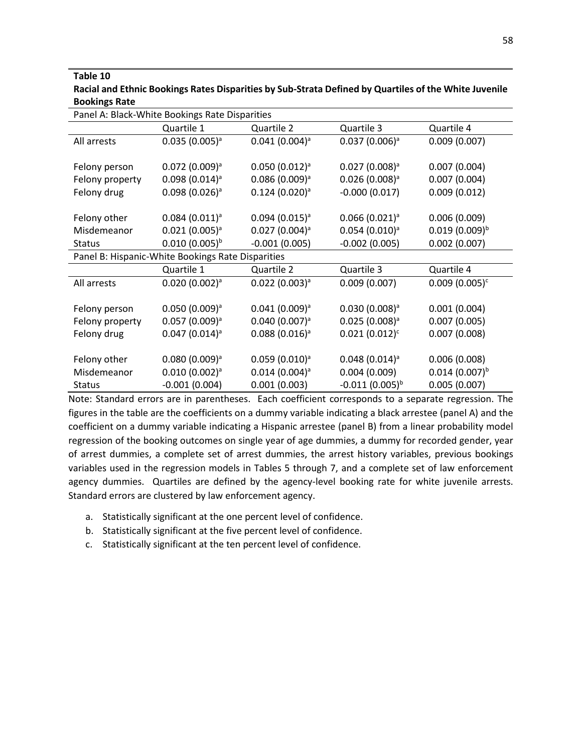**Table 10**

**Racial and Ethnic Bookings Rates Disparities by Sub-Strata Defined by Quartiles of the White Juvenile Bookings Rate**

| Panel A: Black-White Bookings Rate Disparities | | | | |
|---|---|---|---|---|
| | Quartile 1 | Quartile 2 | Quartile 3 | Quartile 4 |
| All arrests | 0.035 (0.005)[a] | 0.041 (0.004)[a] | 0.037 (0.006)[a] | 0.009 (0.007) |
| Felony person | 0.072 (0.009)[a] | 0.050 (0.012)[a] | 0.027 (0.008)[a] | 0.007 (0.004) |
| Felony property | 0.098 (0.014)[a] | 0.086 (0.009)[a] | 0.026 (0.008)[a] | 0.007 (0.004) |
| Felony drug | 0.098 (0.026)[a] | 0.124 (0.020)[a] | -0.000 (0.017) | 0.009 (0.012) |
| Felony other | 0.084 (0.011)[a] | 0.094 (0.015)[a] | 0.066 (0.021)[a] | 0.006 (0.009) |
| Misdemeanor | 0.021 (0.005)[a] | 0.027 (0.004)[a] | 0.054 (0.010)[a] | 0.019 (0.009)[b] |
| Status | 0.010 (0.005)[b] | -0.001 (0.005) | -0.002 (0.005) | 0.002 (0.007) |
| **Panel B: Hispanic-White Bookings Rate Disparities** | | | | |
| | Quartile 1 | Quartile 2 | Quartile 3 | Quartile 4 |
| All arrests | 0.020 (0.002)[a] | 0.022 (0.003)[a] | 0.009 (0.007) | 0.009 (0.005)[c] |
| Felony person | 0.050 (0.009)[a] | 0.041 (0.009)[a] | 0.030 (0.008)[a] | 0.001 (0.004) |
| Felony property | 0.057 (0.009)[a] | 0.040 (0.007)[a] | 0.025 (0.008)[a] | 0.007 (0.005) |
| Felony drug | 0.047 (0.014)[a] | 0.088 (0.016)[a] | 0.021 (0.012)[c] | 0.007 (0.008) |
| Felony other | 0.080 (0.009)[a] | 0.059 (0.010)[a] | 0.048 (0.014)[a] | 0.006 (0.008) |
| Misdemeanor | 0.010 (0.002)[a] | 0.014 (0.004)[a] | 0.004 (0.009) | 0.014 (0.007)[b] |
| Status | -0.001 (0.004) | 0.001 (0.003) | -0.011 (0.005)[b] | 0.005 (0.007) |

Note: Standard errors are in parentheses. Each coefficient corresponds to a separate regression. The figures in the table are the coefficients on a dummy variable indicating a black arrestee (panel A) and the coefficient on a dummy variable indicating a Hispanic arrestee (panel B) from a linear probability model regression of the booking outcomes on single year of age dummies, a dummy for recorded gender, year of arrest dummies, a complete set of arrest dummies, the arrest history variables, previous bookings variables used in the regression models in Tables 5 through 7, and a complete set of law enforcement agency dummies. Quartiles are defined by the agency-level booking rate for white juvenile arrests. Standard errors are clustered by law enforcement agency.

a. Statistically significant at the one percent level of confidence.
b. Statistically significant at the five percent level of confidence.
c. Statistically significant at the ten percent level of confidence.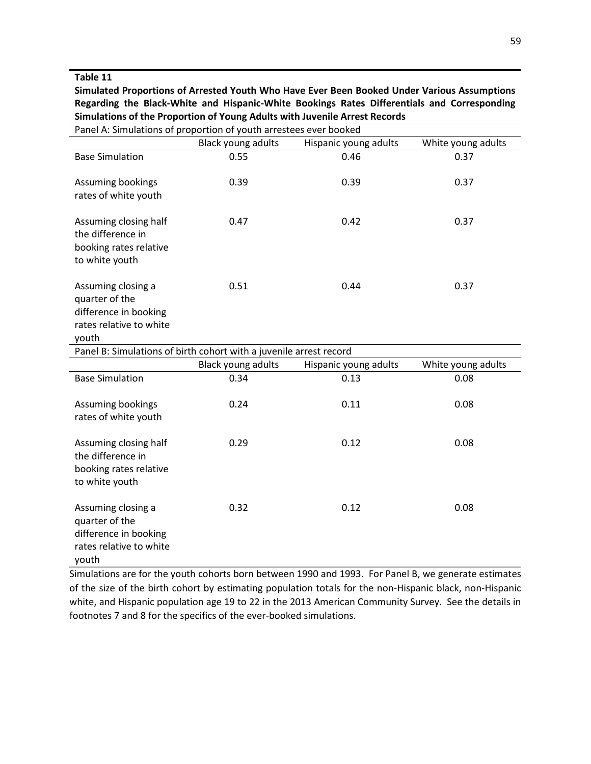**Table 11**

**Simulated Proportions of Arrested Youth Who Have Ever Been Booked Under Various Assumptions Regarding the Black-White and Hispanic-White Bookings Rates Differentials and Corresponding Simulations of the Proportion of Young Adults with Juvenile Arrest Records**

| Panel A: Simulations of proportion of youth arrestees ever booked | | | |
|---|---|---|---|
| | Black young adults | Hispanic young adults | White young adults |
| Base Simulation | 0.55 | 0.46 | 0.37 |
| Assuming bookings rates of white youth | 0.39 | 0.39 | 0.37 |
| Assuming closing half the difference in booking rates relative to white youth | 0.47 | 0.42 | 0.37 |
| Assuming closing a quarter of the difference in booking rates relative to white youth | 0.51 | 0.44 | 0.37 |
| **Panel B: Simulations of birth cohort with a juvenile arrest record** | | | |
| | Black young adults | Hispanic young adults | White young adults |
| Base Simulation | 0.34 | 0.13 | 0.08 |
| Assuming bookings rates of white youth | 0.24 | 0.11 | 0.08 |
| Assuming closing half the difference in booking rates relative to white youth | 0.29 | 0.12 | 0.08 |
| Assuming closing a quarter of the difference in booking rates relative to white youth | 0.32 | 0.12 | 0.08 |

Simulations are for the youth cohorts born between 1990 and 1993. For Panel B, we generate estimates of the size of the birth cohort by estimating population totals for the non-Hispanic black, non-Hispanic white, and Hispanic population age 19 to 22 in the 2013 American Community Survey. See the details in footnotes 7 and 8 for the specifics of the ever-booked simulations.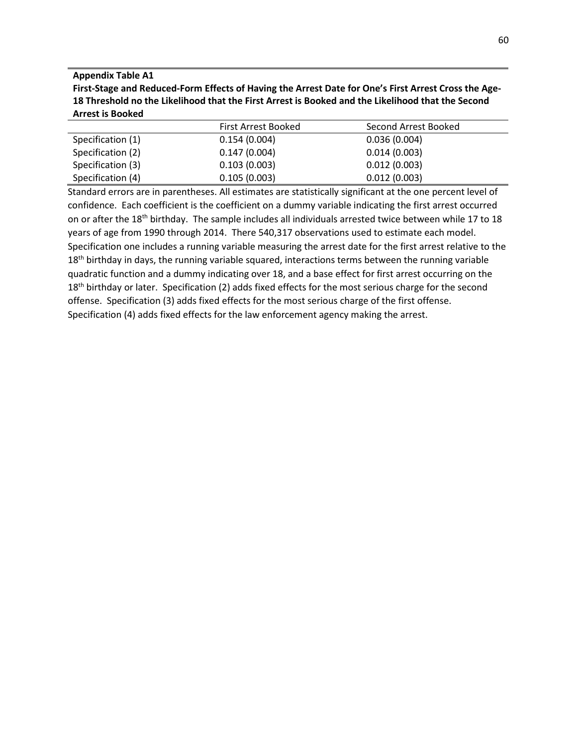**Appendix Table A1**

**First-Stage and Reduced-Form Effects of Having the Arrest Date for One's First Arrest Cross the Age-18 Threshold no the Likelihood that the First Arrest is Booked and the Likelihood that the Second Arrest is Booked**

| | First Arrest Booked | Second Arrest Booked |
|---|---|---|
| Specification (1) | 0.154 (0.004) | 0.036 (0.004) |
| Specification (2) | 0.147 (0.004) | 0.014 (0.003) |
| Specification (3) | 0.103 (0.003) | 0.012 (0.003) |
| Specification (4) | 0.105 (0.003) | 0.012 (0.003) |

Standard errors are in parentheses. All estimates are statistically significant at the one percent level of confidence. Each coefficient is the coefficient on a dummy variable indicating the first arrest occurred on or after the 18th birthday. The sample includes all individuals arrested twice between while 17 to 18 years of age from 1990 through 2014. There 540,317 observations used to estimate each model. Specification one includes a running variable measuring the arrest date for the first arrest relative to the 18th birthday in days, the running variable squared, interactions terms between the running variable quadratic function and a dummy indicating over 18, and a base effect for first arrest occurring on the 18th birthday or later. Specification (2) adds fixed effects for the most serious charge for the second offense. Specification (3) adds fixed effects for the most serious charge of the first offense. Specification (4) adds fixed effects for the law enforcement agency making the arrest.